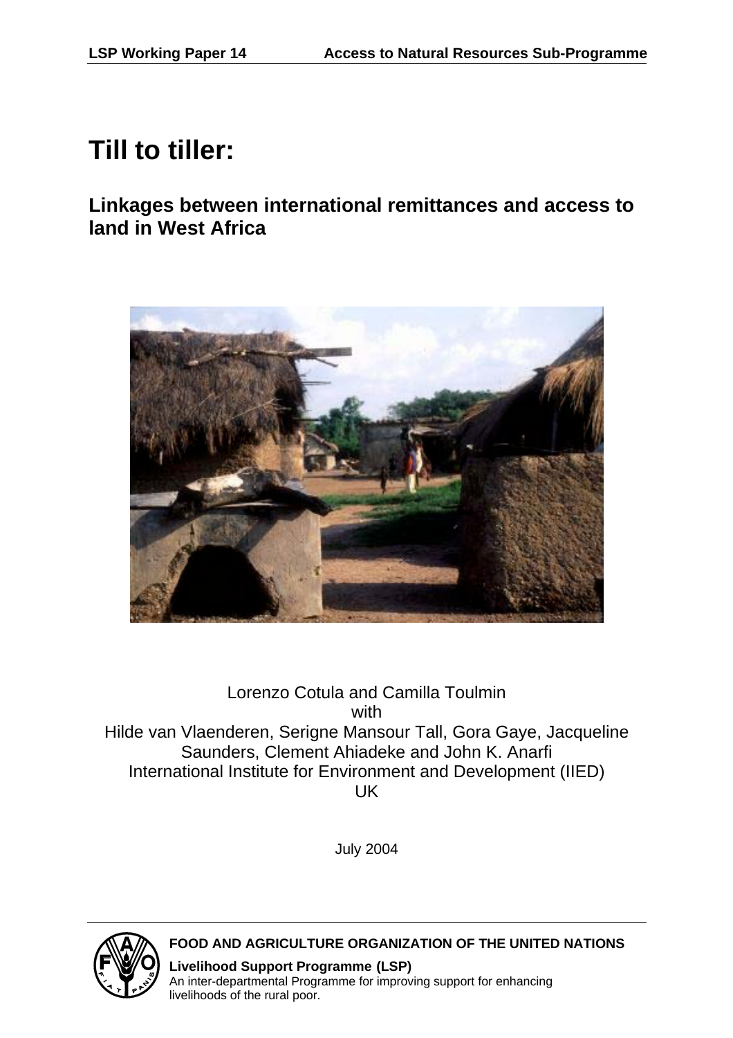# Till to tiller:

## Linkages between international remittances and access to land in West Africa

Lorenzo Cotula and Camilla Toulmin
with
Hilde van Vlaenderen, Serigne Mansour Tall, Gora Gaye, Jacqueline Saunders, Clement Ahiadeke and John K. Anarfi
International Institute for Environment and Development (IIED)
UK

July 2004

**FOOD AND AGRICULTURE ORGANIZATION OF THE UNITED NATIONS**

**Livelihood Support Programme (LSP)**
An inter-departmental Programme for improving support for enhancing livelihoods of the rural poor.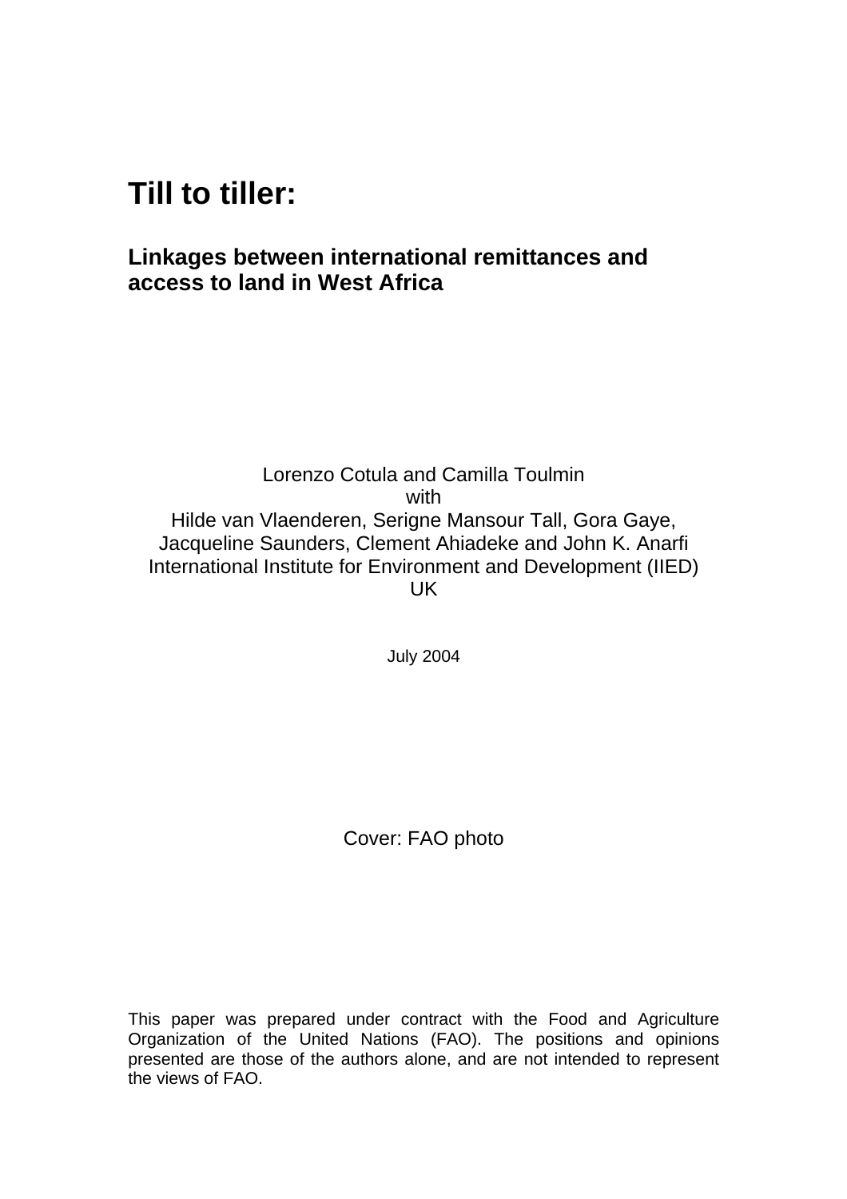# Till to tiller:

## Linkages between international remittances and access to land in West Africa

Lorenzo Cotula and Camilla Toulmin
with
Hilde van Vlaenderen, Serigne Mansour Tall, Gora Gaye,
Jacqueline Saunders, Clement Ahiadeke and John K. Anarfi
International Institute for Environment and Development (IIED)
UK

July 2004

Cover: FAO photo

This paper was prepared under contract with the Food and Agriculture Organization of the United Nations (FAO). The positions and opinions presented are those of the authors alone, and are not intended to represent the views of FAO.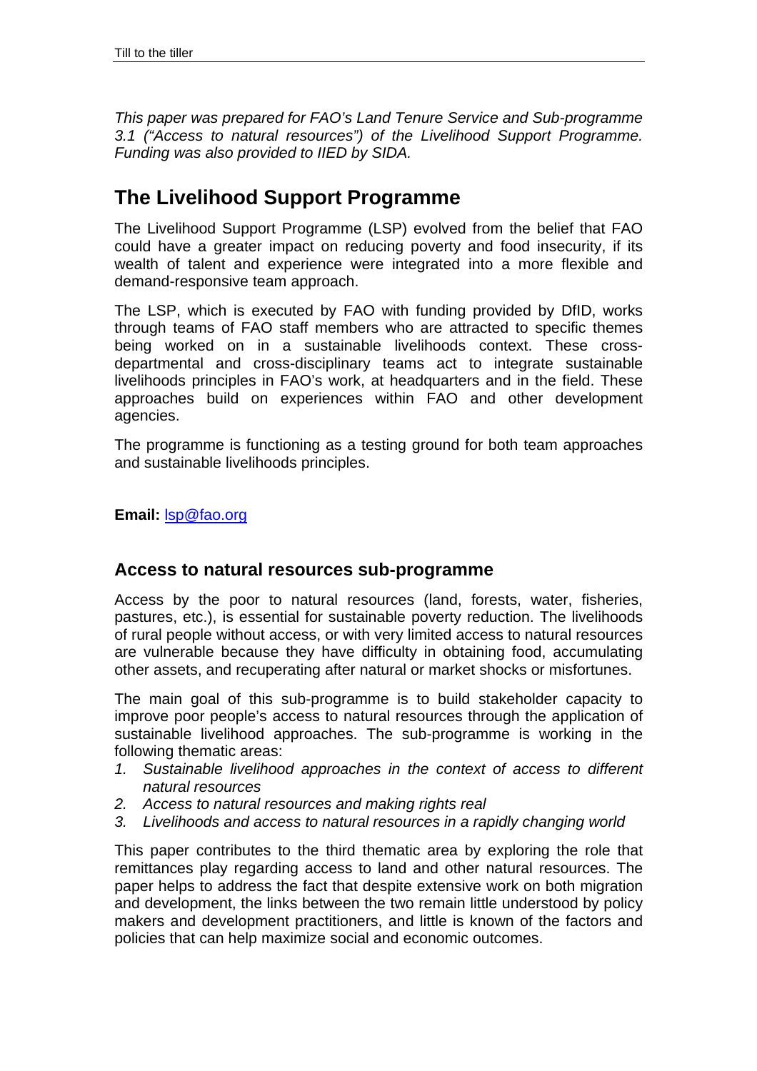*This paper was prepared for FAO's Land Tenure Service and Sub-programme 3.1 ("Access to natural resources") of the Livelihood Support Programme. Funding was also provided to IIED by SIDA.*

## The Livelihood Support Programme

The Livelihood Support Programme (LSP) evolved from the belief that FAO could have a greater impact on reducing poverty and food insecurity, if its wealth of talent and experience were integrated into a more flexible and demand-responsive team approach.

The LSP, which is executed by FAO with funding provided by DfID, works through teams of FAO staff members who are attracted to specific themes being worked on in a sustainable livelihoods context. These cross-departmental and cross-disciplinary teams act to integrate sustainable livelihoods principles in FAO's work, at headquarters and in the field. These approaches build on experiences within FAO and other development agencies.

The programme is functioning as a testing ground for both team approaches and sustainable livelihoods principles.

**Email:** lsp@fao.org

### Access to natural resources sub-programme

Access by the poor to natural resources (land, forests, water, fisheries, pastures, etc.), is essential for sustainable poverty reduction. The livelihoods of rural people without access, or with very limited access to natural resources are vulnerable because they have difficulty in obtaining food, accumulating other assets, and recuperating after natural or market shocks or misfortunes.

The main goal of this sub-programme is to build stakeholder capacity to improve poor people's access to natural resources through the application of sustainable livelihood approaches. The sub-programme is working in the following thematic areas:

1. *Sustainable livelihood approaches in the context of access to different natural resources*
2. *Access to natural resources and making rights real*
3. *Livelihoods and access to natural resources in a rapidly changing world*

This paper contributes to the third thematic area by exploring the role that remittances play regarding access to land and other natural resources. The paper helps to address the fact that despite extensive work on both migration and development, the links between the two remain little understood by policy makers and development practitioners, and little is known of the factors and policies that can help maximize social and economic outcomes.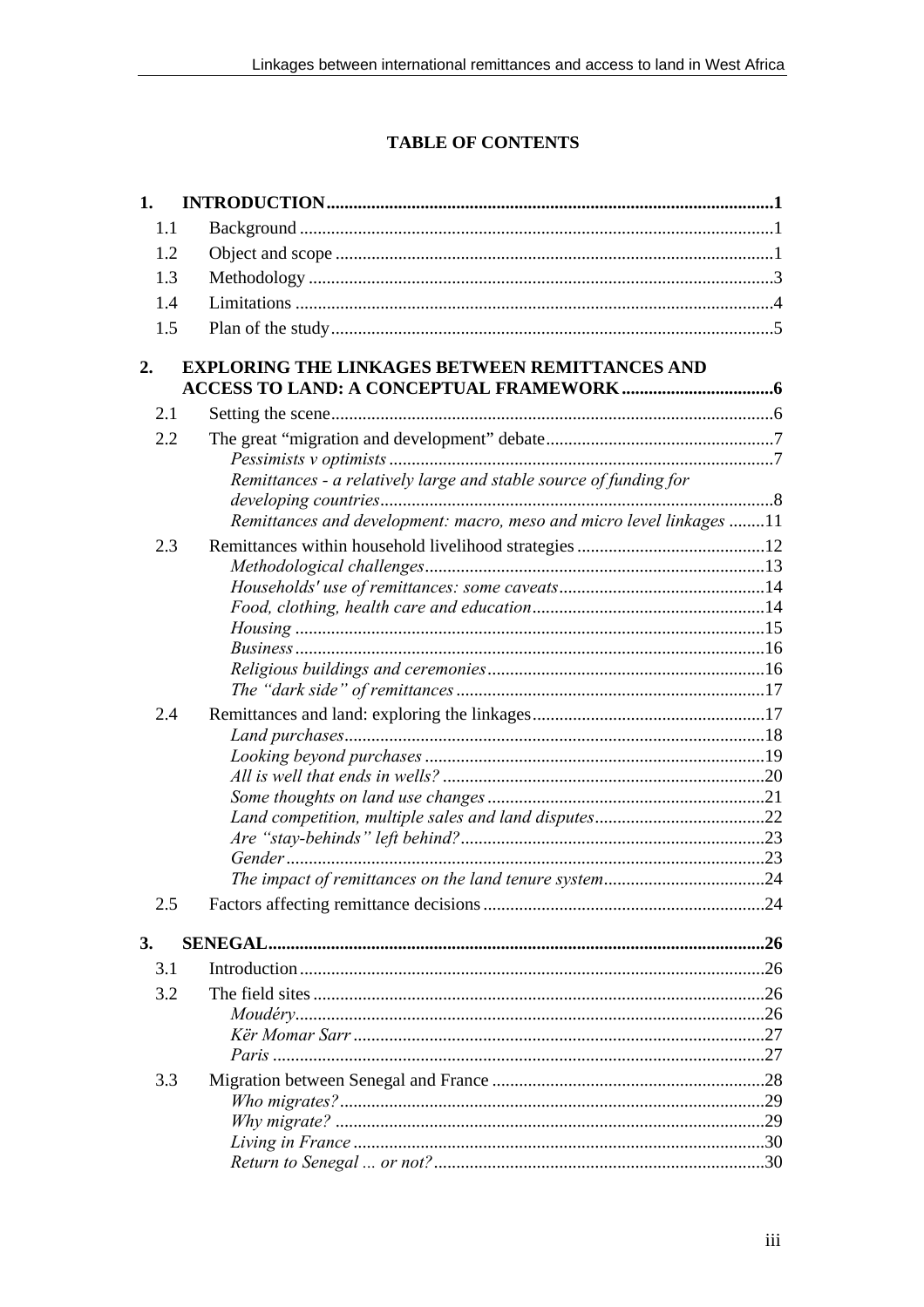# TABLE OF CONTENTS

**1. INTRODUCTION** .......... **1**

- 1.1 Background .......... 1
- 1.2 Object and scope .......... 1
- 1.3 Methodology .......... 3
- 1.4 Limitations .......... 4
- 1.5 Plan of the study .......... 5

**2. EXPLORING THE LINKAGES BETWEEN REMITTANCES AND ACCESS TO LAND: A CONCEPTUAL FRAMEWORK** .......... **6**

- 2.1 Setting the scene .......... 6
- 2.2 The great "migration and development" debate .......... 7
  - *Pessimists v optimists* .......... 7
  - *Remittances - a relatively large and stable source of funding for developing countries* .......... 8
  - *Remittances and development: macro, meso and micro level linkages* .......... 11
- 2.3 Remittances within household livelihood strategies .......... 12
  - *Methodological challenges* .......... 13
  - *Households' use of remittances: some caveats* .......... 14
  - *Food, clothing, health care and education* .......... 14
  - *Housing* .......... 15
  - *Business* .......... 16
  - *Religious buildings and ceremonies* .......... 16
  - *The "dark side" of remittances* .......... 17
- 2.4 Remittances and land: exploring the linkages .......... 17
  - *Land purchases* .......... 18
  - *Looking beyond purchases* .......... 19
  - *All is well that ends in wells?* .......... 20
  - *Some thoughts on land use changes* .......... 21
  - *Land competition, multiple sales and land disputes* .......... 22
  - *Are "stay-behinds" left behind?* .......... 23
  - *Gender* .......... 23
  - *The impact of remittances on the land tenure system* .......... 24
- 2.5 Factors affecting remittance decisions .......... 24

**3. SENEGAL** .......... **26**

- 3.1 Introduction .......... 26
- 3.2 The field sites .......... 26
  - *Moudéry* .......... 26
  - *Kër Momar Sarr* .......... 27
  - *Paris* .......... 27
- 3.3 Migration between Senegal and France .......... 28
  - *Who migrates?* .......... 29
  - *Why migrate?* .......... 29
  - *Living in France* .......... 30
  - *Return to Senegal ... or not?* .......... 30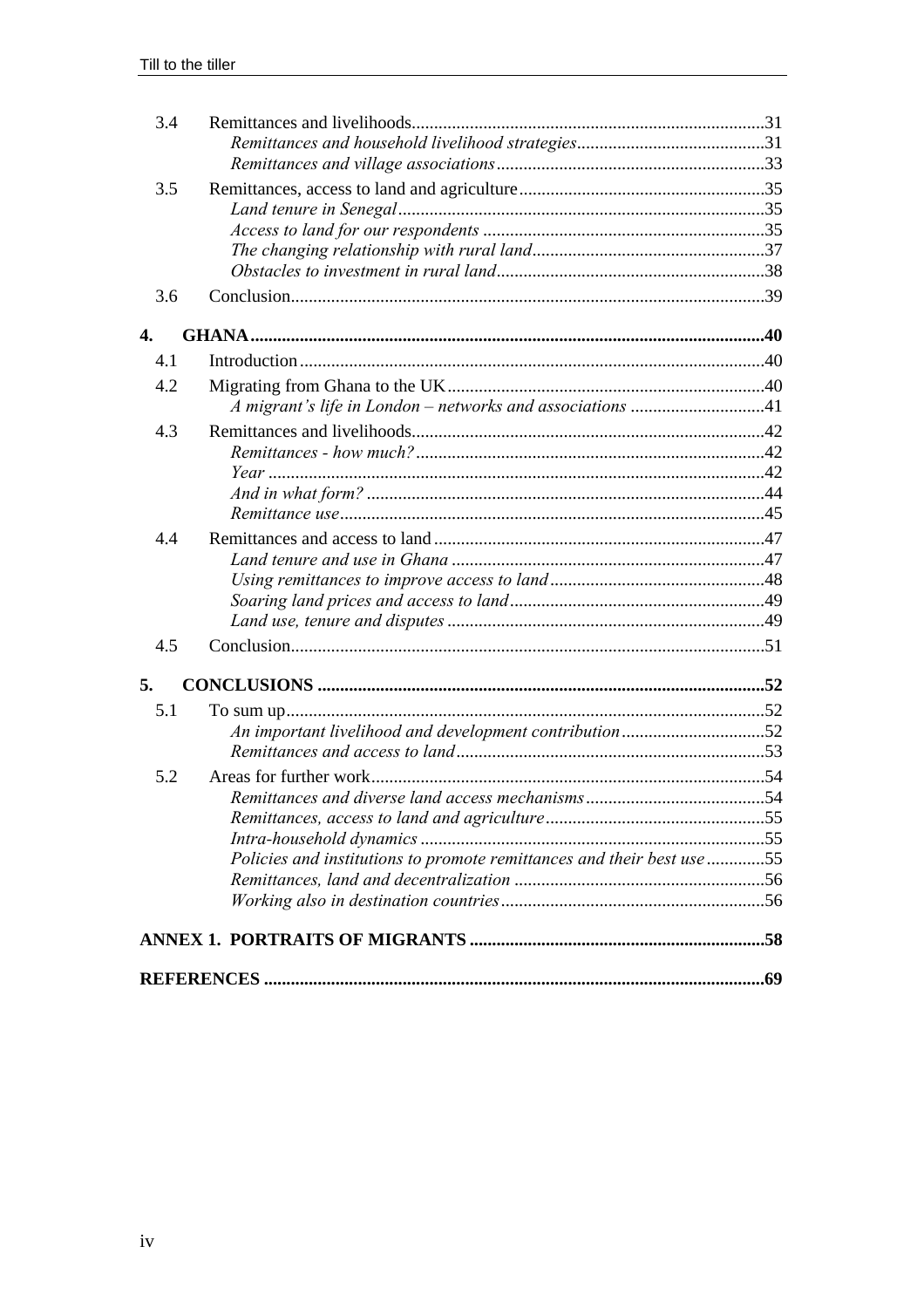3.4 Remittances and livelihoods....31
*Remittances and household livelihood strategies*....31
*Remittances and village associations*....33

3.5 Remittances, access to land and agriculture....35
*Land tenure in Senegal*....35
*Access to land for our respondents*....35
*The changing relationship with rural land*....37
*Obstacles to investment in rural land*....38

3.6 Conclusion....39

**4. GHANA....40**

4.1 Introduction....40

4.2 Migrating from Ghana to the UK....40
*A migrant's life in London – networks and associations*....41

4.3 Remittances and livelihoods....42
*Remittances - how much?*....42
*Year*....42
*And in what form?*....44
*Remittance use*....45

4.4 Remittances and access to land....47
*Land tenure and use in Ghana*....47
*Using remittances to improve access to land*....48
*Soaring land prices and access to land*....49
*Land use, tenure and disputes*....49

4.5 Conclusion....51

**5. CONCLUSIONS....52**

5.1 To sum up....52
*An important livelihood and development contribution*....52
*Remittances and access to land*....53

5.2 Areas for further work....54
*Remittances and diverse land access mechanisms*....54
*Remittances, access to land and agriculture*....55
*Intra-household dynamics*....55
*Policies and institutions to promote remittances and their best use*....55
*Remittances, land and decentralization*....56
*Working also in destination countries*....56

**ANNEX 1. PORTRAITS OF MIGRANTS....58**

**REFERENCES....69**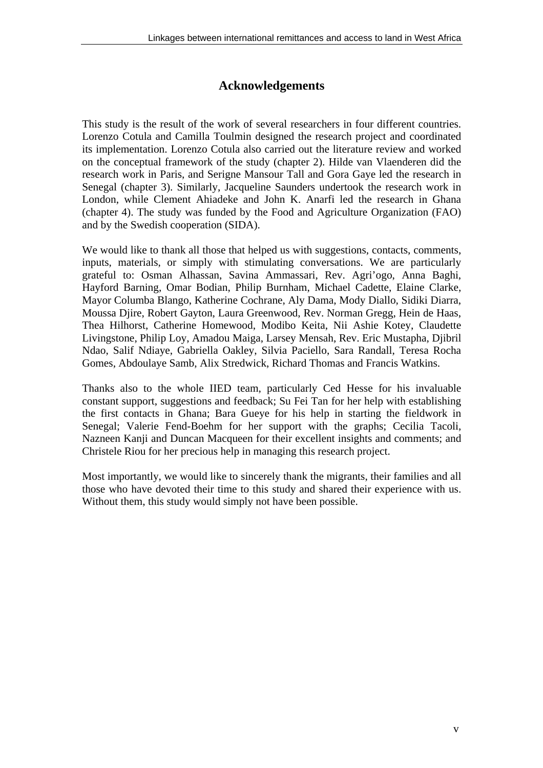# Acknowledgements

This study is the result of the work of several researchers in four different countries. Lorenzo Cotula and Camilla Toulmin designed the research project and coordinated its implementation. Lorenzo Cotula also carried out the literature review and worked on the conceptual framework of the study (chapter 2). Hilde van Vlaenderen did the research work in Paris, and Serigne Mansour Tall and Gora Gaye led the research in Senegal (chapter 3). Similarly, Jacqueline Saunders undertook the research work in London, while Clement Ahiadeke and John K. Anarfi led the research in Ghana (chapter 4). The study was funded by the Food and Agriculture Organization (FAO) and by the Swedish cooperation (SIDA).

We would like to thank all those that helped us with suggestions, contacts, comments, inputs, materials, or simply with stimulating conversations. We are particularly grateful to: Osman Alhassan, Savina Ammassari, Rev. Agri'ogo, Anna Baghi, Hayford Barning, Omar Bodian, Philip Burnham, Michael Cadette, Elaine Clarke, Mayor Columba Blango, Katherine Cochrane, Aly Dama, Mody Diallo, Sidiki Diarra, Moussa Djire, Robert Gayton, Laura Greenwood, Rev. Norman Gregg, Hein de Haas, Thea Hilhorst, Catherine Homewood, Modibo Keita, Nii Ashie Kotey, Claudette Livingstone, Philip Loy, Amadou Maiga, Larsey Mensah, Rev. Eric Mustapha, Djibril Ndao, Salif Ndiaye, Gabriella Oakley, Silvia Paciello, Sara Randall, Teresa Rocha Gomes, Abdoulaye Samb, Alix Stredwick, Richard Thomas and Francis Watkins.

Thanks also to the whole IIED team, particularly Ced Hesse for his invaluable constant support, suggestions and feedback; Su Fei Tan for her help with establishing the first contacts in Ghana; Bara Gueye for his help in starting the fieldwork in Senegal; Valerie Fend-Boehm for her support with the graphs; Cecilia Tacoli, Nazneen Kanji and Duncan Macqueen for their excellent insights and comments; and Christele Riou for her precious help in managing this research project.

Most importantly, we would like to sincerely thank the migrants, their families and all those who have devoted their time to this study and shared their experience with us. Without them, this study would simply not have been possible.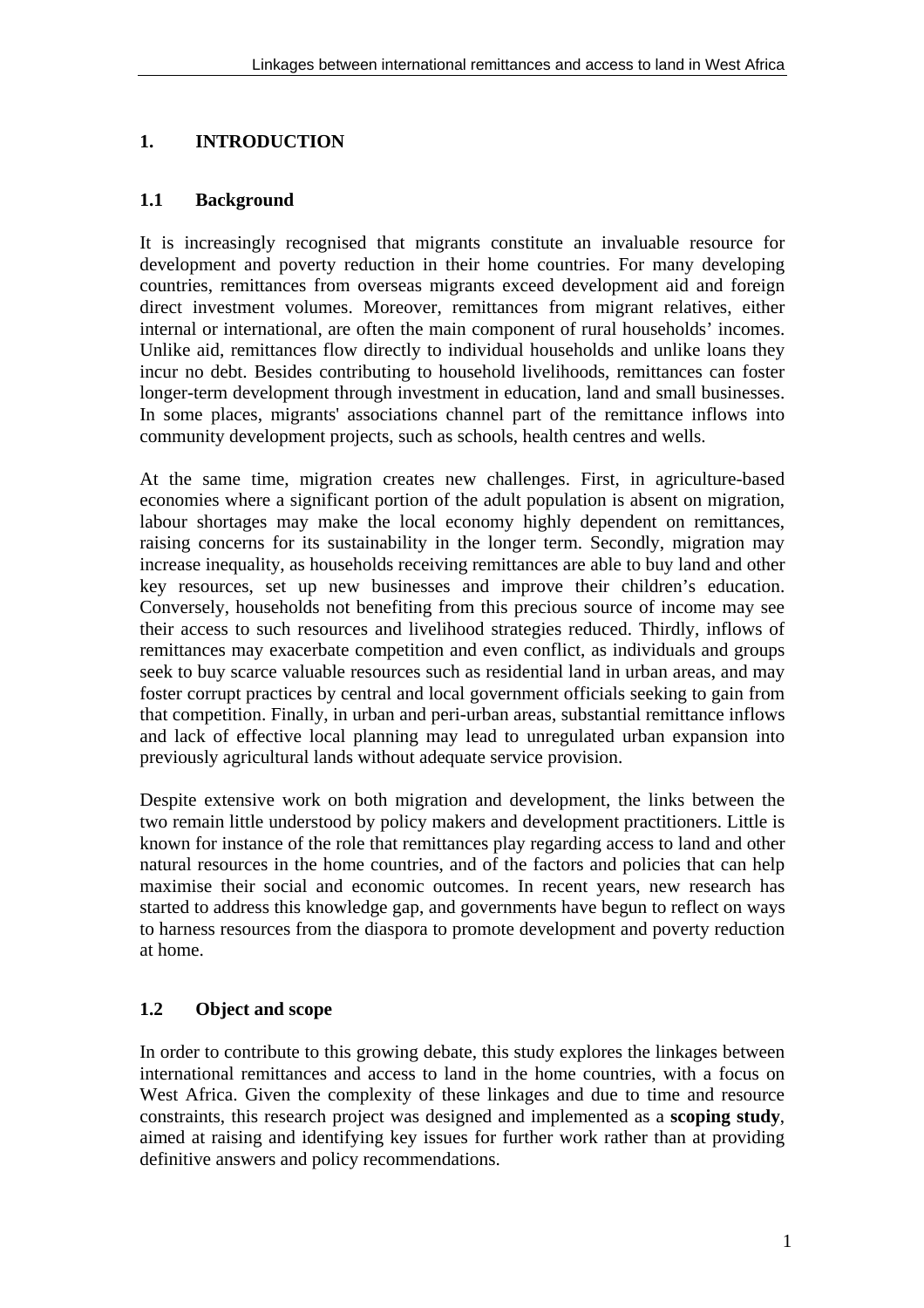# 1. INTRODUCTION

## 1.1 Background

It is increasingly recognised that migrants constitute an invaluable resource for development and poverty reduction in their home countries. For many developing countries, remittances from overseas migrants exceed development aid and foreign direct investment volumes. Moreover, remittances from migrant relatives, either internal or international, are often the main component of rural households' incomes. Unlike aid, remittances flow directly to individual households and unlike loans they incur no debt. Besides contributing to household livelihoods, remittances can foster longer-term development through investment in education, land and small businesses. In some places, migrants' associations channel part of the remittance inflows into community development projects, such as schools, health centres and wells.

At the same time, migration creates new challenges. First, in agriculture-based economies where a significant portion of the adult population is absent on migration, labour shortages may make the local economy highly dependent on remittances, raising concerns for its sustainability in the longer term. Secondly, migration may increase inequality, as households receiving remittances are able to buy land and other key resources, set up new businesses and improve their children's education. Conversely, households not benefiting from this precious source of income may see their access to such resources and livelihood strategies reduced. Thirdly, inflows of remittances may exacerbate competition and even conflict, as individuals and groups seek to buy scarce valuable resources such as residential land in urban areas, and may foster corrupt practices by central and local government officials seeking to gain from that competition. Finally, in urban and peri-urban areas, substantial remittance inflows and lack of effective local planning may lead to unregulated urban expansion into previously agricultural lands without adequate service provision.

Despite extensive work on both migration and development, the links between the two remain little understood by policy makers and development practitioners. Little is known for instance of the role that remittances play regarding access to land and other natural resources in the home countries, and of the factors and policies that can help maximise their social and economic outcomes. In recent years, new research has started to address this knowledge gap, and governments have begun to reflect on ways to harness resources from the diaspora to promote development and poverty reduction at home.

## 1.2 Object and scope

In order to contribute to this growing debate, this study explores the linkages between international remittances and access to land in the home countries, with a focus on West Africa. Given the complexity of these linkages and due to time and resource constraints, this research project was designed and implemented as a **scoping study**, aimed at raising and identifying key issues for further work rather than at providing definitive answers and policy recommendations.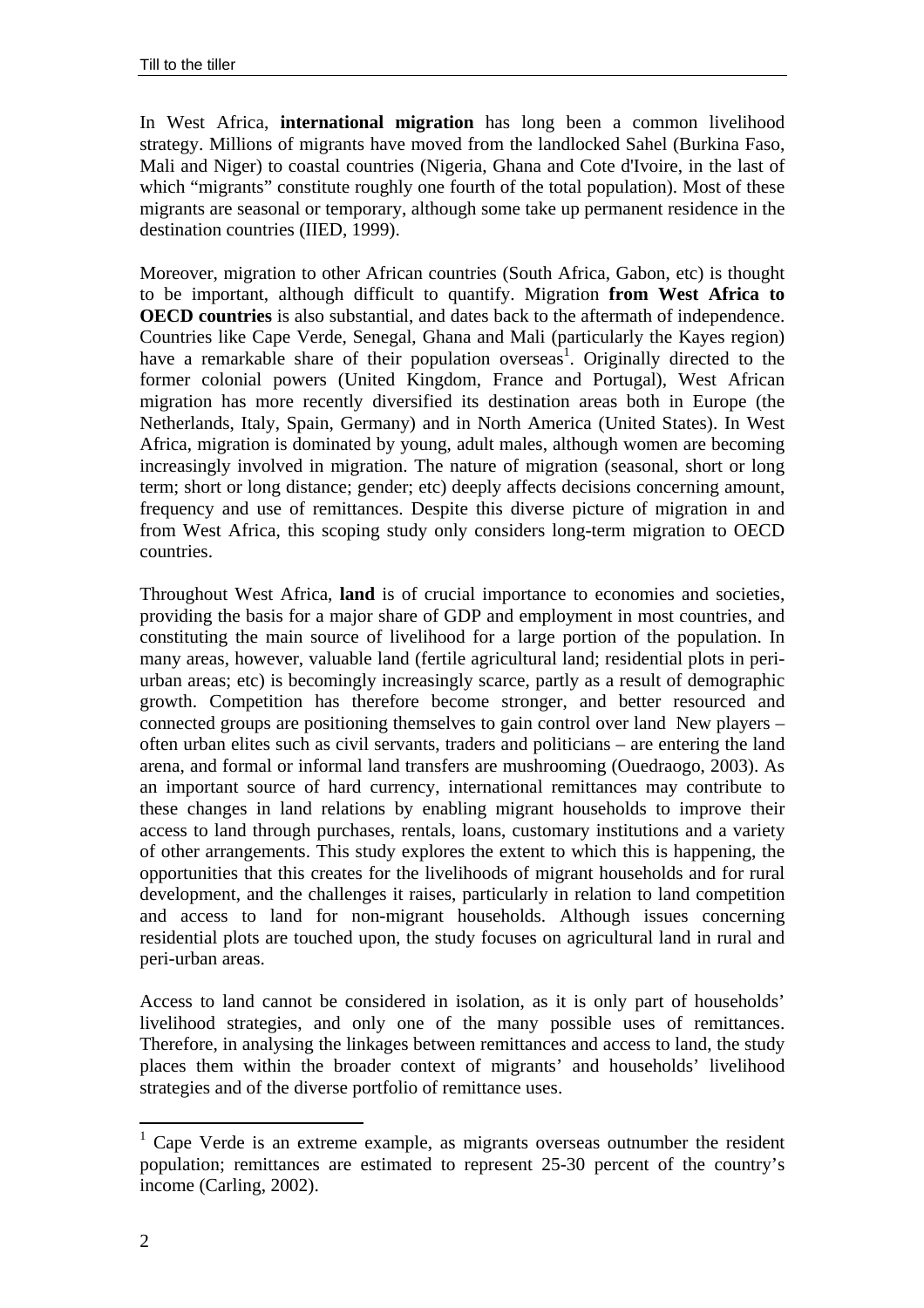In West Africa, **international migration** has long been a common livelihood strategy. Millions of migrants have moved from the landlocked Sahel (Burkina Faso, Mali and Niger) to coastal countries (Nigeria, Ghana and Cote d'Ivoire, in the last of which "migrants" constitute roughly one fourth of the total population). Most of these migrants are seasonal or temporary, although some take up permanent residence in the destination countries (IIED, 1999).

Moreover, migration to other African countries (South Africa, Gabon, etc) is thought to be important, although difficult to quantify. Migration **from West Africa to OECD countries** is also substantial, and dates back to the aftermath of independence. Countries like Cape Verde, Senegal, Ghana and Mali (particularly the Kayes region) have a remarkable share of their population overseas[1]. Originally directed to the former colonial powers (United Kingdom, France and Portugal), West African migration has more recently diversified its destination areas both in Europe (the Netherlands, Italy, Spain, Germany) and in North America (United States). In West Africa, migration is dominated by young, adult males, although women are becoming increasingly involved in migration. The nature of migration (seasonal, short or long term; short or long distance; gender; etc) deeply affects decisions concerning amount, frequency and use of remittances. Despite this diverse picture of migration in and from West Africa, this scoping study only considers long-term migration to OECD countries.

Throughout West Africa, **land** is of crucial importance to economies and societies, providing the basis for a major share of GDP and employment in most countries, and constituting the main source of livelihood for a large portion of the population. In many areas, however, valuable land (fertile agricultural land; residential plots in peri-urban areas; etc) is becomingly increasingly scarce, partly as a result of demographic growth. Competition has therefore become stronger, and better resourced and connected groups are positioning themselves to gain control over land New players – often urban elites such as civil servants, traders and politicians – are entering the land arena, and formal or informal land transfers are mushrooming (Ouedraogo, 2003). As an important source of hard currency, international remittances may contribute to these changes in land relations by enabling migrant households to improve their access to land through purchases, rentals, loans, customary institutions and a variety of other arrangements. This study explores the extent to which this is happening, the opportunities that this creates for the livelihoods of migrant households and for rural development, and the challenges it raises, particularly in relation to land competition and access to land for non-migrant households. Although issues concerning residential plots are touched upon, the study focuses on agricultural land in rural and peri-urban areas.

Access to land cannot be considered in isolation, as it is only part of households' livelihood strategies, and only one of the many possible uses of remittances. Therefore, in analysing the linkages between remittances and access to land, the study places them within the broader context of migrants' and households' livelihood strategies and of the diverse portfolio of remittance uses.

[1] Cape Verde is an extreme example, as migrants overseas outnumber the resident population; remittances are estimated to represent 25-30 percent of the country's income (Carling, 2002).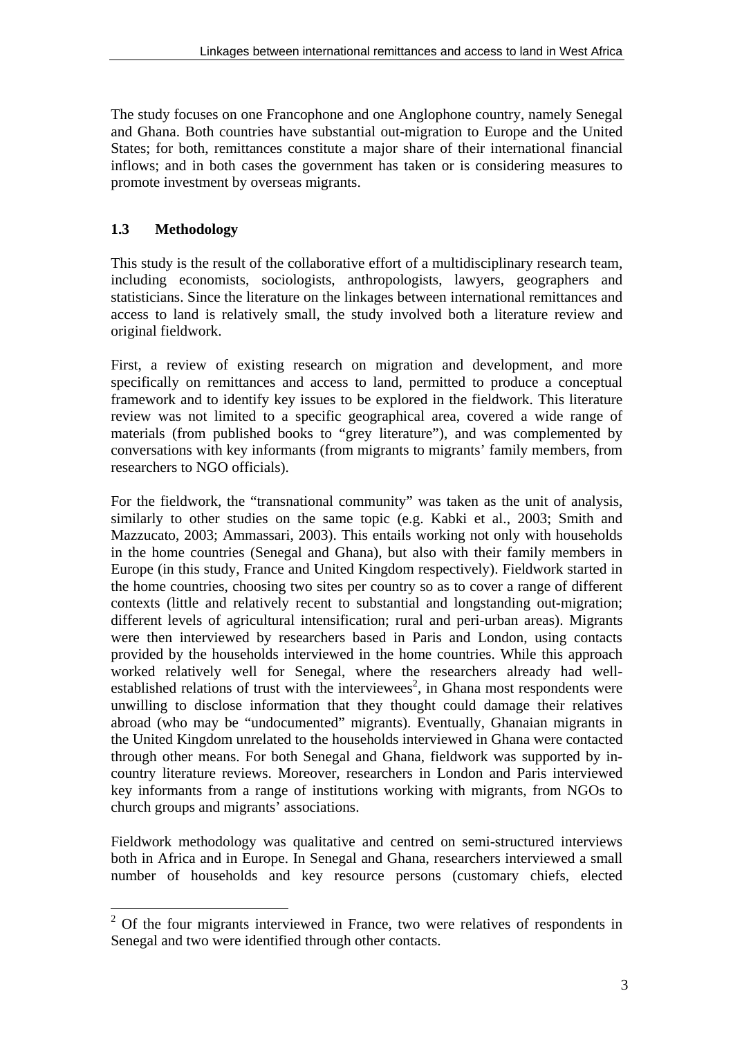The study focuses on one Francophone and one Anglophone country, namely Senegal and Ghana. Both countries have substantial out-migration to Europe and the United States; for both, remittances constitute a major share of their international financial inflows; and in both cases the government has taken or is considering measures to promote investment by overseas migrants.

### 1.3 Methodology

This study is the result of the collaborative effort of a multidisciplinary research team, including economists, sociologists, anthropologists, lawyers, geographers and statisticians. Since the literature on the linkages between international remittances and access to land is relatively small, the study involved both a literature review and original fieldwork.

First, a review of existing research on migration and development, and more specifically on remittances and access to land, permitted to produce a conceptual framework and to identify key issues to be explored in the fieldwork. This literature review was not limited to a specific geographical area, covered a wide range of materials (from published books to "grey literature"), and was complemented by conversations with key informants (from migrants to migrants' family members, from researchers to NGO officials).

For the fieldwork, the "transnational community" was taken as the unit of analysis, similarly to other studies on the same topic (e.g. Kabki et al., 2003; Smith and Mazzucato, 2003; Ammassari, 2003). This entails working not only with households in the home countries (Senegal and Ghana), but also with their family members in Europe (in this study, France and United Kingdom respectively). Fieldwork started in the home countries, choosing two sites per country so as to cover a range of different contexts (little and relatively recent to substantial and longstanding out-migration; different levels of agricultural intensification; rural and peri-urban areas). Migrants were then interviewed by researchers based in Paris and London, using contacts provided by the households interviewed in the home countries. While this approach worked relatively well for Senegal, where the researchers already had well-established relations of trust with the interviewees[2], in Ghana most respondents were unwilling to disclose information that they thought could damage their relatives abroad (who may be "undocumented" migrants). Eventually, Ghanaian migrants in the United Kingdom unrelated to the households interviewed in Ghana were contacted through other means. For both Senegal and Ghana, fieldwork was supported by in-country literature reviews. Moreover, researchers in London and Paris interviewed key informants from a range of institutions working with migrants, from NGOs to church groups and migrants' associations.

Fieldwork methodology was qualitative and centred on semi-structured interviews both in Africa and in Europe. In Senegal and Ghana, researchers interviewed a small number of households and key resource persons (customary chiefs, elected

[2] Of the four migrants interviewed in France, two were relatives of respondents in Senegal and two were identified through other contacts.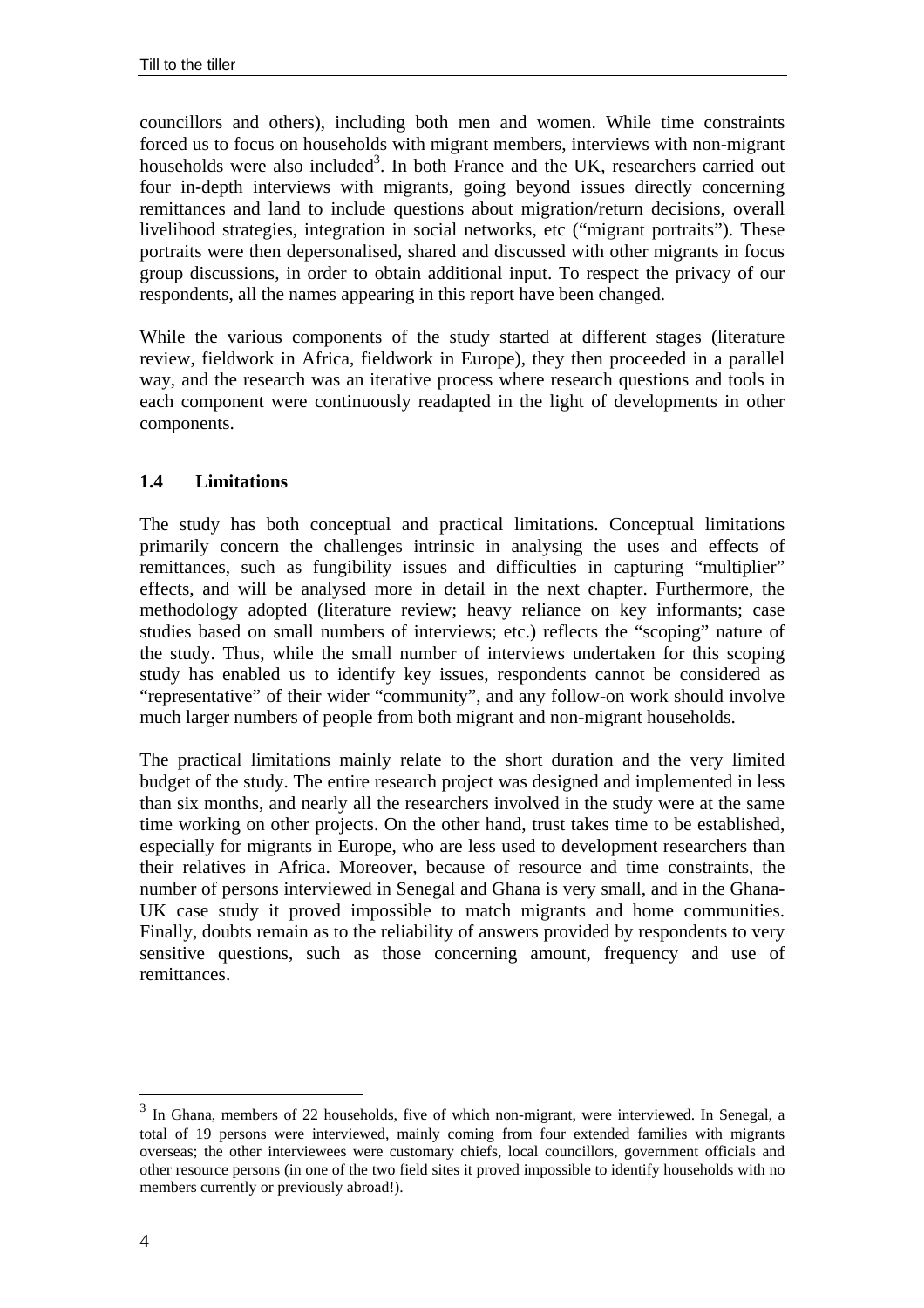councillors and others), including both men and women. While time constraints forced us to focus on households with migrant members, interviews with non-migrant households were also included[3]. In both France and the UK, researchers carried out four in-depth interviews with migrants, going beyond issues directly concerning remittances and land to include questions about migration/return decisions, overall livelihood strategies, integration in social networks, etc ("migrant portraits"). These portraits were then depersonalised, shared and discussed with other migrants in focus group discussions, in order to obtain additional input. To respect the privacy of our respondents, all the names appearing in this report have been changed.

While the various components of the study started at different stages (literature review, fieldwork in Africa, fieldwork in Europe), they then proceeded in a parallel way, and the research was an iterative process where research questions and tools in each component were continuously readapted in the light of developments in other components.

### 1.4 Limitations

The study has both conceptual and practical limitations. Conceptual limitations primarily concern the challenges intrinsic in analysing the uses and effects of remittances, such as fungibility issues and difficulties in capturing "multiplier" effects, and will be analysed more in detail in the next chapter. Furthermore, the methodology adopted (literature review; heavy reliance on key informants; case studies based on small numbers of interviews; etc.) reflects the "scoping" nature of the study. Thus, while the small number of interviews undertaken for this scoping study has enabled us to identify key issues, respondents cannot be considered as "representative" of their wider "community", and any follow-on work should involve much larger numbers of people from both migrant and non-migrant households.

The practical limitations mainly relate to the short duration and the very limited budget of the study. The entire research project was designed and implemented in less than six months, and nearly all the researchers involved in the study were at the same time working on other projects. On the other hand, trust takes time to be established, especially for migrants in Europe, who are less used to development researchers than their relatives in Africa. Moreover, because of resource and time constraints, the number of persons interviewed in Senegal and Ghana is very small, and in the Ghana-UK case study it proved impossible to match migrants and home communities. Finally, doubts remain as to the reliability of answers provided by respondents to very sensitive questions, such as those concerning amount, frequency and use of remittances.

---

[3] In Ghana, members of 22 households, five of which non-migrant, were interviewed. In Senegal, a total of 19 persons were interviewed, mainly coming from four extended families with migrants overseas; the other interviewees were customary chiefs, local councillors, government officials and other resource persons (in one of the two field sites it proved impossible to identify households with no members currently or previously abroad!).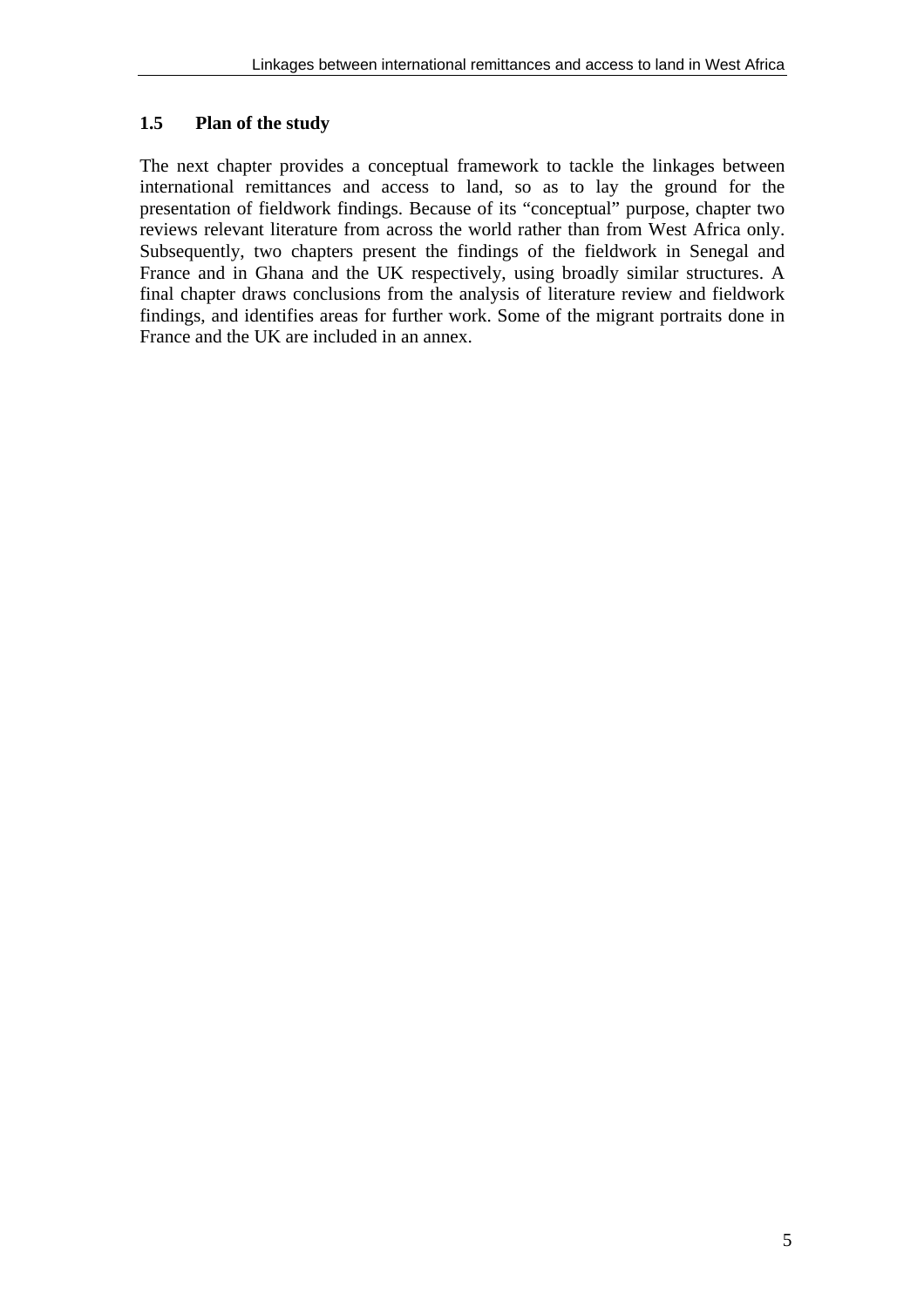## 1.5 Plan of the study

The next chapter provides a conceptual framework to tackle the linkages between international remittances and access to land, so as to lay the ground for the presentation of fieldwork findings. Because of its "conceptual" purpose, chapter two reviews relevant literature from across the world rather than from West Africa only. Subsequently, two chapters present the findings of the fieldwork in Senegal and France and in Ghana and the UK respectively, using broadly similar structures. A final chapter draws conclusions from the analysis of literature review and fieldwork findings, and identifies areas for further work. Some of the migrant portraits done in France and the UK are included in an annex.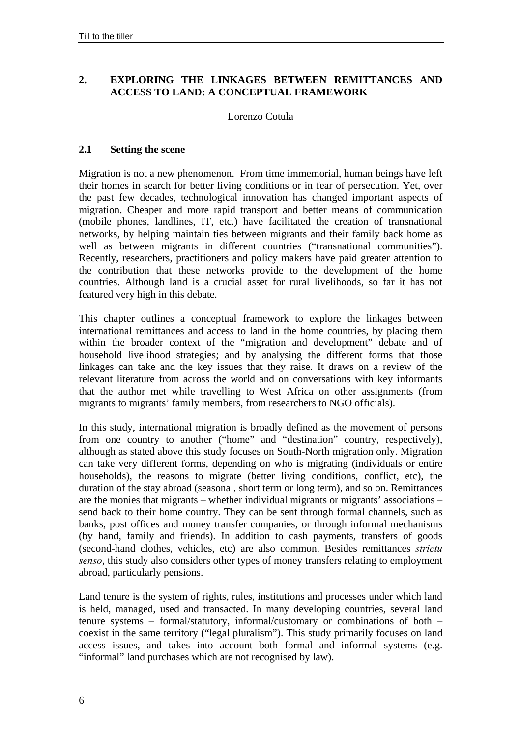## 2. EXPLORING THE LINKAGES BETWEEN REMITTANCES AND ACCESS TO LAND: A CONCEPTUAL FRAMEWORK

Lorenzo Cotula

### 2.1 Setting the scene

Migration is not a new phenomenon. From time immemorial, human beings have left their homes in search for better living conditions or in fear of persecution. Yet, over the past few decades, technological innovation has changed important aspects of migration. Cheaper and more rapid transport and better means of communication (mobile phones, landlines, IT, etc.) have facilitated the creation of transnational networks, by helping maintain ties between migrants and their family back home as well as between migrants in different countries ("transnational communities"). Recently, researchers, practitioners and policy makers have paid greater attention to the contribution that these networks provide to the development of the home countries. Although land is a crucial asset for rural livelihoods, so far it has not featured very high in this debate.

This chapter outlines a conceptual framework to explore the linkages between international remittances and access to land in the home countries, by placing them within the broader context of the "migration and development" debate and of household livelihood strategies; and by analysing the different forms that those linkages can take and the key issues that they raise. It draws on a review of the relevant literature from across the world and on conversations with key informants that the author met while travelling to West Africa on other assignments (from migrants to migrants' family members, from researchers to NGO officials).

In this study, international migration is broadly defined as the movement of persons from one country to another ("home" and "destination" country, respectively), although as stated above this study focuses on South-North migration only. Migration can take very different forms, depending on who is migrating (individuals or entire households), the reasons to migrate (better living conditions, conflict, etc), the duration of the stay abroad (seasonal, short term or long term), and so on. Remittances are the monies that migrants – whether individual migrants or migrants' associations – send back to their home country. They can be sent through formal channels, such as banks, post offices and money transfer companies, or through informal mechanisms (by hand, family and friends). In addition to cash payments, transfers of goods (second-hand clothes, vehicles, etc) are also common. Besides remittances *strictu senso*, this study also considers other types of money transfers relating to employment abroad, particularly pensions.

Land tenure is the system of rights, rules, institutions and processes under which land is held, managed, used and transacted. In many developing countries, several land tenure systems – formal/statutory, informal/customary or combinations of both – coexist in the same territory ("legal pluralism"). This study primarily focuses on land access issues, and takes into account both formal and informal systems (e.g. "informal" land purchases which are not recognised by law).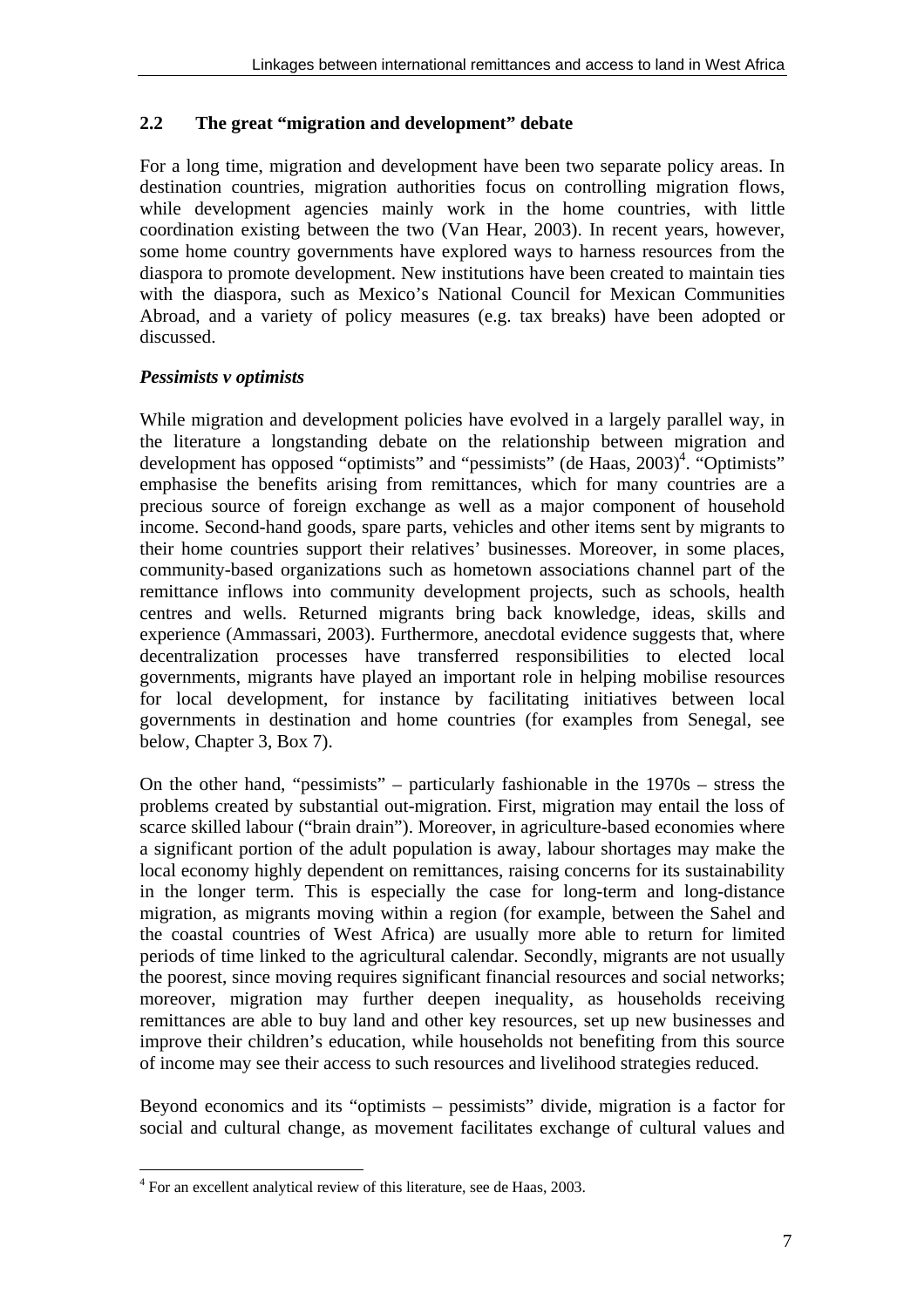## 2.2 The great "migration and development" debate

For a long time, migration and development have been two separate policy areas. In destination countries, migration authorities focus on controlling migration flows, while development agencies mainly work in the home countries, with little coordination existing between the two (Van Hear, 2003). In recent years, however, some home country governments have explored ways to harness resources from the diaspora to promote development. New institutions have been created to maintain ties with the diaspora, such as Mexico's National Council for Mexican Communities Abroad, and a variety of policy measures (e.g. tax breaks) have been adopted or discussed.

### *Pessimists v optimists*

While migration and development policies have evolved in a largely parallel way, in the literature a longstanding debate on the relationship between migration and development has opposed "optimists" and "pessimists" (de Haas, 2003)[4]. "Optimists" emphasise the benefits arising from remittances, which for many countries are a precious source of foreign exchange as well as a major component of household income. Second-hand goods, spare parts, vehicles and other items sent by migrants to their home countries support their relatives' businesses. Moreover, in some places, community-based organizations such as hometown associations channel part of the remittance inflows into community development projects, such as schools, health centres and wells. Returned migrants bring back knowledge, ideas, skills and experience (Ammassari, 2003). Furthermore, anecdotal evidence suggests that, where decentralization processes have transferred responsibilities to elected local governments, migrants have played an important role in helping mobilise resources for local development, for instance by facilitating initiatives between local governments in destination and home countries (for examples from Senegal, see below, Chapter 3, Box 7).

On the other hand, "pessimists" – particularly fashionable in the 1970s – stress the problems created by substantial out-migration. First, migration may entail the loss of scarce skilled labour ("brain drain"). Moreover, in agriculture-based economies where a significant portion of the adult population is away, labour shortages may make the local economy highly dependent on remittances, raising concerns for its sustainability in the longer term. This is especially the case for long-term and long-distance migration, as migrants moving within a region (for example, between the Sahel and the coastal countries of West Africa) are usually more able to return for limited periods of time linked to the agricultural calendar. Secondly, migrants are not usually the poorest, since moving requires significant financial resources and social networks; moreover, migration may further deepen inequality, as households receiving remittances are able to buy land and other key resources, set up new businesses and improve their children's education, while households not benefiting from this source of income may see their access to such resources and livelihood strategies reduced.

Beyond economics and its "optimists – pessimists" divide, migration is a factor for social and cultural change, as movement facilitates exchange of cultural values and

---

[4] For an excellent analytical review of this literature, see de Haas, 2003.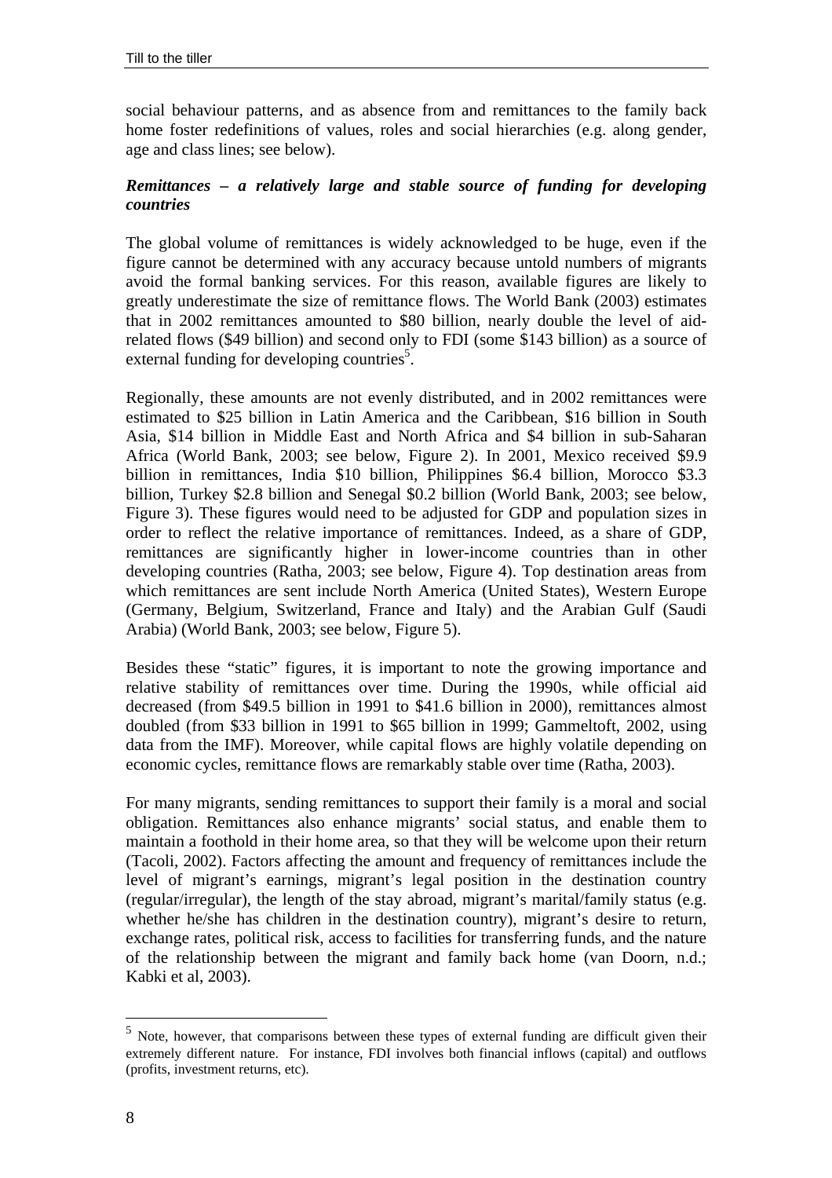social behaviour patterns, and as absence from and remittances to the family back home foster redefinitions of values, roles and social hierarchies (e.g. along gender, age and class lines; see below).

### *Remittances – a relatively large and stable source of funding for developing countries*

The global volume of remittances is widely acknowledged to be huge, even if the figure cannot be determined with any accuracy because untold numbers of migrants avoid the formal banking services. For this reason, available figures are likely to greatly underestimate the size of remittance flows. The World Bank (2003) estimates that in 2002 remittances amounted to $80 billion, nearly double the level of aid-related flows ($49 billion) and second only to FDI (some $143 billion) as a source of external funding for developing countries[5].

Regionally, these amounts are not evenly distributed, and in 2002 remittances were estimated to $25 billion in Latin America and the Caribbean, $16 billion in South Asia, $14 billion in Middle East and North Africa and $4 billion in sub-Saharan Africa (World Bank, 2003; see below, Figure 2). In 2001, Mexico received $9.9 billion in remittances, India $10 billion, Philippines $6.4 billion, Morocco $3.3 billion, Turkey $2.8 billion and Senegal $0.2 billion (World Bank, 2003; see below, Figure 3). These figures would need to be adjusted for GDP and population sizes in order to reflect the relative importance of remittances. Indeed, as a share of GDP, remittances are significantly higher in lower-income countries than in other developing countries (Ratha, 2003; see below, Figure 4). Top destination areas from which remittances are sent include North America (United States), Western Europe (Germany, Belgium, Switzerland, France and Italy) and the Arabian Gulf (Saudi Arabia) (World Bank, 2003; see below, Figure 5).

Besides these "static" figures, it is important to note the growing importance and relative stability of remittances over time. During the 1990s, while official aid decreased (from $49.5 billion in 1991 to $41.6 billion in 2000), remittances almost doubled (from $33 billion in 1991 to $65 billion in 1999; Gammeltoft, 2002, using data from the IMF). Moreover, while capital flows are highly volatile depending on economic cycles, remittance flows are remarkably stable over time (Ratha, 2003).

For many migrants, sending remittances to support their family is a moral and social obligation. Remittances also enhance migrants' social status, and enable them to maintain a foothold in their home area, so that they will be welcome upon their return (Tacoli, 2002). Factors affecting the amount and frequency of remittances include the level of migrant's earnings, migrant's legal position in the destination country (regular/irregular), the length of the stay abroad, migrant's marital/family status (e.g. whether he/she has children in the destination country), migrant's desire to return, exchange rates, political risk, access to facilities for transferring funds, and the nature of the relationship between the migrant and family back home (van Doorn, n.d.; Kabki et al, 2003).

---

[5] Note, however, that comparisons between these types of external funding are difficult given their extremely different nature. For instance, FDI involves both financial inflows (capital) and outflows (profits, investment returns, etc).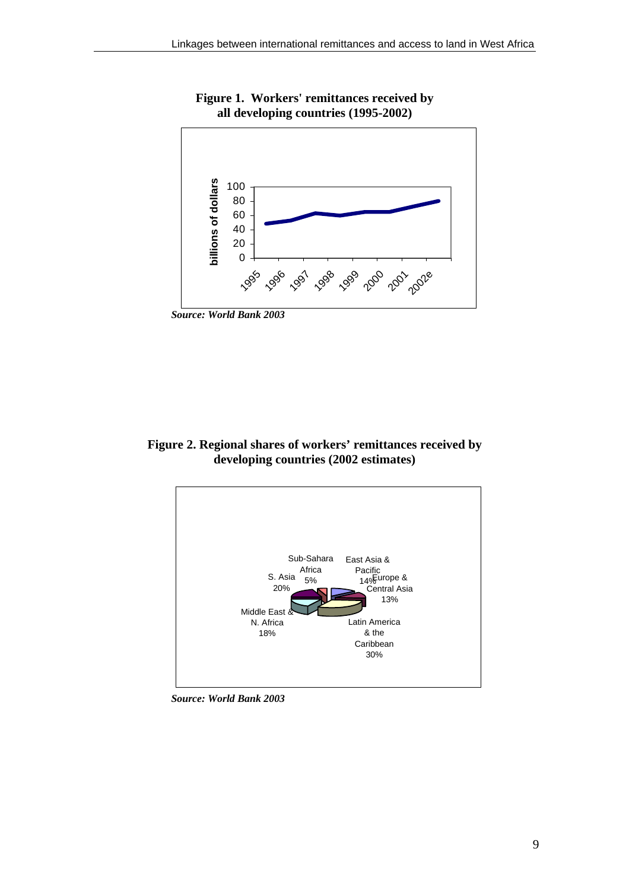**Figure 1. Workers' remittances received by all developing countries (1995-2002)**

*Source: World Bank 2003*

**Figure 2. Regional shares of workers' remittances received by developing countries (2002 estimates)**

*Source: World Bank 2003*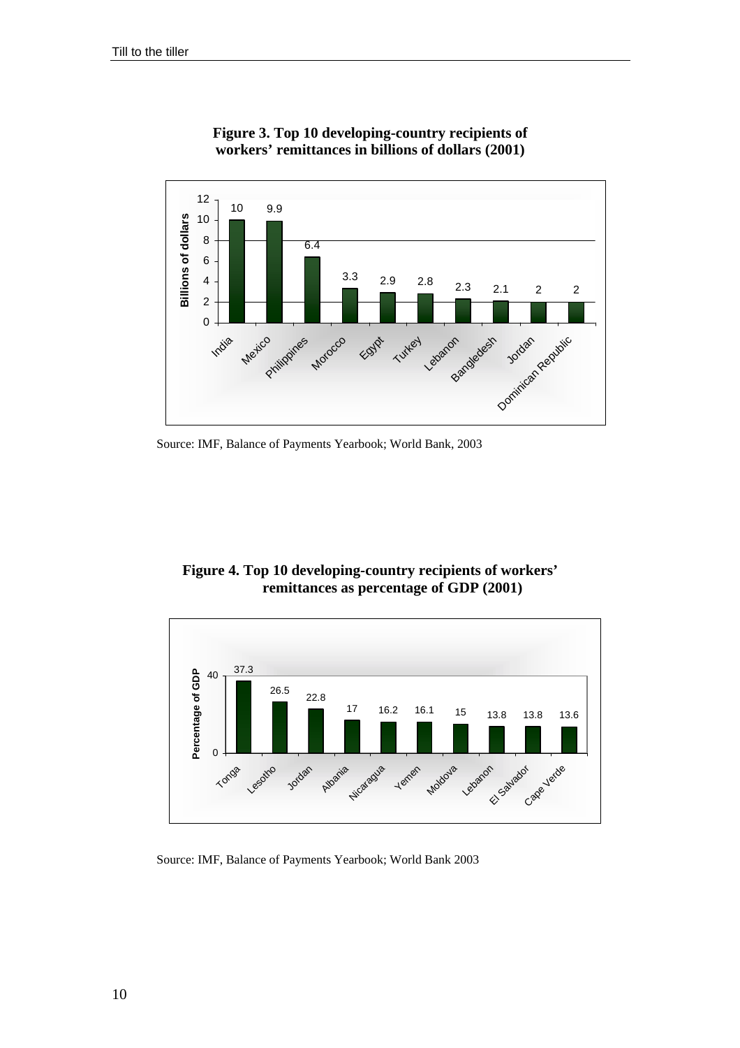**Figure 3. Top 10 developing-country recipients of workers' remittances in billions of dollars (2001)**

| Country | Billions of dollars |
|---|---|
| India | 10 |
| Mexico | 9.9 |
| Philippines | 6.4 |
| Morocco | 3.3 |
| Egypt | 2.9 |
| Turkey | 2.8 |
| Lebanon | 2.3 |
| Bangledesh | 2.1 |
| Jordan | 2 |
| Dominican Republic | 2 |

Source: IMF, Balance of Payments Yearbook; World Bank, 2003

**Figure 4. Top 10 developing-country recipients of workers' remittances as percentage of GDP (2001)**

| Country | Percentage of GDP |
|---|---|
| Tonga | 37.3 |
| Lesotho | 26.5 |
| Jordan | 22.8 |
| Albania | 17 |
| Nicaragua | 16.2 |
| Yemen | 16.1 |
| Moldova | 15 |
| Lebanon | 13.8 |
| El Salvador | 13.8 |
| Cape Verde | 13.6 |

Source: IMF, Balance of Payments Yearbook; World Bank 2003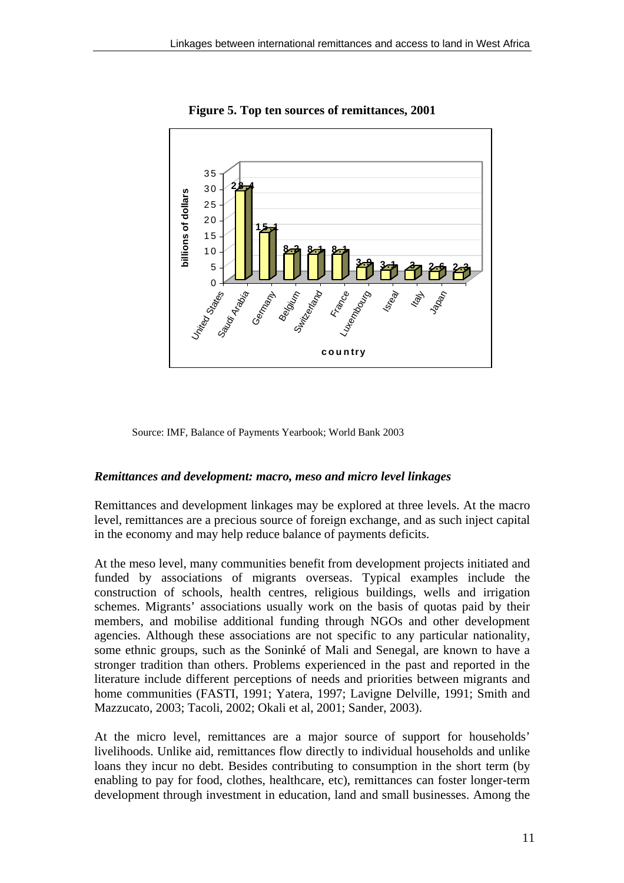**Figure 5. Top ten sources of remittances, 2001**

| country | billions of dollars |
|---|---|
| United States | 28.4 |
| Saudi Arabia | 15.1 |
| Germany | 8.2 |
| Belgium | 8.1 |
| Switzerland | 8.1 |
| France | 3.9 |
| Luxembourg | 3.1 |
| Isreal | 3 |
| Italy | 2.6 |
| Japan | 2.3 |

Source: IMF, Balance of Payments Yearbook; World Bank 2003

### *Remittances and development: macro, meso and micro level linkages*

Remittances and development linkages may be explored at three levels. At the macro level, remittances are a precious source of foreign exchange, and as such inject capital in the economy and may help reduce balance of payments deficits.

At the meso level, many communities benefit from development projects initiated and funded by associations of migrants overseas. Typical examples include the construction of schools, health centres, religious buildings, wells and irrigation schemes. Migrants' associations usually work on the basis of quotas paid by their members, and mobilise additional funding through NGOs and other development agencies. Although these associations are not specific to any particular nationality, some ethnic groups, such as the Soninké of Mali and Senegal, are known to have a stronger tradition than others. Problems experienced in the past and reported in the literature include different perceptions of needs and priorities between migrants and home communities (FASTI, 1991; Yatera, 1997; Lavigne Delville, 1991; Smith and Mazzucato, 2003; Tacoli, 2002; Okali et al, 2001; Sander, 2003).

At the micro level, remittances are a major source of support for households' livelihoods. Unlike aid, remittances flow directly to individual households and unlike loans they incur no debt. Besides contributing to consumption in the short term (by enabling to pay for food, clothes, healthcare, etc), remittances can foster longer-term development through investment in education, land and small businesses. Among the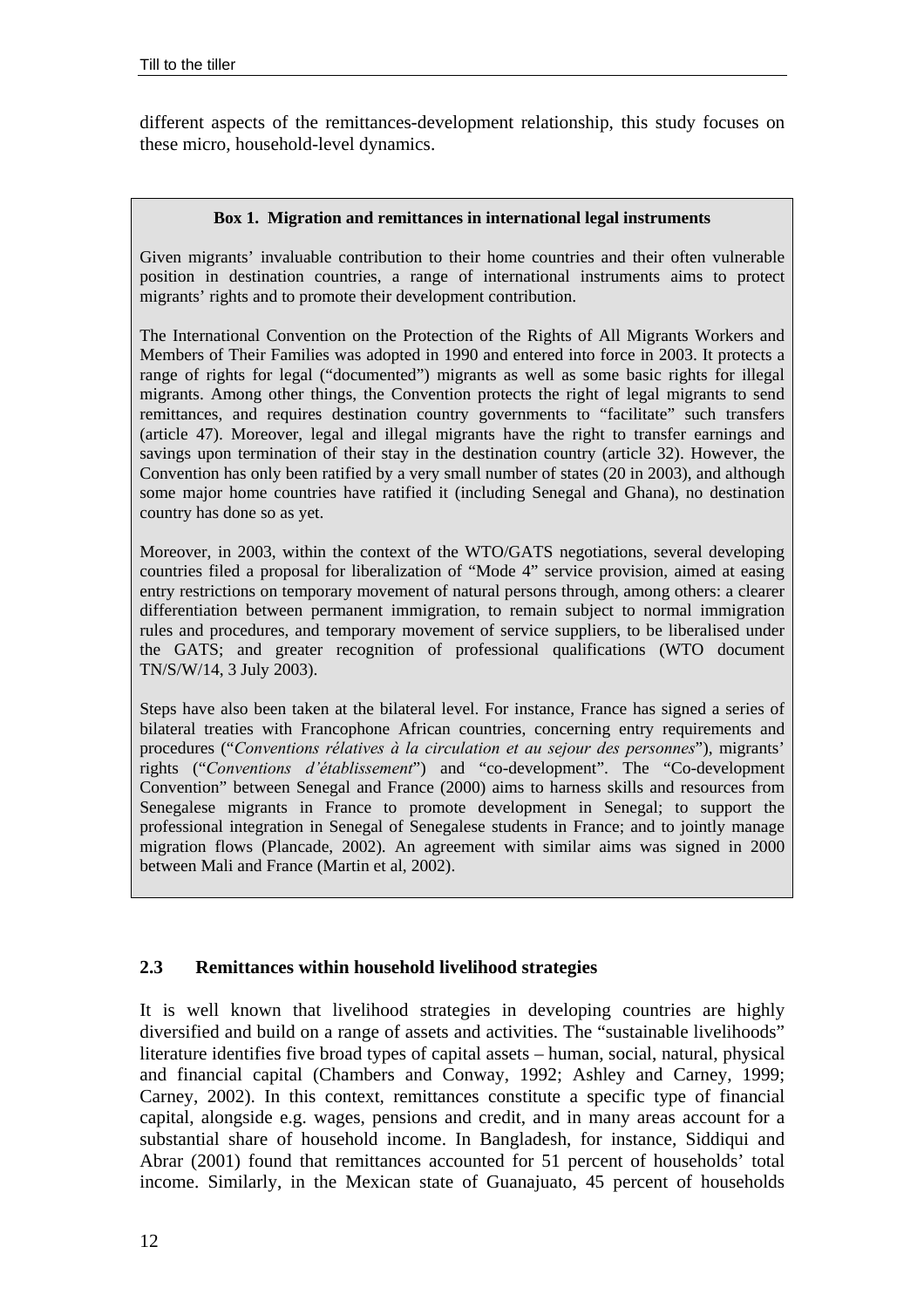different aspects of the remittances-development relationship, this study focuses on these micro, household-level dynamics.

> **Box 1. Migration and remittances in international legal instruments**
>
> Given migrants' invaluable contribution to their home countries and their often vulnerable position in destination countries, a range of international instruments aims to protect migrants' rights and to promote their development contribution.
>
> The International Convention on the Protection of the Rights of All Migrants Workers and Members of Their Families was adopted in 1990 and entered into force in 2003. It protects a range of rights for legal ("documented") migrants as well as some basic rights for illegal migrants. Among other things, the Convention protects the right of legal migrants to send remittances, and requires destination country governments to "facilitate" such transfers (article 47). Moreover, legal and illegal migrants have the right to transfer earnings and savings upon termination of their stay in the destination country (article 32). However, the Convention has only been ratified by a very small number of states (20 in 2003), and although some major home countries have ratified it (including Senegal and Ghana), no destination country has done so as yet.
>
> Moreover, in 2003, within the context of the WTO/GATS negotiations, several developing countries filed a proposal for liberalization of "Mode 4" service provision, aimed at easing entry restrictions on temporary movement of natural persons through, among others: a clearer differentiation between permanent immigration, to remain subject to normal immigration rules and procedures, and temporary movement of service suppliers, to be liberalised under the GATS; and greater recognition of professional qualifications (WTO document TN/S/W/14, 3 July 2003).
>
> Steps have also been taken at the bilateral level. For instance, France has signed a series of bilateral treaties with Francophone African countries, concerning entry requirements and procedures ("*Conventions rélatives à la circulation et au sejour des personnes*"), migrants' rights ("*Conventions d'établissement*") and "co-development". The "Co-development Convention" between Senegal and France (2000) aims to harness skills and resources from Senegalese migrants in France to promote development in Senegal; to support the professional integration in Senegal of Senegalese students in France; and to jointly manage migration flows (Plancade, 2002). An agreement with similar aims was signed in 2000 between Mali and France (Martin et al, 2002).

### 2.3 Remittances within household livelihood strategies

It is well known that livelihood strategies in developing countries are highly diversified and build on a range of assets and activities. The "sustainable livelihoods" literature identifies five broad types of capital assets – human, social, natural, physical and financial capital (Chambers and Conway, 1992; Ashley and Carney, 1999; Carney, 2002). In this context, remittances constitute a specific type of financial capital, alongside e.g. wages, pensions and credit, and in many areas account for a substantial share of household income. In Bangladesh, for instance, Siddiqui and Abrar (2001) found that remittances accounted for 51 percent of households' total income. Similarly, in the Mexican state of Guanajuato, 45 percent of households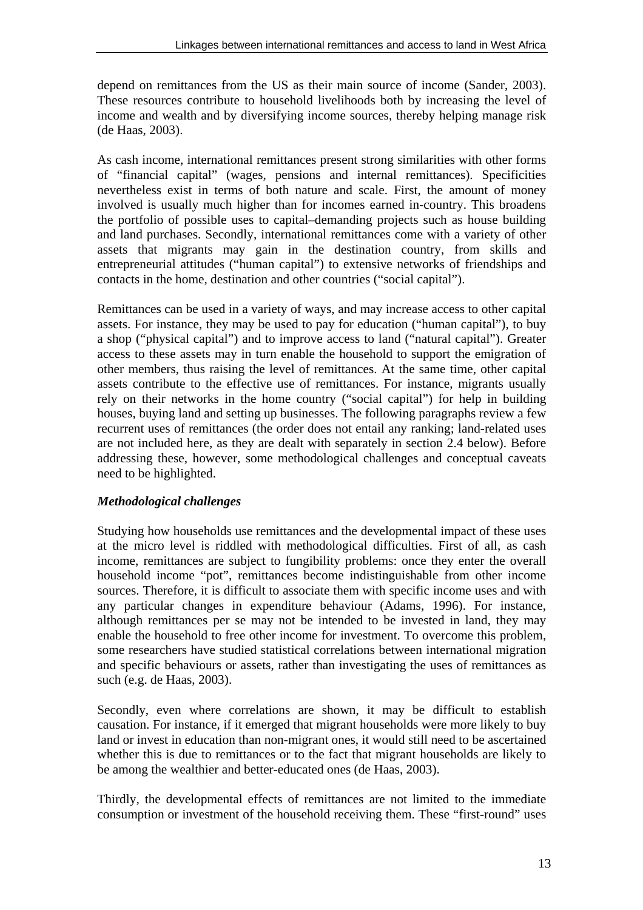depend on remittances from the US as their main source of income (Sander, 2003). These resources contribute to household livelihoods both by increasing the level of income and wealth and by diversifying income sources, thereby helping manage risk (de Haas, 2003).

As cash income, international remittances present strong similarities with other forms of "financial capital" (wages, pensions and internal remittances). Specificities nevertheless exist in terms of both nature and scale. First, the amount of money involved is usually much higher than for incomes earned in-country. This broadens the portfolio of possible uses to capital–demanding projects such as house building and land purchases. Secondly, international remittances come with a variety of other assets that migrants may gain in the destination country, from skills and entrepreneurial attitudes ("human capital") to extensive networks of friendships and contacts in the home, destination and other countries ("social capital").

Remittances can be used in a variety of ways, and may increase access to other capital assets. For instance, they may be used to pay for education ("human capital"), to buy a shop ("physical capital") and to improve access to land ("natural capital"). Greater access to these assets may in turn enable the household to support the emigration of other members, thus raising the level of remittances. At the same time, other capital assets contribute to the effective use of remittances. For instance, migrants usually rely on their networks in the home country ("social capital") for help in building houses, buying land and setting up businesses. The following paragraphs review a few recurrent uses of remittances (the order does not entail any ranking; land-related uses are not included here, as they are dealt with separately in section 2.4 below). Before addressing these, however, some methodological challenges and conceptual caveats need to be highlighted.

***Methodological challenges***

Studying how households use remittances and the developmental impact of these uses at the micro level is riddled with methodological difficulties. First of all, as cash income, remittances are subject to fungibility problems: once they enter the overall household income "pot", remittances become indistinguishable from other income sources. Therefore, it is difficult to associate them with specific income uses and with any particular changes in expenditure behaviour (Adams, 1996). For instance, although remittances per se may not be intended to be invested in land, they may enable the household to free other income for investment. To overcome this problem, some researchers have studied statistical correlations between international migration and specific behaviours or assets, rather than investigating the uses of remittances as such (e.g. de Haas, 2003).

Secondly, even where correlations are shown, it may be difficult to establish causation. For instance, if it emerged that migrant households were more likely to buy land or invest in education than non-migrant ones, it would still need to be ascertained whether this is due to remittances or to the fact that migrant households are likely to be among the wealthier and better-educated ones (de Haas, 2003).

Thirdly, the developmental effects of remittances are not limited to the immediate consumption or investment of the household receiving them. These "first-round" uses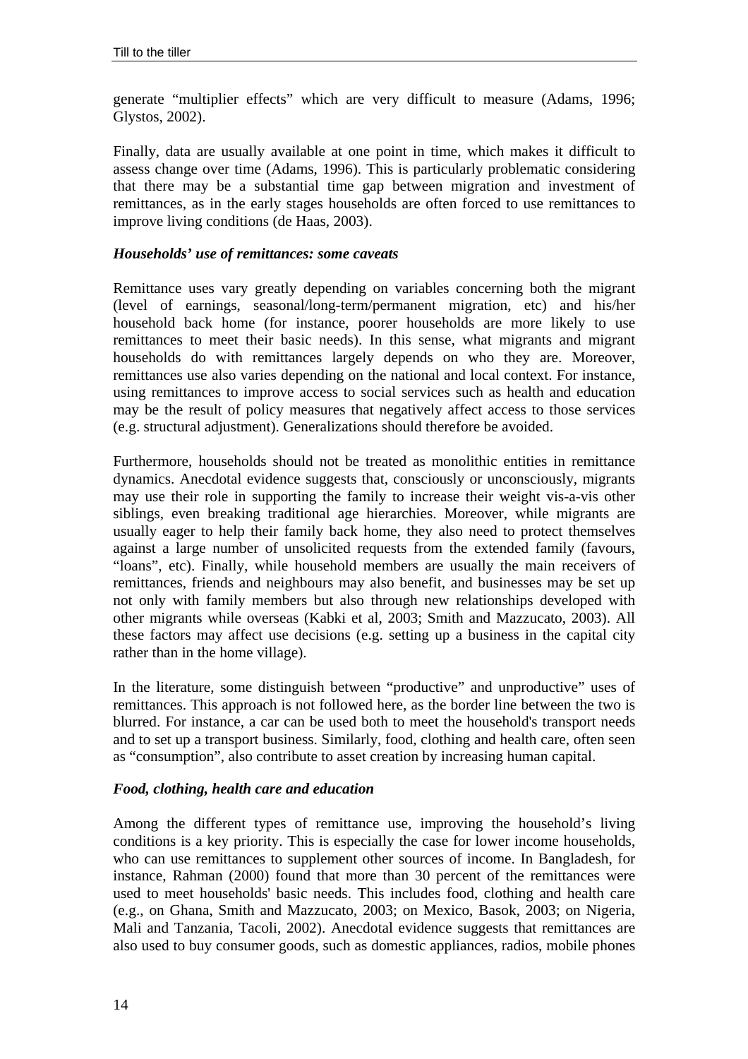generate "multiplier effects" which are very difficult to measure (Adams, 1996; Glystos, 2002).

Finally, data are usually available at one point in time, which makes it difficult to assess change over time (Adams, 1996). This is particularly problematic considering that there may be a substantial time gap between migration and investment of remittances, as in the early stages households are often forced to use remittances to improve living conditions (de Haas, 2003).

### *Households' use of remittances: some caveats*

Remittance uses vary greatly depending on variables concerning both the migrant (level of earnings, seasonal/long-term/permanent migration, etc) and his/her household back home (for instance, poorer households are more likely to use remittances to meet their basic needs). In this sense, what migrants and migrant households do with remittances largely depends on who they are. Moreover, remittances use also varies depending on the national and local context. For instance, using remittances to improve access to social services such as health and education may be the result of policy measures that negatively affect access to those services (e.g. structural adjustment). Generalizations should therefore be avoided.

Furthermore, households should not be treated as monolithic entities in remittance dynamics. Anecdotal evidence suggests that, consciously or unconsciously, migrants may use their role in supporting the family to increase their weight vis-a-vis other siblings, even breaking traditional age hierarchies. Moreover, while migrants are usually eager to help their family back home, they also need to protect themselves against a large number of unsolicited requests from the extended family (favours, "loans", etc). Finally, while household members are usually the main receivers of remittances, friends and neighbours may also benefit, and businesses may be set up not only with family members but also through new relationships developed with other migrants while overseas (Kabki et al, 2003; Smith and Mazzucato, 2003). All these factors may affect use decisions (e.g. setting up a business in the capital city rather than in the home village).

In the literature, some distinguish between "productive" and unproductive" uses of remittances. This approach is not followed here, as the border line between the two is blurred. For instance, a car can be used both to meet the household's transport needs and to set up a transport business. Similarly, food, clothing and health care, often seen as "consumption", also contribute to asset creation by increasing human capital.

### *Food, clothing, health care and education*

Among the different types of remittance use, improving the household's living conditions is a key priority. This is especially the case for lower income households, who can use remittances to supplement other sources of income. In Bangladesh, for instance, Rahman (2000) found that more than 30 percent of the remittances were used to meet households' basic needs. This includes food, clothing and health care (e.g., on Ghana, Smith and Mazzucato, 2003; on Mexico, Basok, 2003; on Nigeria, Mali and Tanzania, Tacoli, 2002). Anecdotal evidence suggests that remittances are also used to buy consumer goods, such as domestic appliances, radios, mobile phones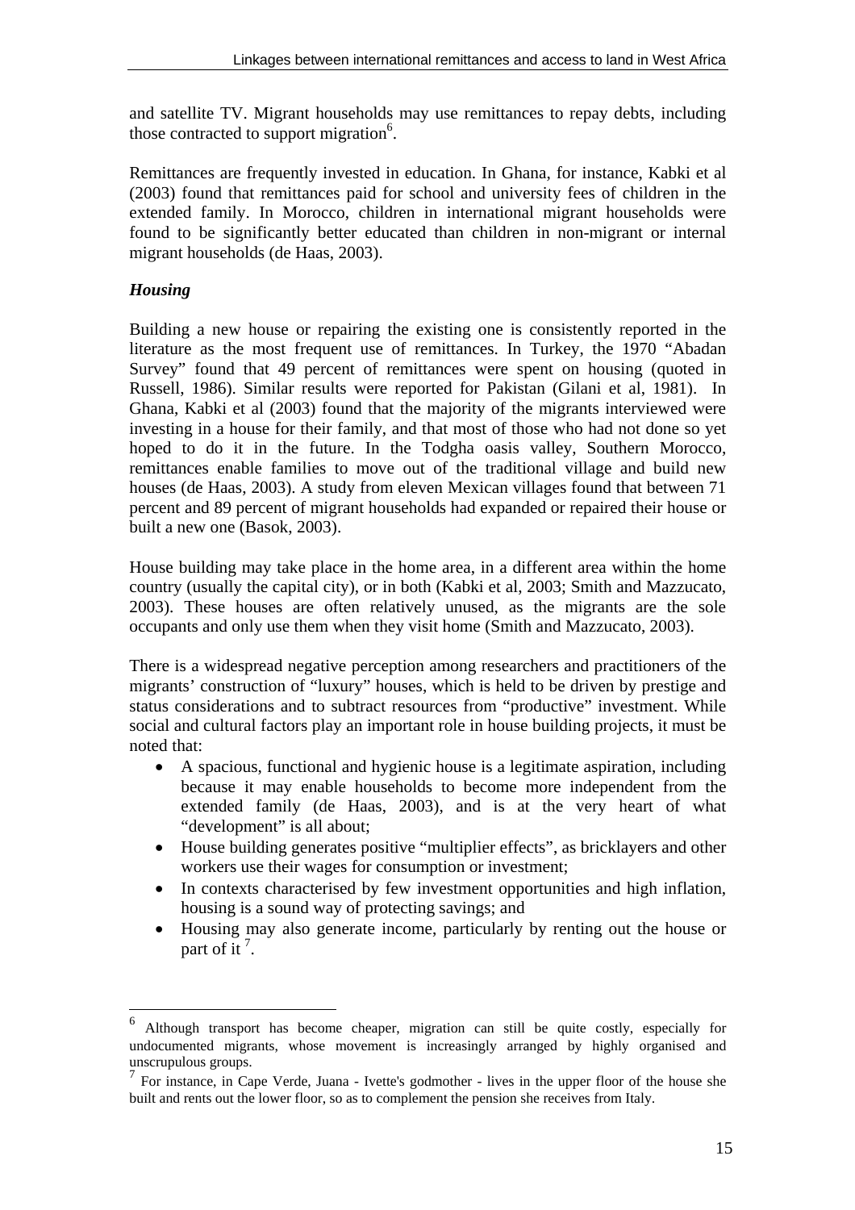and satellite TV. Migrant households may use remittances to repay debts, including those contracted to support migration[6].

Remittances are frequently invested in education. In Ghana, for instance, Kabki et al (2003) found that remittances paid for school and university fees of children in the extended family. In Morocco, children in international migrant households were found to be significantly better educated than children in non-migrant or internal migrant households (de Haas, 2003).

### *Housing*

Building a new house or repairing the existing one is consistently reported in the literature as the most frequent use of remittances. In Turkey, the 1970 "Abadan Survey" found that 49 percent of remittances were spent on housing (quoted in Russell, 1986). Similar results were reported for Pakistan (Gilani et al, 1981). In Ghana, Kabki et al (2003) found that the majority of the migrants interviewed were investing in a house for their family, and that most of those who had not done so yet hoped to do it in the future. In the Todgha oasis valley, Southern Morocco, remittances enable families to move out of the traditional village and build new houses (de Haas, 2003). A study from eleven Mexican villages found that between 71 percent and 89 percent of migrant households had expanded or repaired their house or built a new one (Basok, 2003).

House building may take place in the home area, in a different area within the home country (usually the capital city), or in both (Kabki et al, 2003; Smith and Mazzucato, 2003). These houses are often relatively unused, as the migrants are the sole occupants and only use them when they visit home (Smith and Mazzucato, 2003).

There is a widespread negative perception among researchers and practitioners of the migrants' construction of "luxury" houses, which is held to be driven by prestige and status considerations and to subtract resources from "productive" investment. While social and cultural factors play an important role in house building projects, it must be noted that:

- A spacious, functional and hygienic house is a legitimate aspiration, including because it may enable households to become more independent from the extended family (de Haas, 2003), and is at the very heart of what "development" is all about;
- House building generates positive "multiplier effects", as bricklayers and other workers use their wages for consumption or investment;
- In contexts characterised by few investment opportunities and high inflation, housing is a sound way of protecting savings; and
- Housing may also generate income, particularly by renting out the house or part of it [7].

---

[6] Although transport has become cheaper, migration can still be quite costly, especially for undocumented migrants, whose movement is increasingly arranged by highly organised and unscrupulous groups.

[7] For instance, in Cape Verde, Juana - Ivette's godmother - lives in the upper floor of the house she built and rents out the lower floor, so as to complement the pension she receives from Italy.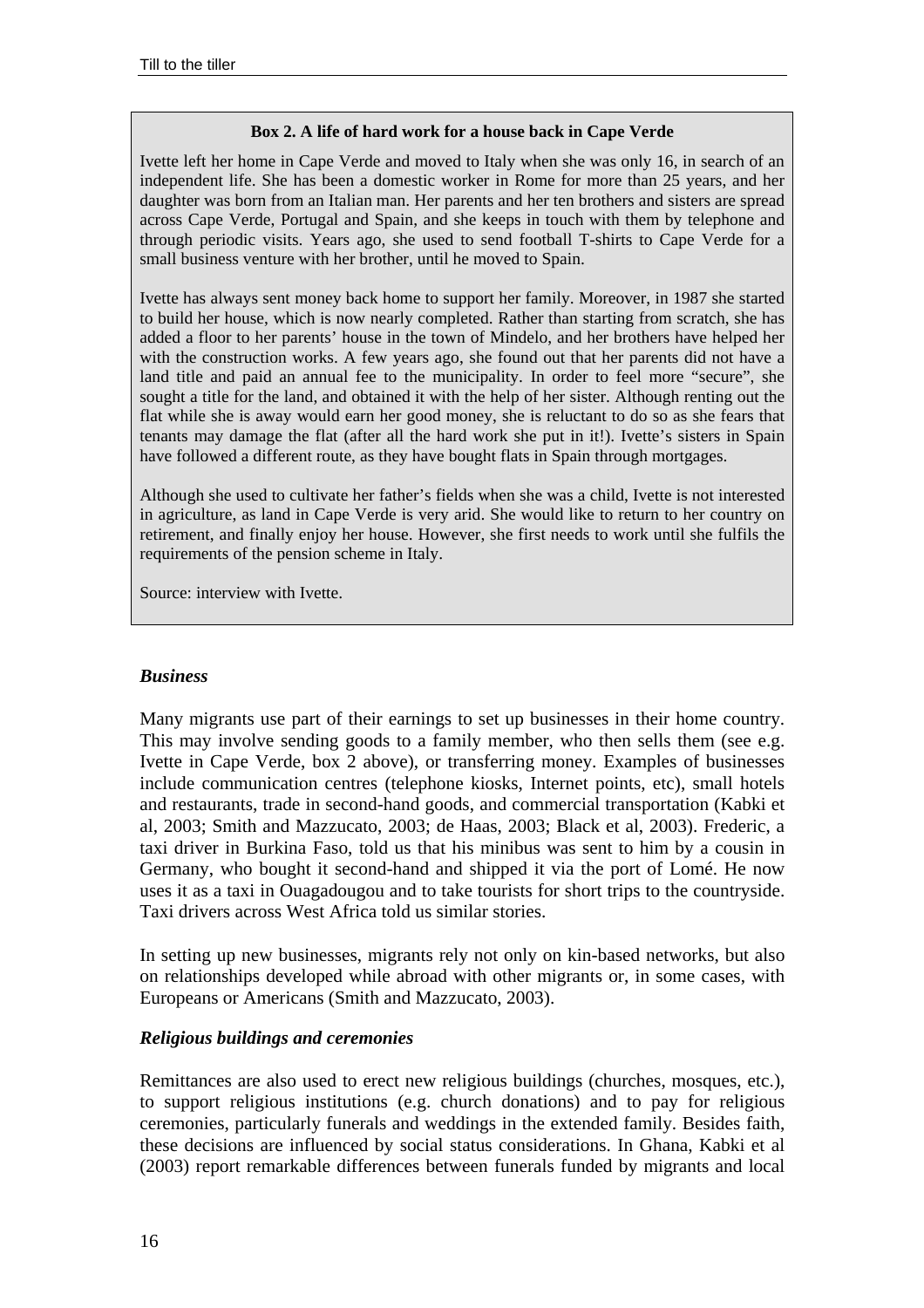**Box 2. A life of hard work for a house back in Cape Verde**

Ivette left her home in Cape Verde and moved to Italy when she was only 16, in search of an independent life. She has been a domestic worker in Rome for more than 25 years, and her daughter was born from an Italian man. Her parents and her ten brothers and sisters are spread across Cape Verde, Portugal and Spain, and she keeps in touch with them by telephone and through periodic visits. Years ago, she used to send football T-shirts to Cape Verde for a small business venture with her brother, until he moved to Spain.

Ivette has always sent money back home to support her family. Moreover, in 1987 she started to build her house, which is now nearly completed. Rather than starting from scratch, she has added a floor to her parents' house in the town of Mindelo, and her brothers have helped her with the construction works. A few years ago, she found out that her parents did not have a land title and paid an annual fee to the municipality. In order to feel more "secure", she sought a title for the land, and obtained it with the help of her sister. Although renting out the flat while she is away would earn her good money, she is reluctant to do so as she fears that tenants may damage the flat (after all the hard work she put in it!). Ivette's sisters in Spain have followed a different route, as they have bought flats in Spain through mortgages.

Although she used to cultivate her father's fields when she was a child, Ivette is not interested in agriculture, as land in Cape Verde is very arid. She would like to return to her country on retirement, and finally enjoy her house. However, she first needs to work until she fulfils the requirements of the pension scheme in Italy.

Source: interview with Ivette.

### *Business*

Many migrants use part of their earnings to set up businesses in their home country. This may involve sending goods to a family member, who then sells them (see e.g. Ivette in Cape Verde, box 2 above), or transferring money. Examples of businesses include communication centres (telephone kiosks, Internet points, etc), small hotels and restaurants, trade in second-hand goods, and commercial transportation (Kabki et al, 2003; Smith and Mazzucato, 2003; de Haas, 2003; Black et al, 2003). Frederic, a taxi driver in Burkina Faso, told us that his minibus was sent to him by a cousin in Germany, who bought it second-hand and shipped it via the port of Lomé. He now uses it as a taxi in Ouagadougou and to take tourists for short trips to the countryside. Taxi drivers across West Africa told us similar stories.

In setting up new businesses, migrants rely not only on kin-based networks, but also on relationships developed while abroad with other migrants or, in some cases, with Europeans or Americans (Smith and Mazzucato, 2003).

### *Religious buildings and ceremonies*

Remittances are also used to erect new religious buildings (churches, mosques, etc.), to support religious institutions (e.g. church donations) and to pay for religious ceremonies, particularly funerals and weddings in the extended family. Besides faith, these decisions are influenced by social status considerations. In Ghana, Kabki et al (2003) report remarkable differences between funerals funded by migrants and local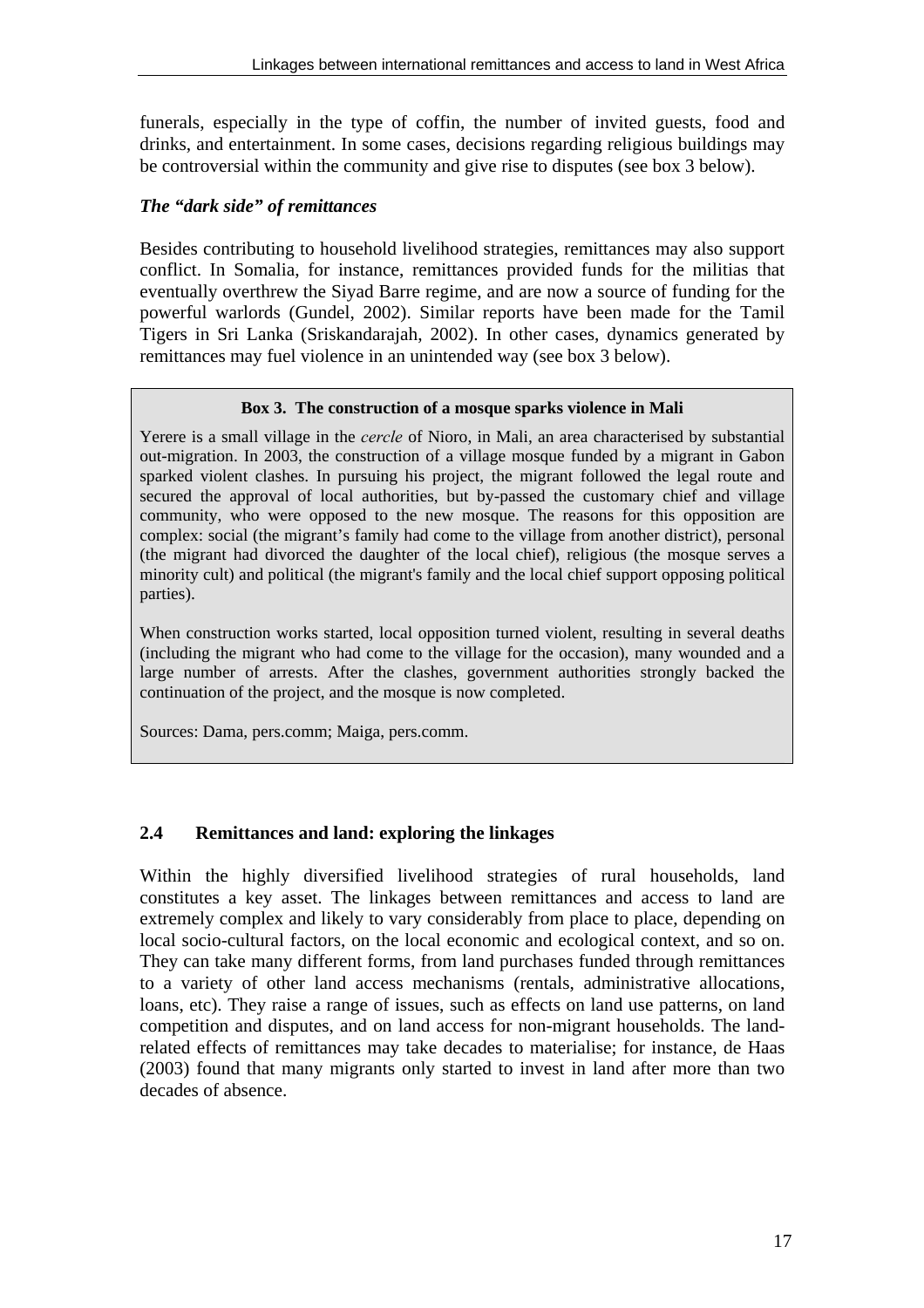funerals, especially in the type of coffin, the number of invited guests, food and drinks, and entertainment. In some cases, decisions regarding religious buildings may be controversial within the community and give rise to disputes (see box 3 below).

### *The "dark side" of remittances*

Besides contributing to household livelihood strategies, remittances may also support conflict. In Somalia, for instance, remittances provided funds for the militias that eventually overthrew the Siyad Barre regime, and are now a source of funding for the powerful warlords (Gundel, 2002). Similar reports have been made for the Tamil Tigers in Sri Lanka (Sriskandarajah, 2002). In other cases, dynamics generated by remittances may fuel violence in an unintended way (see box 3 below).

> **Box 3. The construction of a mosque sparks violence in Mali**
>
> Yerere is a small village in the *cercle* of Nioro, in Mali, an area characterised by substantial out-migration. In 2003, the construction of a village mosque funded by a migrant in Gabon sparked violent clashes. In pursuing his project, the migrant followed the legal route and secured the approval of local authorities, but by-passed the customary chief and village community, who were opposed to the new mosque. The reasons for this opposition are complex: social (the migrant's family had come to the village from another district), personal (the migrant had divorced the daughter of the local chief), religious (the mosque serves a minority cult) and political (the migrant's family and the local chief support opposing political parties).
>
> When construction works started, local opposition turned violent, resulting in several deaths (including the migrant who had come to the village for the occasion), many wounded and a large number of arrests. After the clashes, government authorities strongly backed the continuation of the project, and the mosque is now completed.
>
> Sources: Dama, pers.comm; Maiga, pers.comm.

## 2.4 Remittances and land: exploring the linkages

Within the highly diversified livelihood strategies of rural households, land constitutes a key asset. The linkages between remittances and access to land are extremely complex and likely to vary considerably from place to place, depending on local socio-cultural factors, on the local economic and ecological context, and so on. They can take many different forms, from land purchases funded through remittances to a variety of other land access mechanisms (rentals, administrative allocations, loans, etc). They raise a range of issues, such as effects on land use patterns, on land competition and disputes, and on land access for non-migrant households. The land-related effects of remittances may take decades to materialise; for instance, de Haas (2003) found that many migrants only started to invest in land after more than two decades of absence.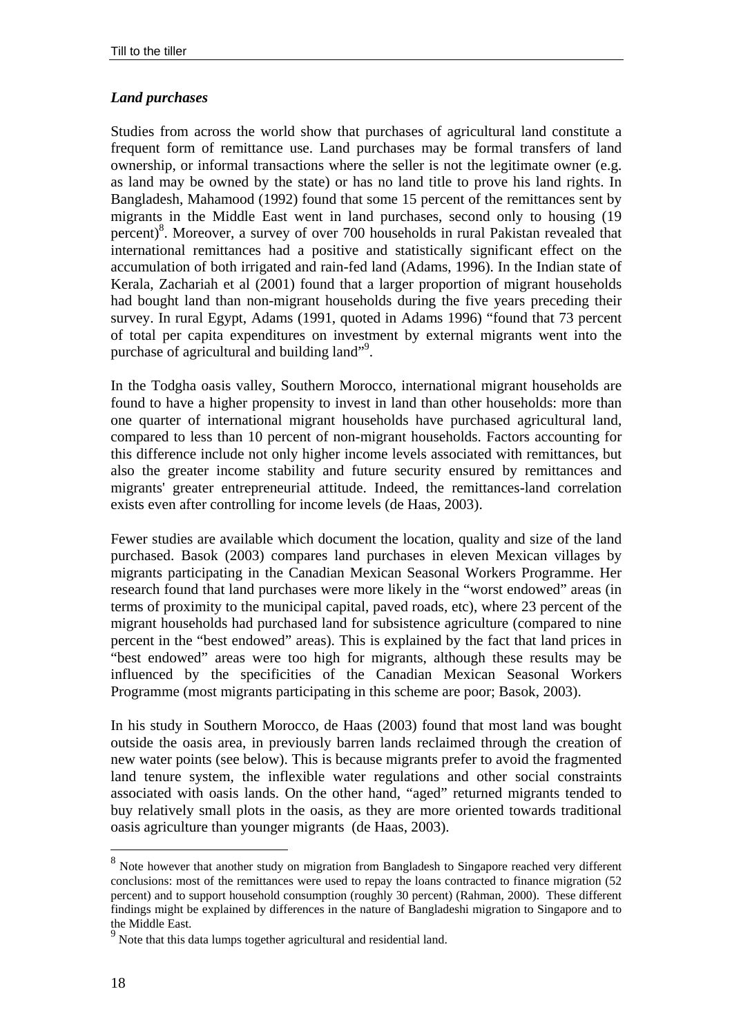### *Land purchases*

Studies from across the world show that purchases of agricultural land constitute a frequent form of remittance use. Land purchases may be formal transfers of land ownership, or informal transactions where the seller is not the legitimate owner (e.g. as land may be owned by the state) or has no land title to prove his land rights. In Bangladesh, Mahamood (1992) found that some 15 percent of the remittances sent by migrants in the Middle East went in land purchases, second only to housing (19 percent)[8]. Moreover, a survey of over 700 households in rural Pakistan revealed that international remittances had a positive and statistically significant effect on the accumulation of both irrigated and rain-fed land (Adams, 1996). In the Indian state of Kerala, Zachariah et al (2001) found that a larger proportion of migrant households had bought land than non-migrant households during the five years preceding their survey. In rural Egypt, Adams (1991, quoted in Adams 1996) "found that 73 percent of total per capita expenditures on investment by external migrants went into the purchase of agricultural and building land"[9].

In the Todgha oasis valley, Southern Morocco, international migrant households are found to have a higher propensity to invest in land than other households: more than one quarter of international migrant households have purchased agricultural land, compared to less than 10 percent of non-migrant households. Factors accounting for this difference include not only higher income levels associated with remittances, but also the greater income stability and future security ensured by remittances and migrants' greater entrepreneurial attitude. Indeed, the remittances-land correlation exists even after controlling for income levels (de Haas, 2003).

Fewer studies are available which document the location, quality and size of the land purchased. Basok (2003) compares land purchases in eleven Mexican villages by migrants participating in the Canadian Mexican Seasonal Workers Programme. Her research found that land purchases were more likely in the "worst endowed" areas (in terms of proximity to the municipal capital, paved roads, etc), where 23 percent of the migrant households had purchased land for subsistence agriculture (compared to nine percent in the "best endowed" areas). This is explained by the fact that land prices in "best endowed" areas were too high for migrants, although these results may be influenced by the specificities of the Canadian Mexican Seasonal Workers Programme (most migrants participating in this scheme are poor; Basok, 2003).

In his study in Southern Morocco, de Haas (2003) found that most land was bought outside the oasis area, in previously barren lands reclaimed through the creation of new water points (see below). This is because migrants prefer to avoid the fragmented land tenure system, the inflexible water regulations and other social constraints associated with oasis lands. On the other hand, "aged" returned migrants tended to buy relatively small plots in the oasis, as they are more oriented towards traditional oasis agriculture than younger migrants (de Haas, 2003).

---

[8] Note however that another study on migration from Bangladesh to Singapore reached very different conclusions: most of the remittances were used to repay the loans contracted to finance migration (52 percent) and to support household consumption (roughly 30 percent) (Rahman, 2000). These different findings might be explained by differences in the nature of Bangladeshi migration to Singapore and to the Middle East.

[9] Note that this data lumps together agricultural and residential land.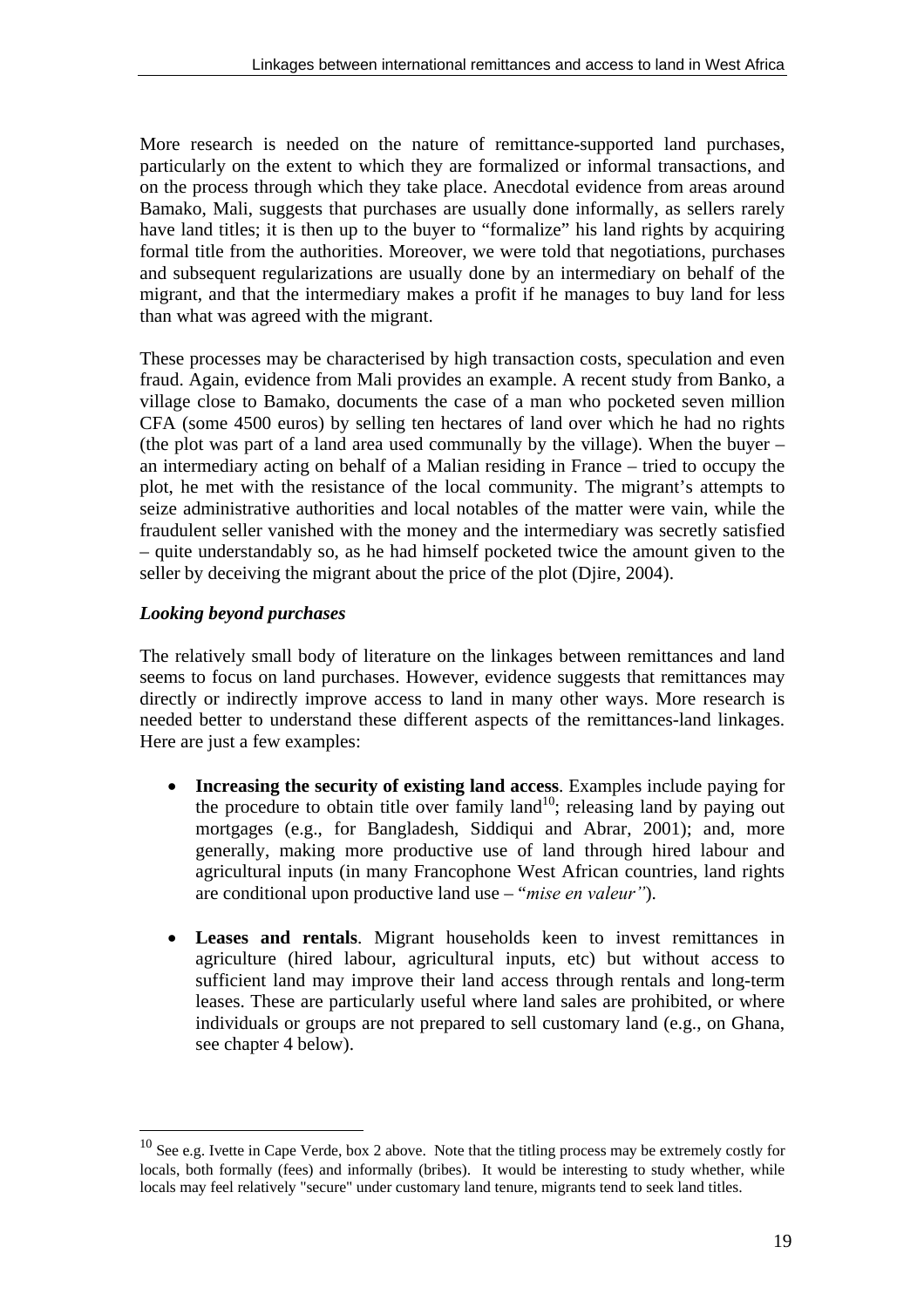More research is needed on the nature of remittance-supported land purchases, particularly on the extent to which they are formalized or informal transactions, and on the process through which they take place. Anecdotal evidence from areas around Bamako, Mali, suggests that purchases are usually done informally, as sellers rarely have land titles; it is then up to the buyer to "formalize" his land rights by acquiring formal title from the authorities. Moreover, we were told that negotiations, purchases and subsequent regularizations are usually done by an intermediary on behalf of the migrant, and that the intermediary makes a profit if he manages to buy land for less than what was agreed with the migrant.

These processes may be characterised by high transaction costs, speculation and even fraud. Again, evidence from Mali provides an example. A recent study from Banko, a village close to Bamako, documents the case of a man who pocketed seven million CFA (some 4500 euros) by selling ten hectares of land over which he had no rights (the plot was part of a land area used communally by the village). When the buyer – an intermediary acting on behalf of a Malian residing in France – tried to occupy the plot, he met with the resistance of the local community. The migrant's attempts to seize administrative authorities and local notables of the matter were vain, while the fraudulent seller vanished with the money and the intermediary was secretly satisfied – quite understandably so, as he had himself pocketed twice the amount given to the seller by deceiving the migrant about the price of the plot (Djire, 2004).

### *Looking beyond purchases*

The relatively small body of literature on the linkages between remittances and land seems to focus on land purchases. However, evidence suggests that remittances may directly or indirectly improve access to land in many other ways. More research is needed better to understand these different aspects of the remittances-land linkages. Here are just a few examples:

- **Increasing the security of existing land access**. Examples include paying for the procedure to obtain title over family land[10]; releasing land by paying out mortgages (e.g., for Bangladesh, Siddiqui and Abrar, 2001); and, more generally, making more productive use of land through hired labour and agricultural inputs (in many Francophone West African countries, land rights are conditional upon productive land use – "*mise en valeur"*).

- **Leases and rentals**. Migrant households keen to invest remittances in agriculture (hired labour, agricultural inputs, etc) but without access to sufficient land may improve their land access through rentals and long-term leases. These are particularly useful where land sales are prohibited, or where individuals or groups are not prepared to sell customary land (e.g., on Ghana, see chapter 4 below).

[10] See e.g. Ivette in Cape Verde, box 2 above. Note that the titling process may be extremely costly for locals, both formally (fees) and informally (bribes). It would be interesting to study whether, while locals may feel relatively "secure" under customary land tenure, migrants tend to seek land titles.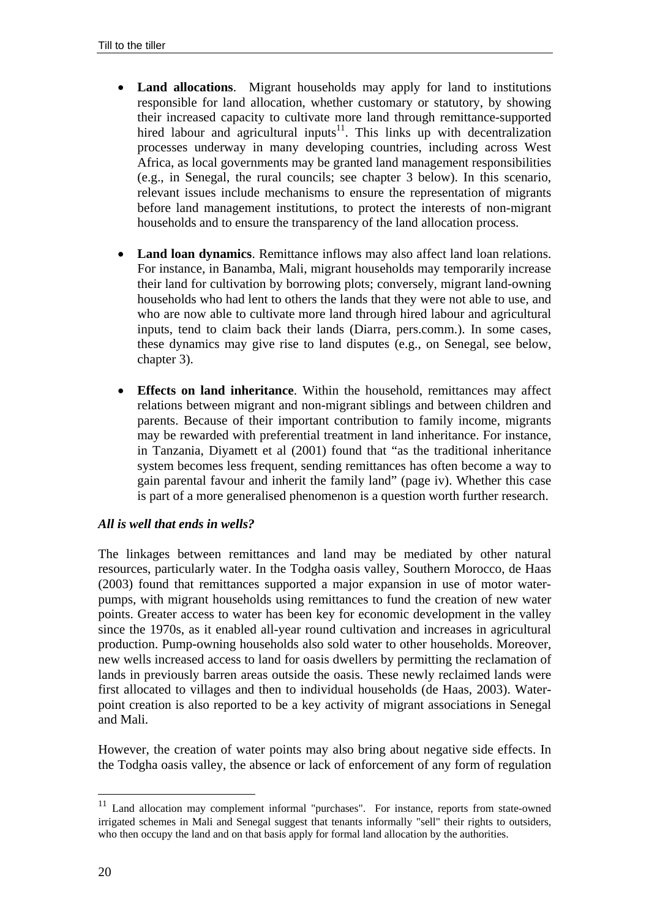- **Land allocations**. Migrant households may apply for land to institutions responsible for land allocation, whether customary or statutory, by showing their increased capacity to cultivate more land through remittance-supported hired labour and agricultural inputs[11]. This links up with decentralization processes underway in many developing countries, including across West Africa, as local governments may be granted land management responsibilities (e.g., in Senegal, the rural councils; see chapter 3 below). In this scenario, relevant issues include mechanisms to ensure the representation of migrants before land management institutions, to protect the interests of non-migrant households and to ensure the transparency of the land allocation process.

- **Land loan dynamics**. Remittance inflows may also affect land loan relations. For instance, in Banamba, Mali, migrant households may temporarily increase their land for cultivation by borrowing plots; conversely, migrant land-owning households who had lent to others the lands that they were not able to use, and who are now able to cultivate more land through hired labour and agricultural inputs, tend to claim back their lands (Diarra, pers.comm.). In some cases, these dynamics may give rise to land disputes (e.g., on Senegal, see below, chapter 3).

- **Effects on land inheritance**. Within the household, remittances may affect relations between migrant and non-migrant siblings and between children and parents. Because of their important contribution to family income, migrants may be rewarded with preferential treatment in land inheritance. For instance, in Tanzania, Diyamett et al (2001) found that "as the traditional inheritance system becomes less frequent, sending remittances has often become a way to gain parental favour and inherit the family land" (page iv). Whether this case is part of a more generalised phenomenon is a question worth further research.

***All is well that ends in wells?***

The linkages between remittances and land may be mediated by other natural resources, particularly water. In the Todgha oasis valley, Southern Morocco, de Haas (2003) found that remittances supported a major expansion in use of motor water-pumps, with migrant households using remittances to fund the creation of new water points. Greater access to water has been key for economic development in the valley since the 1970s, as it enabled all-year round cultivation and increases in agricultural production. Pump-owning households also sold water to other households. Moreover, new wells increased access to land for oasis dwellers by permitting the reclamation of lands in previously barren areas outside the oasis. These newly reclaimed lands were first allocated to villages and then to individual households (de Haas, 2003). Water-point creation is also reported to be a key activity of migrant associations in Senegal and Mali.

However, the creation of water points may also bring about negative side effects. In the Todgha oasis valley, the absence or lack of enforcement of any form of regulation

[11] Land allocation may complement informal "purchases". For instance, reports from state-owned irrigated schemes in Mali and Senegal suggest that tenants informally "sell" their rights to outsiders, who then occupy the land and on that basis apply for formal land allocation by the authorities.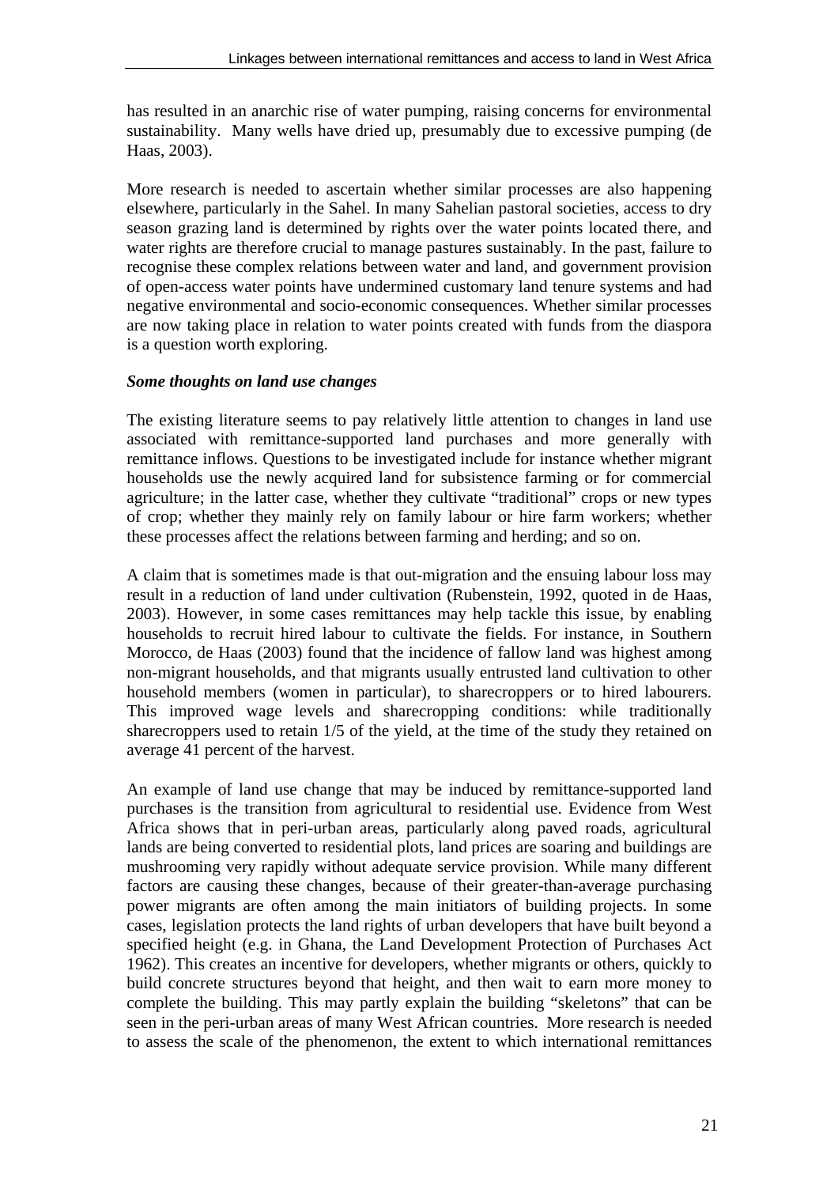has resulted in an anarchic rise of water pumping, raising concerns for environmental sustainability. Many wells have dried up, presumably due to excessive pumping (de Haas, 2003).

More research is needed to ascertain whether similar processes are also happening elsewhere, particularly in the Sahel. In many Sahelian pastoral societies, access to dry season grazing land is determined by rights over the water points located there, and water rights are therefore crucial to manage pastures sustainably. In the past, failure to recognise these complex relations between water and land, and government provision of open-access water points have undermined customary land tenure systems and had negative environmental and socio-economic consequences. Whether similar processes are now taking place in relation to water points created with funds from the diaspora is a question worth exploring.

### *Some thoughts on land use changes*

The existing literature seems to pay relatively little attention to changes in land use associated with remittance-supported land purchases and more generally with remittance inflows. Questions to be investigated include for instance whether migrant households use the newly acquired land for subsistence farming or for commercial agriculture; in the latter case, whether they cultivate "traditional" crops or new types of crop; whether they mainly rely on family labour or hire farm workers; whether these processes affect the relations between farming and herding; and so on.

A claim that is sometimes made is that out-migration and the ensuing labour loss may result in a reduction of land under cultivation (Rubenstein, 1992, quoted in de Haas, 2003). However, in some cases remittances may help tackle this issue, by enabling households to recruit hired labour to cultivate the fields. For instance, in Southern Morocco, de Haas (2003) found that the incidence of fallow land was highest among non-migrant households, and that migrants usually entrusted land cultivation to other household members (women in particular), to sharecroppers or to hired labourers. This improved wage levels and sharecropping conditions: while traditionally sharecroppers used to retain 1/5 of the yield, at the time of the study they retained on average 41 percent of the harvest.

An example of land use change that may be induced by remittance-supported land purchases is the transition from agricultural to residential use. Evidence from West Africa shows that in peri-urban areas, particularly along paved roads, agricultural lands are being converted to residential plots, land prices are soaring and buildings are mushrooming very rapidly without adequate service provision. While many different factors are causing these changes, because of their greater-than-average purchasing power migrants are often among the main initiators of building projects. In some cases, legislation protects the land rights of urban developers that have built beyond a specified height (e.g. in Ghana, the Land Development Protection of Purchases Act 1962). This creates an incentive for developers, whether migrants or others, quickly to build concrete structures beyond that height, and then wait to earn more money to complete the building. This may partly explain the building "skeletons" that can be seen in the peri-urban areas of many West African countries. More research is needed to assess the scale of the phenomenon, the extent to which international remittances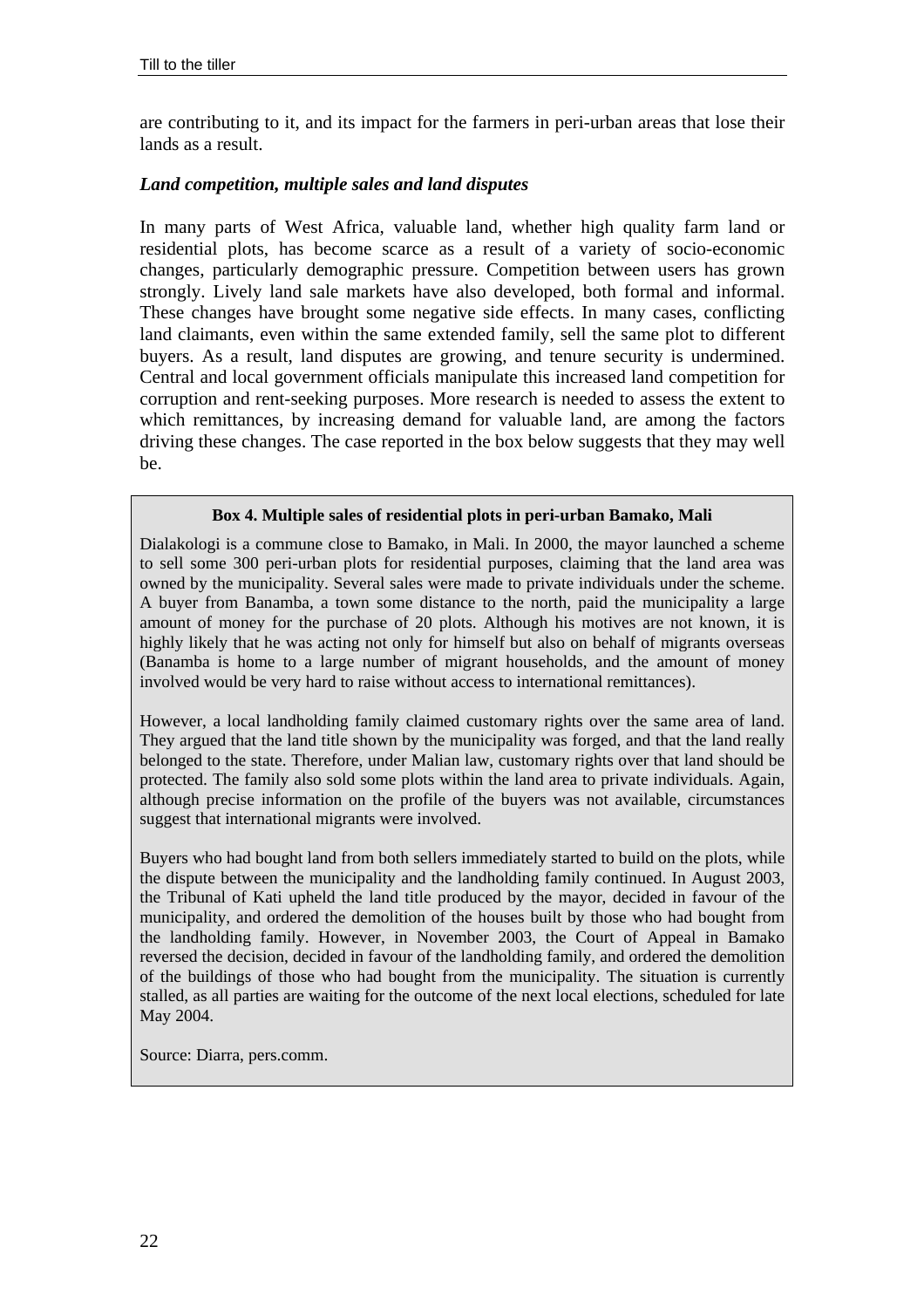are contributing to it, and its impact for the farmers in peri-urban areas that lose their lands as a result.

### *Land competition, multiple sales and land disputes*

In many parts of West Africa, valuable land, whether high quality farm land or residential plots, has become scarce as a result of a variety of socio-economic changes, particularly demographic pressure. Competition between users has grown strongly. Lively land sale markets have also developed, both formal and informal. These changes have brought some negative side effects. In many cases, conflicting land claimants, even within the same extended family, sell the same plot to different buyers. As a result, land disputes are growing, and tenure security is undermined. Central and local government officials manipulate this increased land competition for corruption and rent-seeking purposes. More research is needed to assess the extent to which remittances, by increasing demand for valuable land, are among the factors driving these changes. The case reported in the box below suggests that they may well be.

**Box 4. Multiple sales of residential plots in peri-urban Bamako, Mali**

Dialakologi is a commune close to Bamako, in Mali. In 2000, the mayor launched a scheme to sell some 300 peri-urban plots for residential purposes, claiming that the land area was owned by the municipality. Several sales were made to private individuals under the scheme. A buyer from Banamba, a town some distance to the north, paid the municipality a large amount of money for the purchase of 20 plots. Although his motives are not known, it is highly likely that he was acting not only for himself but also on behalf of migrants overseas (Banamba is home to a large number of migrant households, and the amount of money involved would be very hard to raise without access to international remittances).

However, a local landholding family claimed customary rights over the same area of land. They argued that the land title shown by the municipality was forged, and that the land really belonged to the state. Therefore, under Malian law, customary rights over that land should be protected. The family also sold some plots within the land area to private individuals. Again, although precise information on the profile of the buyers was not available, circumstances suggest that international migrants were involved.

Buyers who had bought land from both sellers immediately started to build on the plots, while the dispute between the municipality and the landholding family continued. In August 2003, the Tribunal of Kati upheld the land title produced by the mayor, decided in favour of the municipality, and ordered the demolition of the houses built by those who had bought from the landholding family. However, in November 2003, the Court of Appeal in Bamako reversed the decision, decided in favour of the landholding family, and ordered the demolition of the buildings of those who had bought from the municipality. The situation is currently stalled, as all parties are waiting for the outcome of the next local elections, scheduled for late May 2004.

Source: Diarra, pers.comm.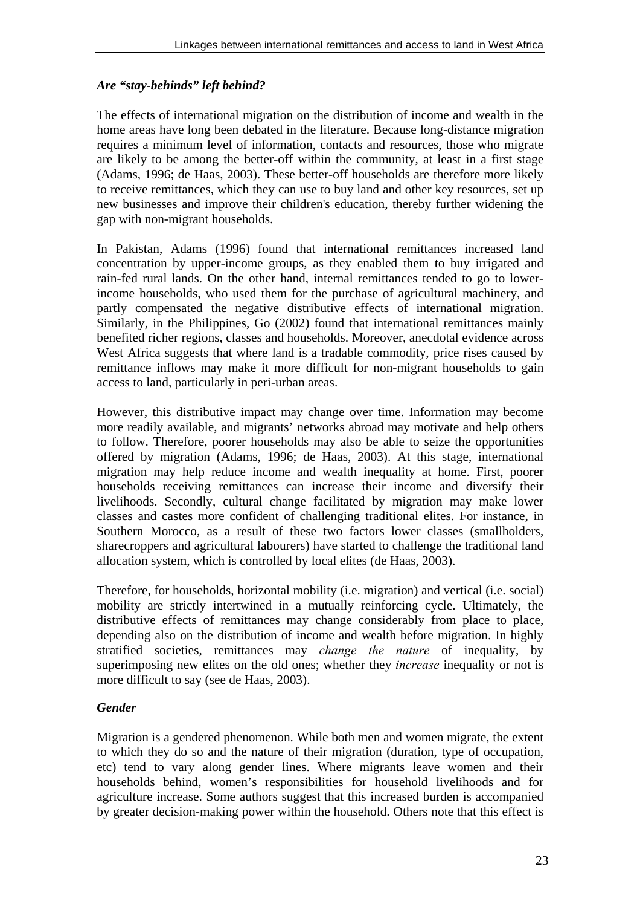### *Are "stay-behinds" left behind?*

The effects of international migration on the distribution of income and wealth in the home areas have long been debated in the literature. Because long-distance migration requires a minimum level of information, contacts and resources, those who migrate are likely to be among the better-off within the community, at least in a first stage (Adams, 1996; de Haas, 2003). These better-off households are therefore more likely to receive remittances, which they can use to buy land and other key resources, set up new businesses and improve their children's education, thereby further widening the gap with non-migrant households.

In Pakistan, Adams (1996) found that international remittances increased land concentration by upper-income groups, as they enabled them to buy irrigated and rain-fed rural lands. On the other hand, internal remittances tended to go to lower-income households, who used them for the purchase of agricultural machinery, and partly compensated the negative distributive effects of international migration. Similarly, in the Philippines, Go (2002) found that international remittances mainly benefited richer regions, classes and households. Moreover, anecdotal evidence across West Africa suggests that where land is a tradable commodity, price rises caused by remittance inflows may make it more difficult for non-migrant households to gain access to land, particularly in peri-urban areas.

However, this distributive impact may change over time. Information may become more readily available, and migrants' networks abroad may motivate and help others to follow. Therefore, poorer households may also be able to seize the opportunities offered by migration (Adams, 1996; de Haas, 2003). At this stage, international migration may help reduce income and wealth inequality at home. First, poorer households receiving remittances can increase their income and diversify their livelihoods. Secondly, cultural change facilitated by migration may make lower classes and castes more confident of challenging traditional elites. For instance, in Southern Morocco, as a result of these two factors lower classes (smallholders, sharecroppers and agricultural labourers) have started to challenge the traditional land allocation system, which is controlled by local elites (de Haas, 2003).

Therefore, for households, horizontal mobility (i.e. migration) and vertical (i.e. social) mobility are strictly intertwined in a mutually reinforcing cycle. Ultimately, the distributive effects of remittances may change considerably from place to place, depending also on the distribution of income and wealth before migration. In highly stratified societies, remittances may *change the nature* of inequality, by superimposing new elites on the old ones; whether they *increase* inequality or not is more difficult to say (see de Haas, 2003).

### *Gender*

Migration is a gendered phenomenon. While both men and women migrate, the extent to which they do so and the nature of their migration (duration, type of occupation, etc) tend to vary along gender lines. Where migrants leave women and their households behind, women's responsibilities for household livelihoods and for agriculture increase. Some authors suggest that this increased burden is accompanied by greater decision-making power within the household. Others note that this effect is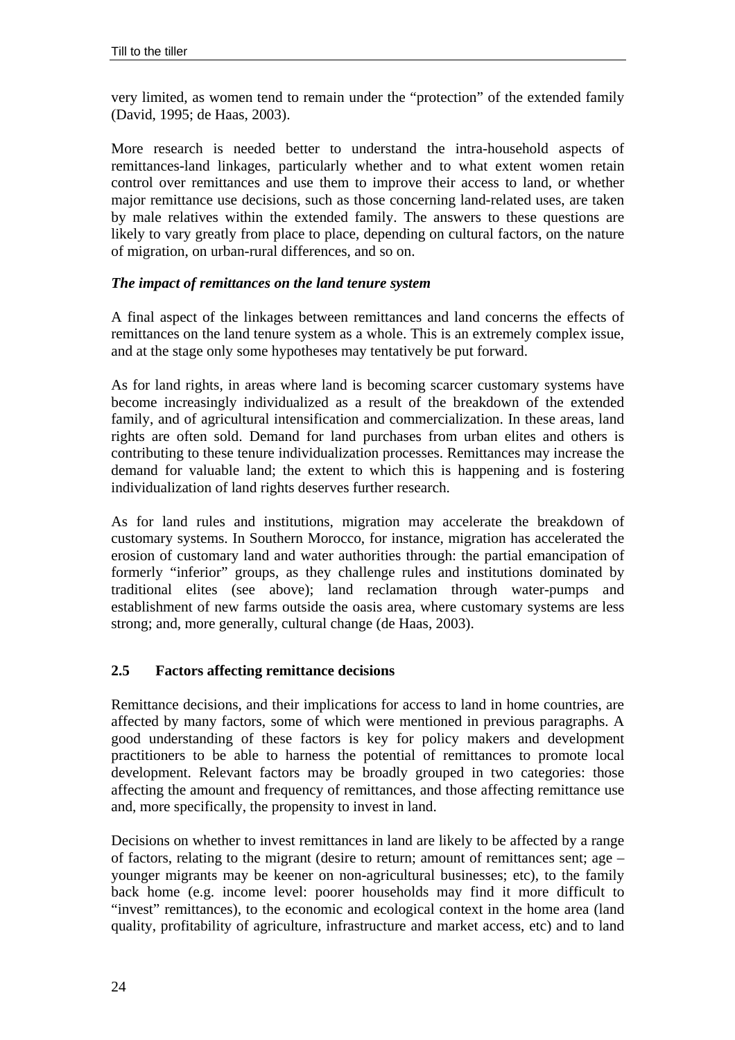very limited, as women tend to remain under the "protection" of the extended family (David, 1995; de Haas, 2003).

More research is needed better to understand the intra-household aspects of remittances-land linkages, particularly whether and to what extent women retain control over remittances and use them to improve their access to land, or whether major remittance use decisions, such as those concerning land-related uses, are taken by male relatives within the extended family. The answers to these questions are likely to vary greatly from place to place, depending on cultural factors, on the nature of migration, on urban-rural differences, and so on.

***The impact of remittances on the land tenure system***

A final aspect of the linkages between remittances and land concerns the effects of remittances on the land tenure system as a whole. This is an extremely complex issue, and at the stage only some hypotheses may tentatively be put forward.

As for land rights, in areas where land is becoming scarcer customary systems have become increasingly individualized as a result of the breakdown of the extended family, and of agricultural intensification and commercialization. In these areas, land rights are often sold. Demand for land purchases from urban elites and others is contributing to these tenure individualization processes. Remittances may increase the demand for valuable land; the extent to which this is happening and is fostering individualization of land rights deserves further research.

As for land rules and institutions, migration may accelerate the breakdown of customary systems. In Southern Morocco, for instance, migration has accelerated the erosion of customary land and water authorities through: the partial emancipation of formerly "inferior" groups, as they challenge rules and institutions dominated by traditional elites (see above); land reclamation through water-pumps and establishment of new farms outside the oasis area, where customary systems are less strong; and, more generally, cultural change (de Haas, 2003).

## 2.5 Factors affecting remittance decisions

Remittance decisions, and their implications for access to land in home countries, are affected by many factors, some of which were mentioned in previous paragraphs. A good understanding of these factors is key for policy makers and development practitioners to be able to harness the potential of remittances to promote local development. Relevant factors may be broadly grouped in two categories: those affecting the amount and frequency of remittances, and those affecting remittance use and, more specifically, the propensity to invest in land.

Decisions on whether to invest remittances in land are likely to be affected by a range of factors, relating to the migrant (desire to return; amount of remittances sent; age – younger migrants may be keener on non-agricultural businesses; etc), to the family back home (e.g. income level: poorer households may find it more difficult to "invest" remittances), to the economic and ecological context in the home area (land quality, profitability of agriculture, infrastructure and market access, etc) and to land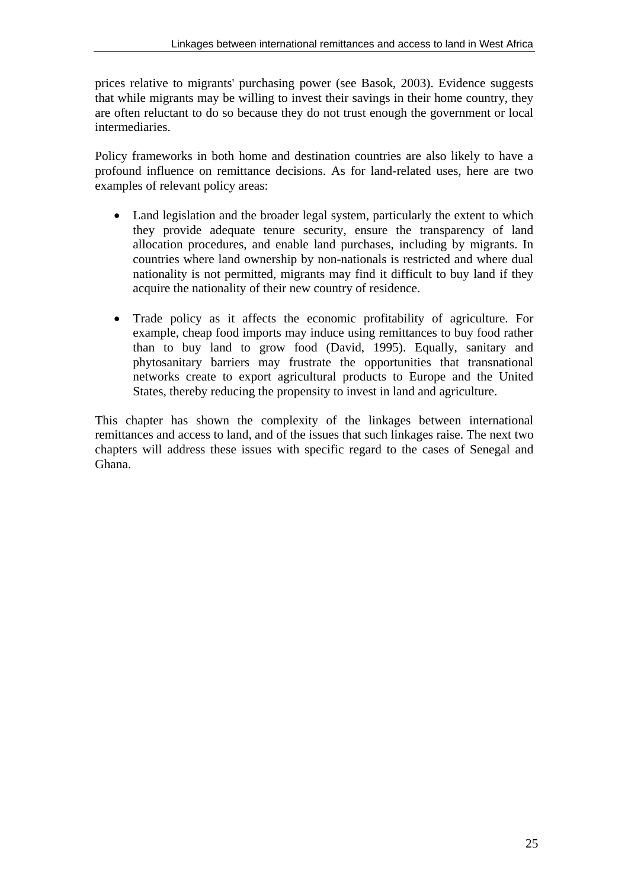prices relative to migrants' purchasing power (see Basok, 2003). Evidence suggests that while migrants may be willing to invest their savings in their home country, they are often reluctant to do so because they do not trust enough the government or local intermediaries.

Policy frameworks in both home and destination countries are also likely to have a profound influence on remittance decisions. As for land-related uses, here are two examples of relevant policy areas:

- Land legislation and the broader legal system, particularly the extent to which they provide adequate tenure security, ensure the transparency of land allocation procedures, and enable land purchases, including by migrants. In countries where land ownership by non-nationals is restricted and where dual nationality is not permitted, migrants may find it difficult to buy land if they acquire the nationality of their new country of residence.

- Trade policy as it affects the economic profitability of agriculture. For example, cheap food imports may induce using remittances to buy food rather than to buy land to grow food (David, 1995). Equally, sanitary and phytosanitary barriers may frustrate the opportunities that transnational networks create to export agricultural products to Europe and the United States, thereby reducing the propensity to invest in land and agriculture.

This chapter has shown the complexity of the linkages between international remittances and access to land, and of the issues that such linkages raise. The next two chapters will address these issues with specific regard to the cases of Senegal and Ghana.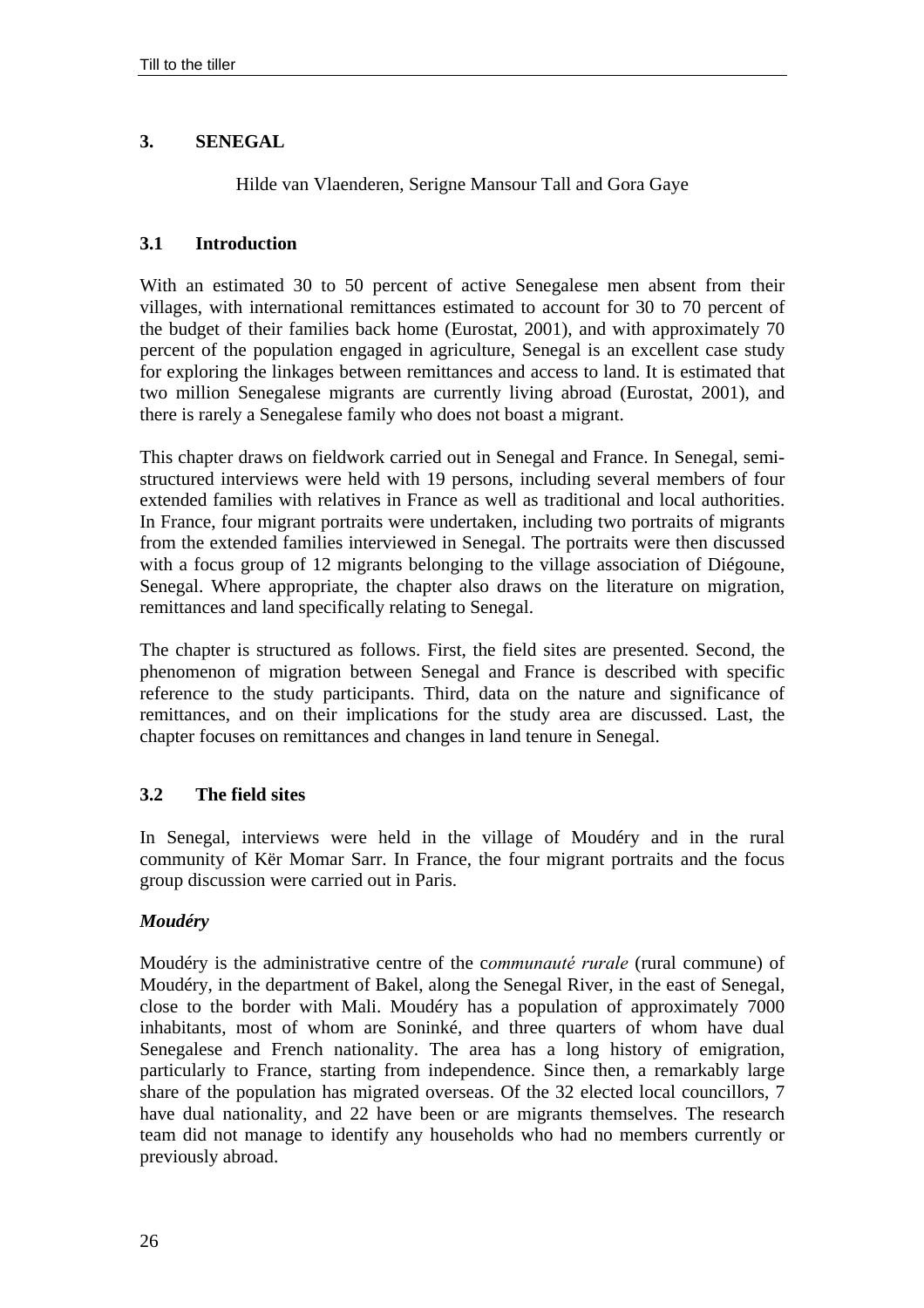## 3. SENEGAL

Hilde van Vlaenderen, Serigne Mansour Tall and Gora Gaye

### 3.1 Introduction

With an estimated 30 to 50 percent of active Senegalese men absent from their villages, with international remittances estimated to account for 30 to 70 percent of the budget of their families back home (Eurostat, 2001), and with approximately 70 percent of the population engaged in agriculture, Senegal is an excellent case study for exploring the linkages between remittances and access to land. It is estimated that two million Senegalese migrants are currently living abroad (Eurostat, 2001), and there is rarely a Senegalese family who does not boast a migrant.

This chapter draws on fieldwork carried out in Senegal and France. In Senegal, semi-structured interviews were held with 19 persons, including several members of four extended families with relatives in France as well as traditional and local authorities. In France, four migrant portraits were undertaken, including two portraits of migrants from the extended families interviewed in Senegal. The portraits were then discussed with a focus group of 12 migrants belonging to the village association of Diégoune, Senegal. Where appropriate, the chapter also draws on the literature on migration, remittances and land specifically relating to Senegal.

The chapter is structured as follows. First, the field sites are presented. Second, the phenomenon of migration between Senegal and France is described with specific reference to the study participants. Third, data on the nature and significance of remittances, and on their implications for the study area are discussed. Last, the chapter focuses on remittances and changes in land tenure in Senegal.

### 3.2 The field sites

In Senegal, interviews were held in the village of Moudéry and in the rural community of Kër Momar Sarr. In France, the four migrant portraits and the focus group discussion were carried out in Paris.

***Moudéry***

Moudéry is the administrative centre of the c*ommunauté rurale* (rural commune) of Moudéry, in the department of Bakel, along the Senegal River, in the east of Senegal, close to the border with Mali. Moudéry has a population of approximately 7000 inhabitants, most of whom are Soninké, and three quarters of whom have dual Senegalese and French nationality. The area has a long history of emigration, particularly to France, starting from independence. Since then, a remarkably large share of the population has migrated overseas. Of the 32 elected local councillors, 7 have dual nationality, and 22 have been or are migrants themselves. The research team did not manage to identify any households who had no members currently or previously abroad.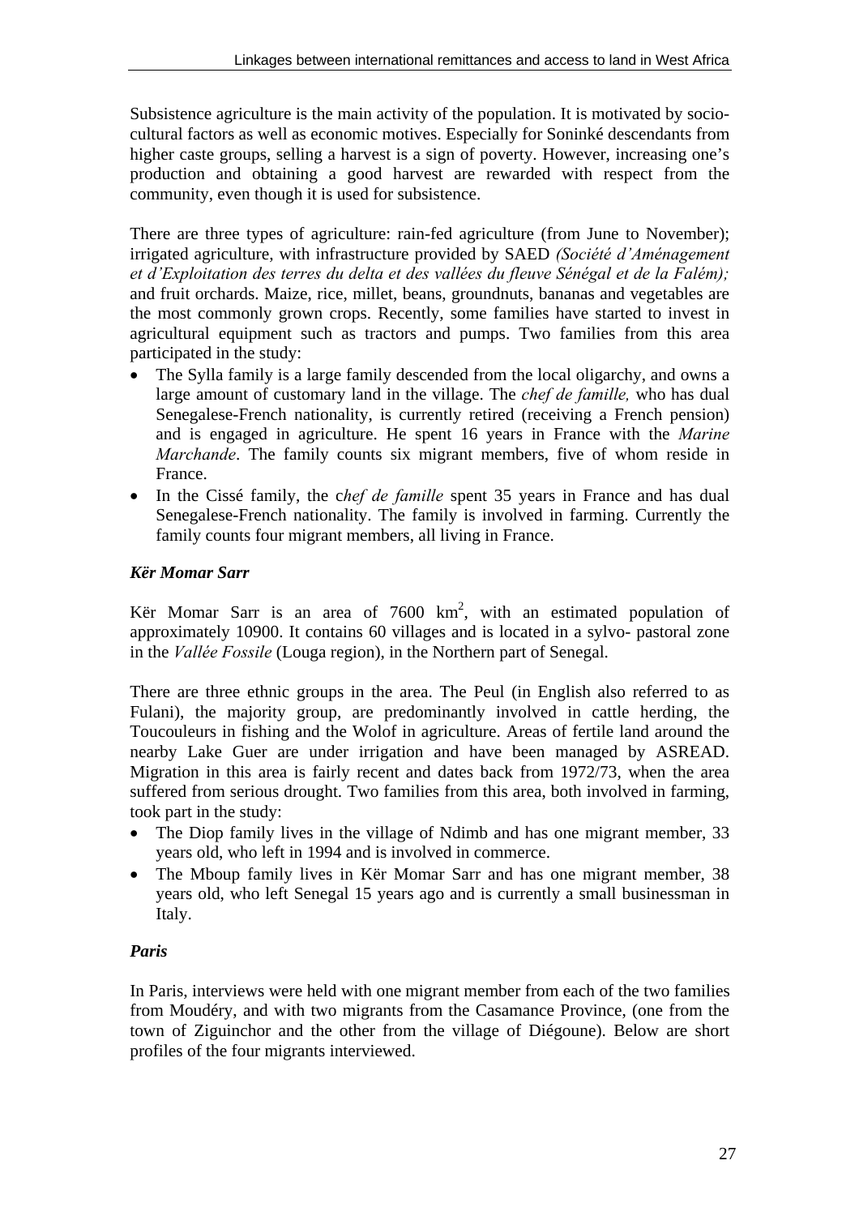Subsistence agriculture is the main activity of the population. It is motivated by socio-cultural factors as well as economic motives. Especially for Soninké descendants from higher caste groups, selling a harvest is a sign of poverty. However, increasing one's production and obtaining a good harvest are rewarded with respect from the community, even though it is used for subsistence.

There are three types of agriculture: rain-fed agriculture (from June to November); irrigated agriculture, with infrastructure provided by SAED *(Société d'Aménagement et d'Exploitation des terres du delta et des vallées du fleuve Sénégal et de la Falém);* and fruit orchards. Maize, rice, millet, beans, groundnuts, bananas and vegetables are the most commonly grown crops. Recently, some families have started to invest in agricultural equipment such as tractors and pumps. Two families from this area participated in the study:

- The Sylla family is a large family descended from the local oligarchy, and owns a large amount of customary land in the village. The *chef de famille,* who has dual Senegalese-French nationality, is currently retired (receiving a French pension) and is engaged in agriculture. He spent 16 years in France with the *Marine Marchande*. The family counts six migrant members, five of whom reside in France.
- In the Cissé family, the c*hef de famille* spent 35 years in France and has dual Senegalese-French nationality. The family is involved in farming. Currently the family counts four migrant members, all living in France.

### *Kër Momar Sarr*

Kër Momar Sarr is an area of 7600 km$^2$, with an estimated population of approximately 10900. It contains 60 villages and is located in a sylvo- pastoral zone in the *Vallée Fossile* (Louga region), in the Northern part of Senegal.

There are three ethnic groups in the area. The Peul (in English also referred to as Fulani), the majority group, are predominantly involved in cattle herding, the Toucouleurs in fishing and the Wolof in agriculture. Areas of fertile land around the nearby Lake Guer are under irrigation and have been managed by ASREAD. Migration in this area is fairly recent and dates back from 1972/73, when the area suffered from serious drought. Two families from this area, both involved in farming, took part in the study:

- The Diop family lives in the village of Ndimb and has one migrant member, 33 years old, who left in 1994 and is involved in commerce.
- The Mboup family lives in Kër Momar Sarr and has one migrant member, 38 years old, who left Senegal 15 years ago and is currently a small businessman in Italy.

### *Paris*

In Paris, interviews were held with one migrant member from each of the two families from Moudéry, and with two migrants from the Casamance Province, (one from the town of Ziguinchor and the other from the village of Diégoune). Below are short profiles of the four migrants interviewed.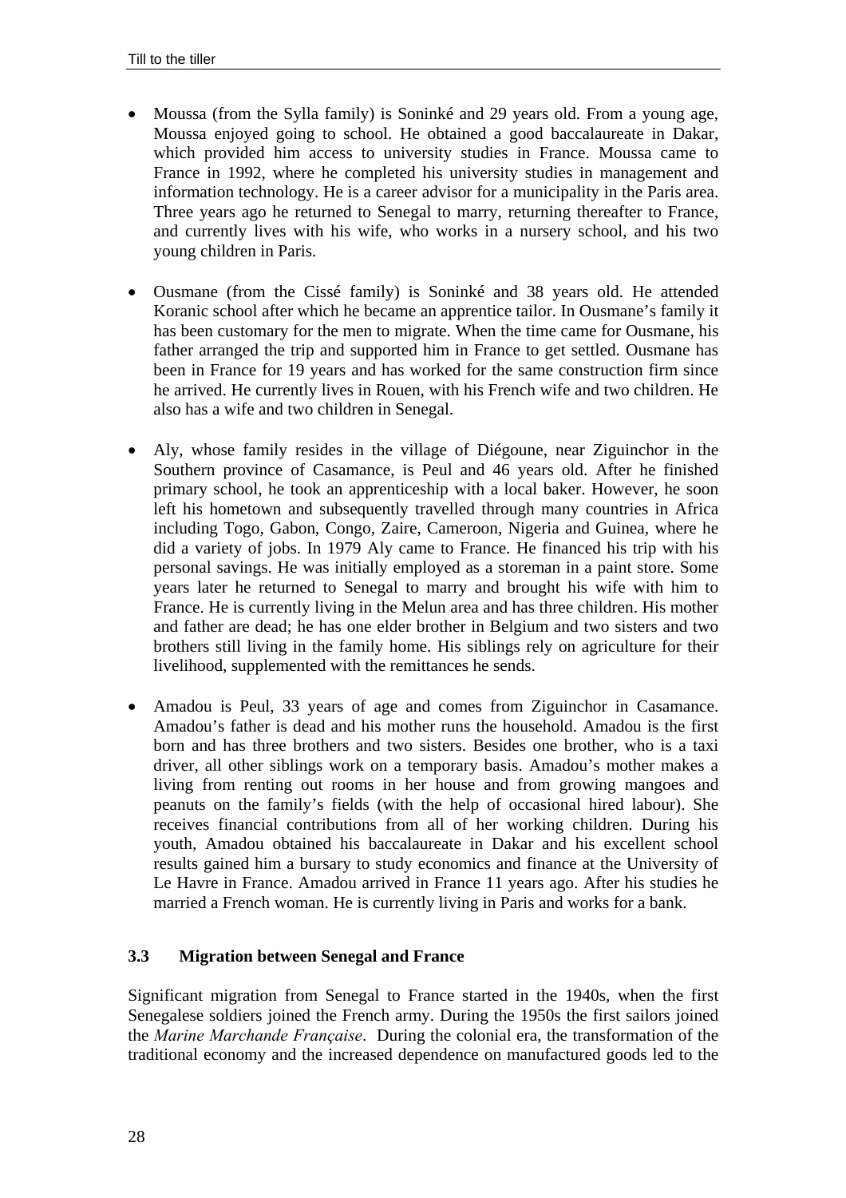- Moussa (from the Sylla family) is Soninké and 29 years old. From a young age, Moussa enjoyed going to school. He obtained a good baccalaureate in Dakar, which provided him access to university studies in France. Moussa came to France in 1992, where he completed his university studies in management and information technology. He is a career advisor for a municipality in the Paris area. Three years ago he returned to Senegal to marry, returning thereafter to France, and currently lives with his wife, who works in a nursery school, and his two young children in Paris.

- Ousmane (from the Cissé family) is Soninké and 38 years old. He attended Koranic school after which he became an apprentice tailor. In Ousmane's family it has been customary for the men to migrate. When the time came for Ousmane, his father arranged the trip and supported him in France to get settled. Ousmane has been in France for 19 years and has worked for the same construction firm since he arrived. He currently lives in Rouen, with his French wife and two children. He also has a wife and two children in Senegal.

- Aly, whose family resides in the village of Diégoune, near Ziguinchor in the Southern province of Casamance, is Peul and 46 years old. After he finished primary school, he took an apprenticeship with a local baker. However, he soon left his hometown and subsequently travelled through many countries in Africa including Togo, Gabon, Congo, Zaire, Cameroon, Nigeria and Guinea, where he did a variety of jobs. In 1979 Aly came to France. He financed his trip with his personal savings. He was initially employed as a storeman in a paint store. Some years later he returned to Senegal to marry and brought his wife with him to France. He is currently living in the Melun area and has three children. His mother and father are dead; he has one elder brother in Belgium and two sisters and two brothers still living in the family home. His siblings rely on agriculture for their livelihood, supplemented with the remittances he sends.

- Amadou is Peul, 33 years of age and comes from Ziguinchor in Casamance. Amadou's father is dead and his mother runs the household. Amadou is the first born and has three brothers and two sisters. Besides one brother, who is a taxi driver, all other siblings work on a temporary basis. Amadou's mother makes a living from renting out rooms in her house and from growing mangoes and peanuts on the family's fields (with the help of occasional hired labour). She receives financial contributions from all of her working children. During his youth, Amadou obtained his baccalaureate in Dakar and his excellent school results gained him a bursary to study economics and finance at the University of Le Havre in France. Amadou arrived in France 11 years ago. After his studies he married a French woman. He is currently living in Paris and works for a bank.

### 3.3 Migration between Senegal and France

Significant migration from Senegal to France started in the 1940s, when the first Senegalese soldiers joined the French army. During the 1950s the first sailors joined the *Marine Marchande Française*. During the colonial era, the transformation of the traditional economy and the increased dependence on manufactured goods led to the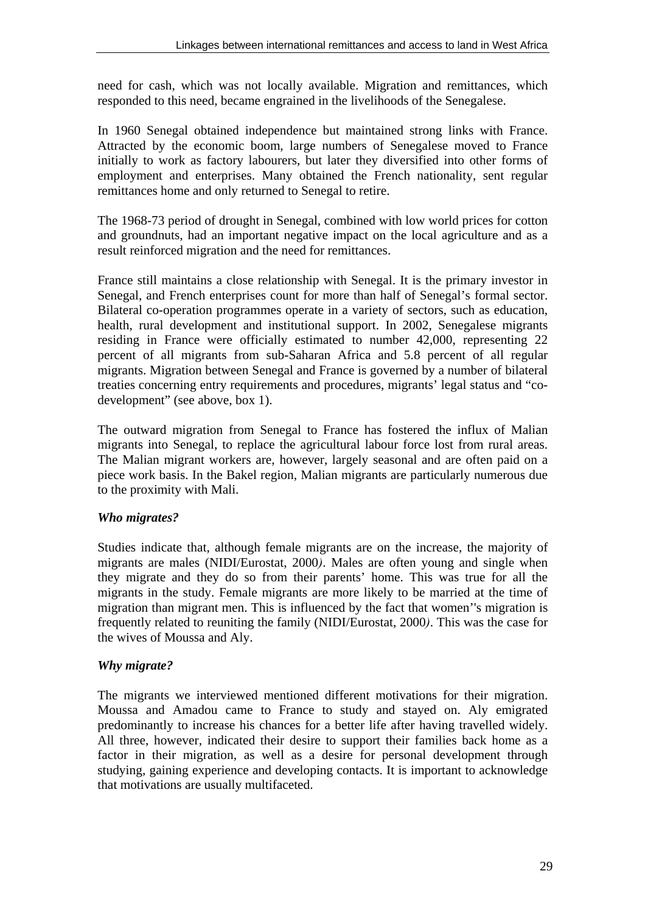need for cash, which was not locally available. Migration and remittances, which responded to this need, became engrained in the livelihoods of the Senegalese.

In 1960 Senegal obtained independence but maintained strong links with France. Attracted by the economic boom, large numbers of Senegalese moved to France initially to work as factory labourers, but later they diversified into other forms of employment and enterprises. Many obtained the French nationality, sent regular remittances home and only returned to Senegal to retire.

The 1968-73 period of drought in Senegal, combined with low world prices for cotton and groundnuts, had an important negative impact on the local agriculture and as a result reinforced migration and the need for remittances.

France still maintains a close relationship with Senegal. It is the primary investor in Senegal, and French enterprises count for more than half of Senegal's formal sector. Bilateral co-operation programmes operate in a variety of sectors, such as education, health, rural development and institutional support. In 2002, Senegalese migrants residing in France were officially estimated to number 42,000, representing 22 percent of all migrants from sub-Saharan Africa and 5.8 percent of all regular migrants. Migration between Senegal and France is governed by a number of bilateral treaties concerning entry requirements and procedures, migrants' legal status and "co-development" (see above, box 1).

The outward migration from Senegal to France has fostered the influx of Malian migrants into Senegal, to replace the agricultural labour force lost from rural areas. The Malian migrant workers are, however, largely seasonal and are often paid on a piece work basis. In the Bakel region, Malian migrants are particularly numerous due to the proximity with Mali.

### *Who migrates?*

Studies indicate that, although female migrants are on the increase, the majority of migrants are males (NIDI/Eurostat, 2000*)*. Males are often young and single when they migrate and they do so from their parents' home. This was true for all the migrants in the study. Female migrants are more likely to be married at the time of migration than migrant men. This is influenced by the fact that women''s migration is frequently related to reuniting the family (NIDI/Eurostat, 2000*)*. This was the case for the wives of Moussa and Aly.

### *Why migrate?*

The migrants we interviewed mentioned different motivations for their migration. Moussa and Amadou came to France to study and stayed on. Aly emigrated predominantly to increase his chances for a better life after having travelled widely. All three, however, indicated their desire to support their families back home as a factor in their migration, as well as a desire for personal development through studying, gaining experience and developing contacts. It is important to acknowledge that motivations are usually multifaceted.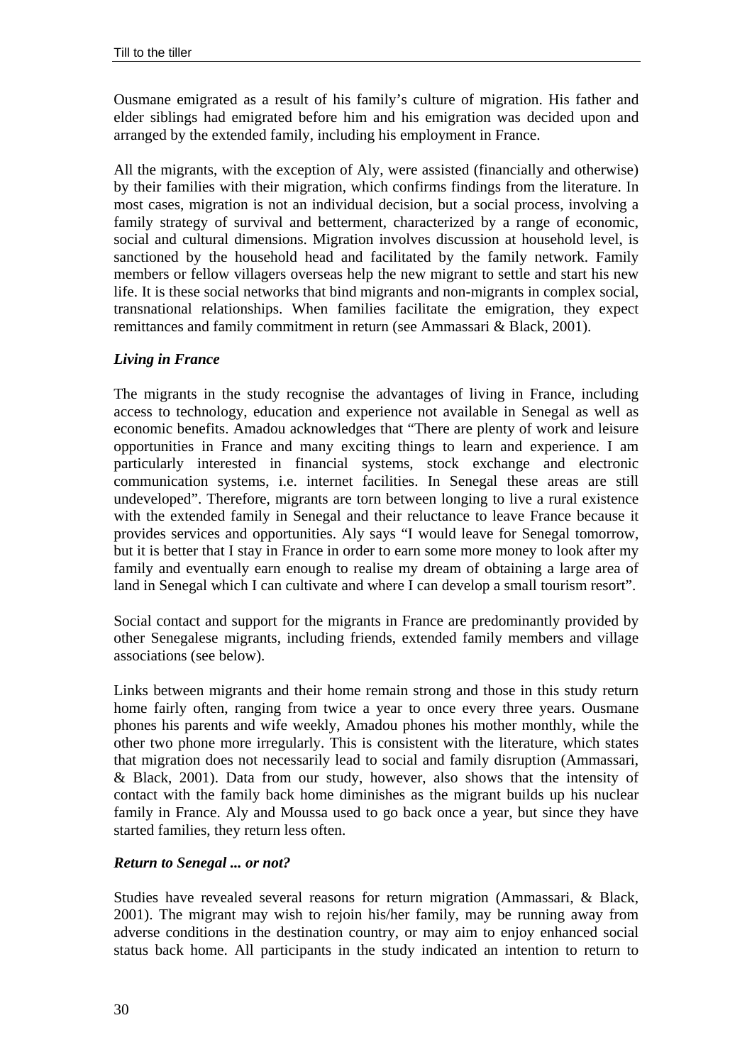Ousmane emigrated as a result of his family's culture of migration. His father and elder siblings had emigrated before him and his emigration was decided upon and arranged by the extended family, including his employment in France.

All the migrants, with the exception of Aly, were assisted (financially and otherwise) by their families with their migration, which confirms findings from the literature. In most cases, migration is not an individual decision, but a social process, involving a family strategy of survival and betterment, characterized by a range of economic, social and cultural dimensions. Migration involves discussion at household level, is sanctioned by the household head and facilitated by the family network. Family members or fellow villagers overseas help the new migrant to settle and start his new life. It is these social networks that bind migrants and non-migrants in complex social, transnational relationships. When families facilitate the emigration, they expect remittances and family commitment in return (see Ammassari & Black, 2001).

***Living in France***

The migrants in the study recognise the advantages of living in France, including access to technology, education and experience not available in Senegal as well as economic benefits. Amadou acknowledges that "There are plenty of work and leisure opportunities in France and many exciting things to learn and experience. I am particularly interested in financial systems, stock exchange and electronic communication systems, i.e. internet facilities. In Senegal these areas are still undeveloped". Therefore, migrants are torn between longing to live a rural existence with the extended family in Senegal and their reluctance to leave France because it provides services and opportunities. Aly says "I would leave for Senegal tomorrow, but it is better that I stay in France in order to earn some more money to look after my family and eventually earn enough to realise my dream of obtaining a large area of land in Senegal which I can cultivate and where I can develop a small tourism resort".

Social contact and support for the migrants in France are predominantly provided by other Senegalese migrants, including friends, extended family members and village associations (see below).

Links between migrants and their home remain strong and those in this study return home fairly often, ranging from twice a year to once every three years. Ousmane phones his parents and wife weekly, Amadou phones his mother monthly, while the other two phone more irregularly. This is consistent with the literature, which states that migration does not necessarily lead to social and family disruption (Ammassari, & Black, 2001). Data from our study, however, also shows that the intensity of contact with the family back home diminishes as the migrant builds up his nuclear family in France. Aly and Moussa used to go back once a year, but since they have started families, they return less often.

***Return to Senegal ... or not?***

Studies have revealed several reasons for return migration (Ammassari, & Black, 2001). The migrant may wish to rejoin his/her family, may be running away from adverse conditions in the destination country, or may aim to enjoy enhanced social status back home. All participants in the study indicated an intention to return to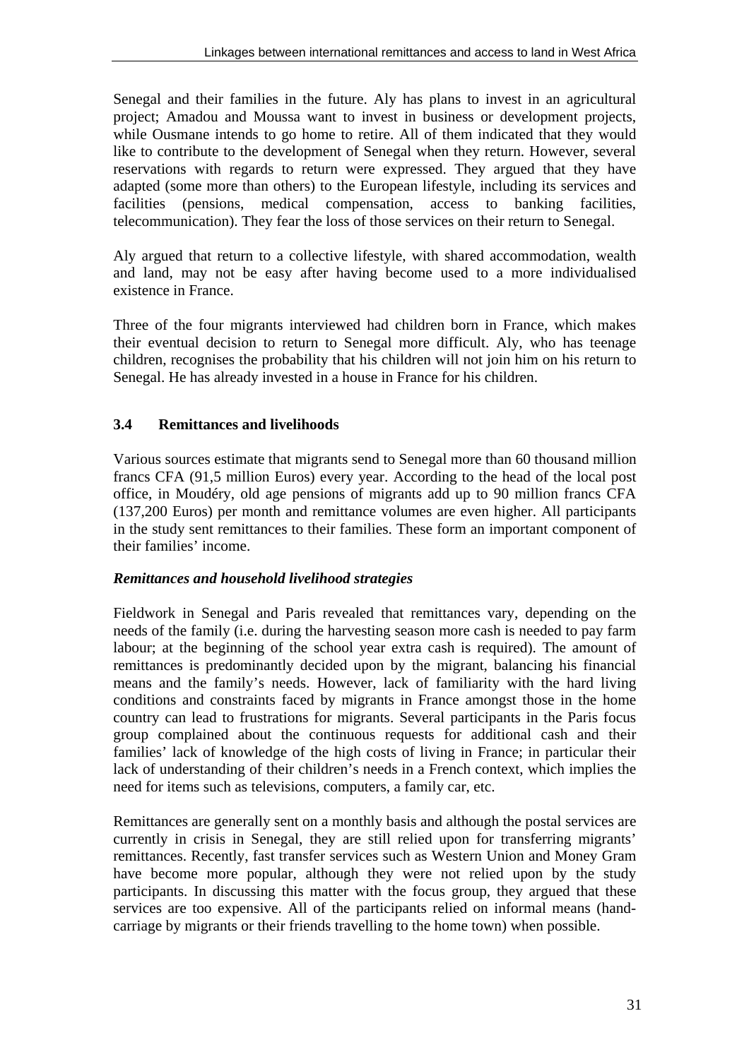Senegal and their families in the future. Aly has plans to invest in an agricultural project; Amadou and Moussa want to invest in business or development projects, while Ousmane intends to go home to retire. All of them indicated that they would like to contribute to the development of Senegal when they return. However, several reservations with regards to return were expressed. They argued that they have adapted (some more than others) to the European lifestyle, including its services and facilities (pensions, medical compensation, access to banking facilities, telecommunication). They fear the loss of those services on their return to Senegal.

Aly argued that return to a collective lifestyle, with shared accommodation, wealth and land, may not be easy after having become used to a more individualised existence in France.

Three of the four migrants interviewed had children born in France, which makes their eventual decision to return to Senegal more difficult. Aly, who has teenage children, recognises the probability that his children will not join him on his return to Senegal. He has already invested in a house in France for his children.

### 3.4 Remittances and livelihoods

Various sources estimate that migrants send to Senegal more than 60 thousand million francs CFA (91,5 million Euros) every year. According to the head of the local post office, in Moudéry, old age pensions of migrants add up to 90 million francs CFA (137,200 Euros) per month and remittance volumes are even higher. All participants in the study sent remittances to their families. These form an important component of their families' income.

#### *Remittances and household livelihood strategies*

Fieldwork in Senegal and Paris revealed that remittances vary, depending on the needs of the family (i.e. during the harvesting season more cash is needed to pay farm labour; at the beginning of the school year extra cash is required). The amount of remittances is predominantly decided upon by the migrant, balancing his financial means and the family's needs. However, lack of familiarity with the hard living conditions and constraints faced by migrants in France amongst those in the home country can lead to frustrations for migrants. Several participants in the Paris focus group complained about the continuous requests for additional cash and their families' lack of knowledge of the high costs of living in France; in particular their lack of understanding of their children's needs in a French context, which implies the need for items such as televisions, computers, a family car, etc.

Remittances are generally sent on a monthly basis and although the postal services are currently in crisis in Senegal, they are still relied upon for transferring migrants' remittances. Recently, fast transfer services such as Western Union and Money Gram have become more popular, although they were not relied upon by the study participants. In discussing this matter with the focus group, they argued that these services are too expensive. All of the participants relied on informal means (hand-carriage by migrants or their friends travelling to the home town) when possible.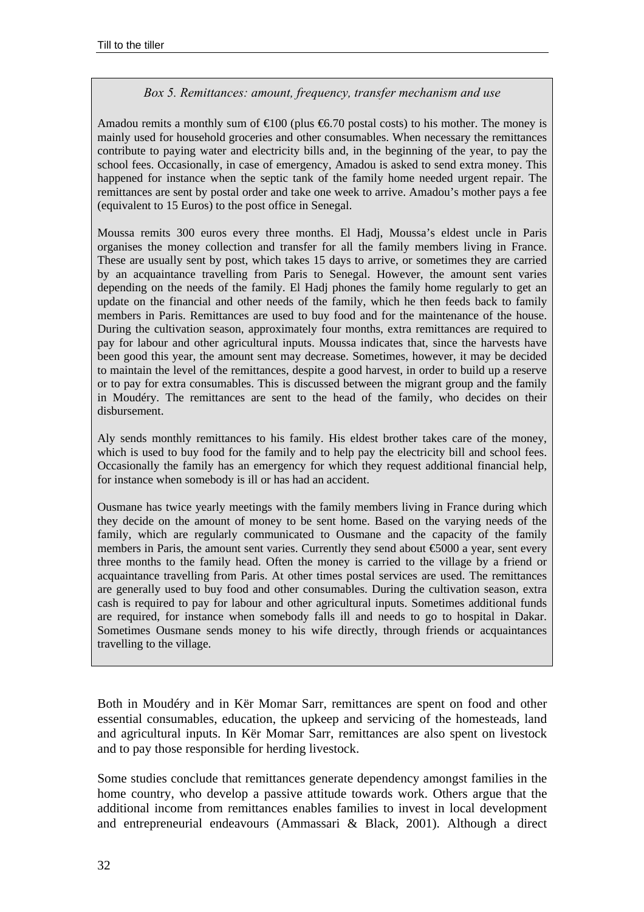*Box 5. Remittances: amount, frequency, transfer mechanism and use*

Amadou remits a monthly sum of €100 (plus €6.70 postal costs) to his mother. The money is mainly used for household groceries and other consumables. When necessary the remittances contribute to paying water and electricity bills and, in the beginning of the year, to pay the school fees. Occasionally, in case of emergency, Amadou is asked to send extra money. This happened for instance when the septic tank of the family home needed urgent repair. The remittances are sent by postal order and take one week to arrive. Amadou's mother pays a fee (equivalent to 15 Euros) to the post office in Senegal.

Moussa remits 300 euros every three months. El Hadj, Moussa's eldest uncle in Paris organises the money collection and transfer for all the family members living in France. These are usually sent by post, which takes 15 days to arrive, or sometimes they are carried by an acquaintance travelling from Paris to Senegal. However, the amount sent varies depending on the needs of the family. El Hadj phones the family home regularly to get an update on the financial and other needs of the family, which he then feeds back to family members in Paris. Remittances are used to buy food and for the maintenance of the house. During the cultivation season, approximately four months, extra remittances are required to pay for labour and other agricultural inputs. Moussa indicates that, since the harvests have been good this year, the amount sent may decrease. Sometimes, however, it may be decided to maintain the level of the remittances, despite a good harvest, in order to build up a reserve or to pay for extra consumables. This is discussed between the migrant group and the family in Moudéry. The remittances are sent to the head of the family, who decides on their disbursement.

Aly sends monthly remittances to his family. His eldest brother takes care of the money, which is used to buy food for the family and to help pay the electricity bill and school fees. Occasionally the family has an emergency for which they request additional financial help, for instance when somebody is ill or has had an accident.

Ousmane has twice yearly meetings with the family members living in France during which they decide on the amount of money to be sent home. Based on the varying needs of the family, which are regularly communicated to Ousmane and the capacity of the family members in Paris, the amount sent varies. Currently they send about €5000 a year, sent every three months to the family head. Often the money is carried to the village by a friend or acquaintance travelling from Paris. At other times postal services are used. The remittances are generally used to buy food and other consumables. During the cultivation season, extra cash is required to pay for labour and other agricultural inputs. Sometimes additional funds are required, for instance when somebody falls ill and needs to go to hospital in Dakar. Sometimes Ousmane sends money to his wife directly, through friends or acquaintances travelling to the village.

Both in Moudéry and in Kër Momar Sarr, remittances are spent on food and other essential consumables, education, the upkeep and servicing of the homesteads, land and agricultural inputs. In Kër Momar Sarr, remittances are also spent on livestock and to pay those responsible for herding livestock.

Some studies conclude that remittances generate dependency amongst families in the home country, who develop a passive attitude towards work. Others argue that the additional income from remittances enables families to invest in local development and entrepreneurial endeavours (Ammassari & Black, 2001). Although a direct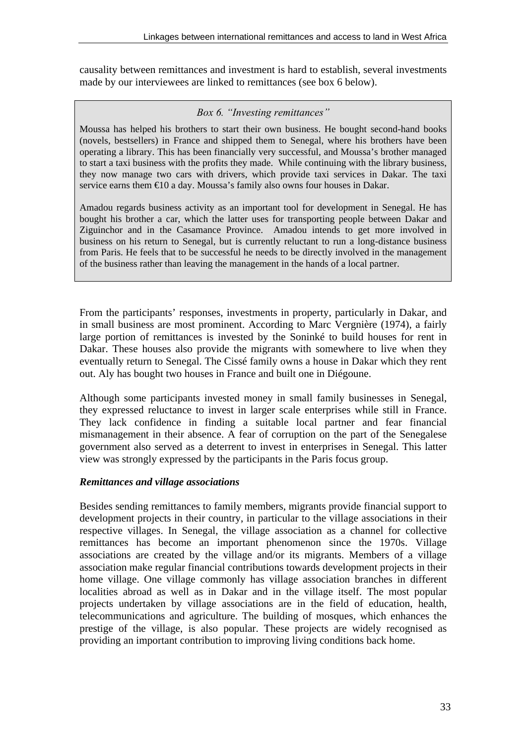causality between remittances and investment is hard to establish, several investments made by our interviewees are linked to remittances (see box 6 below).

> *Box 6. "Investing remittances"*
>
> Moussa has helped his brothers to start their own business. He bought second-hand books (novels, bestsellers) in France and shipped them to Senegal, where his brothers have been operating a library. This has been financially very successful, and Moussa's brother managed to start a taxi business with the profits they made. While continuing with the library business, they now manage two cars with drivers, which provide taxi services in Dakar. The taxi service earns them €10 a day. Moussa's family also owns four houses in Dakar.
>
> Amadou regards business activity as an important tool for development in Senegal. He has bought his brother a car, which the latter uses for transporting people between Dakar and Ziguinchor and in the Casamance Province. Amadou intends to get more involved in business on his return to Senegal, but is currently reluctant to run a long-distance business from Paris. He feels that to be successful he needs to be directly involved in the management of the business rather than leaving the management in the hands of a local partner.

From the participants' responses, investments in property, particularly in Dakar, and in small business are most prominent. According to Marc Vergnière (1974), a fairly large portion of remittances is invested by the Soninké to build houses for rent in Dakar. These houses also provide the migrants with somewhere to live when they eventually return to Senegal. The Cissé family owns a house in Dakar which they rent out. Aly has bought two houses in France and built one in Diégoune.

Although some participants invested money in small family businesses in Senegal, they expressed reluctance to invest in larger scale enterprises while still in France. They lack confidence in finding a suitable local partner and fear financial mismanagement in their absence. A fear of corruption on the part of the Senegalese government also served as a deterrent to invest in enterprises in Senegal. This latter view was strongly expressed by the participants in the Paris focus group.

***Remittances and village associations***

Besides sending remittances to family members, migrants provide financial support to development projects in their country, in particular to the village associations in their respective villages. In Senegal, the village association as a channel for collective remittances has become an important phenomenon since the 1970s. Village associations are created by the village and/or its migrants. Members of a village association make regular financial contributions towards development projects in their home village. One village commonly has village association branches in different localities abroad as well as in Dakar and in the village itself. The most popular projects undertaken by village associations are in the field of education, health, telecommunications and agriculture. The building of mosques, which enhances the prestige of the village, is also popular. These projects are widely recognised as providing an important contribution to improving living conditions back home.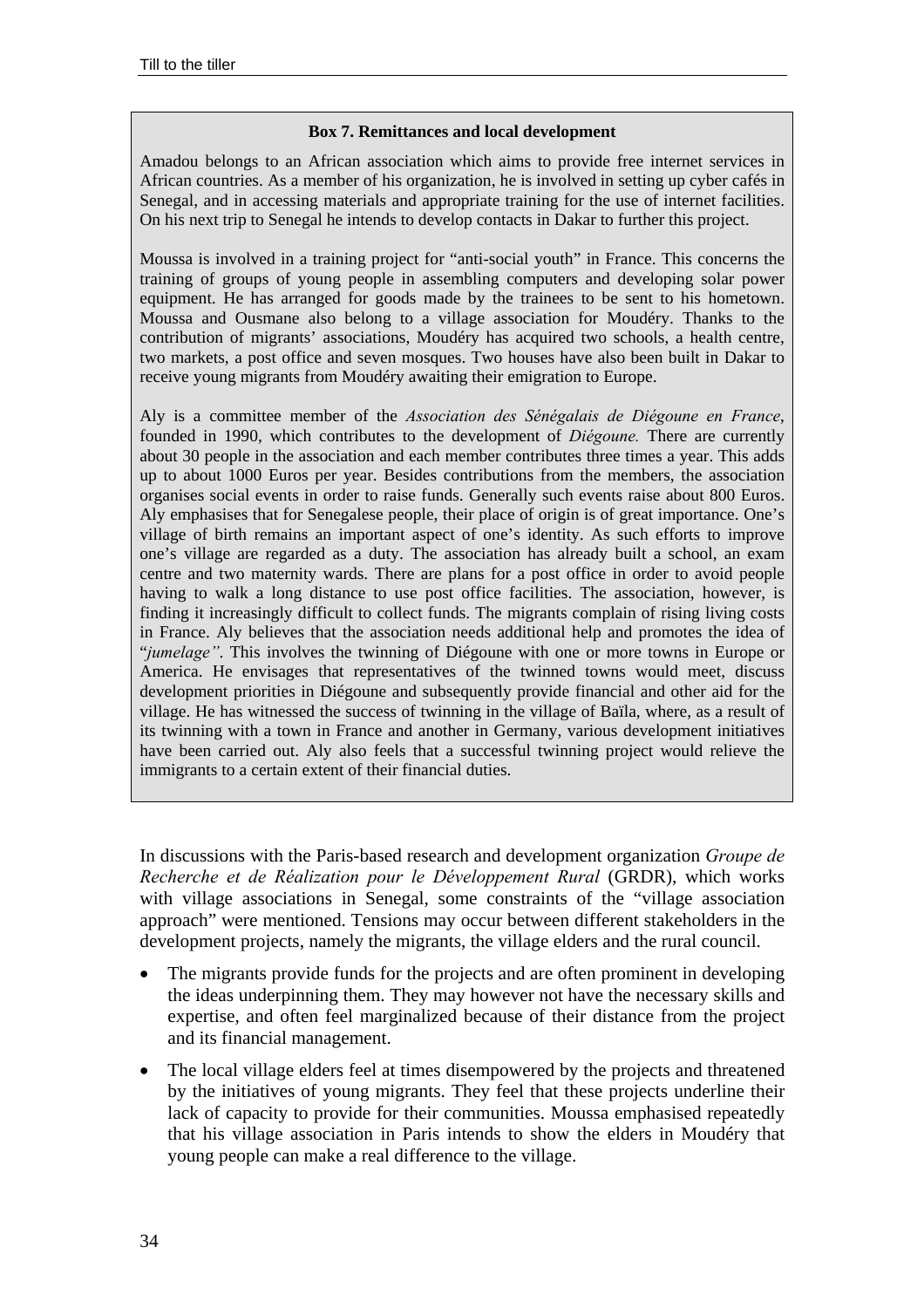**Box 7. Remittances and local development**

Amadou belongs to an African association which aims to provide free internet services in African countries. As a member of his organization, he is involved in setting up cyber cafés in Senegal, and in accessing materials and appropriate training for the use of internet facilities. On his next trip to Senegal he intends to develop contacts in Dakar to further this project.

Moussa is involved in a training project for "anti-social youth" in France. This concerns the training of groups of young people in assembling computers and developing solar power equipment. He has arranged for goods made by the trainees to be sent to his hometown. Moussa and Ousmane also belong to a village association for Moudéry. Thanks to the contribution of migrants' associations, Moudéry has acquired two schools, a health centre, two markets, a post office and seven mosques. Two houses have also been built in Dakar to receive young migrants from Moudéry awaiting their emigration to Europe.

Aly is a committee member of the *Association des Sénégalais de Diégoune en France*, founded in 1990, which contributes to the development of *Diégoune.* There are currently about 30 people in the association and each member contributes three times a year. This adds up to about 1000 Euros per year. Besides contributions from the members, the association organises social events in order to raise funds. Generally such events raise about 800 Euros. Aly emphasises that for Senegalese people, their place of origin is of great importance. One's village of birth remains an important aspect of one's identity. As such efforts to improve one's village are regarded as a duty. The association has already built a school, an exam centre and two maternity wards. There are plans for a post office in order to avoid people having to walk a long distance to use post office facilities. The association, however, is finding it increasingly difficult to collect funds. The migrants complain of rising living costs in France. Aly believes that the association needs additional help and promotes the idea of "*jumelage"*. This involves the twinning of Diégoune with one or more towns in Europe or America. He envisages that representatives of the twinned towns would meet, discuss development priorities in Diégoune and subsequently provide financial and other aid for the village. He has witnessed the success of twinning in the village of Baïla, where, as a result of its twinning with a town in France and another in Germany, various development initiatives have been carried out. Aly also feels that a successful twinning project would relieve the immigrants to a certain extent of their financial duties.

In discussions with the Paris-based research and development organization *Groupe de Recherche et de Réalization pour le Développement Rural* (GRDR), which works with village associations in Senegal, some constraints of the "village association approach" were mentioned. Tensions may occur between different stakeholders in the development projects, namely the migrants, the village elders and the rural council.

- The migrants provide funds for the projects and are often prominent in developing the ideas underpinning them. They may however not have the necessary skills and expertise, and often feel marginalized because of their distance from the project and its financial management.
- The local village elders feel at times disempowered by the projects and threatened by the initiatives of young migrants. They feel that these projects underline their lack of capacity to provide for their communities. Moussa emphasised repeatedly that his village association in Paris intends to show the elders in Moudéry that young people can make a real difference to the village.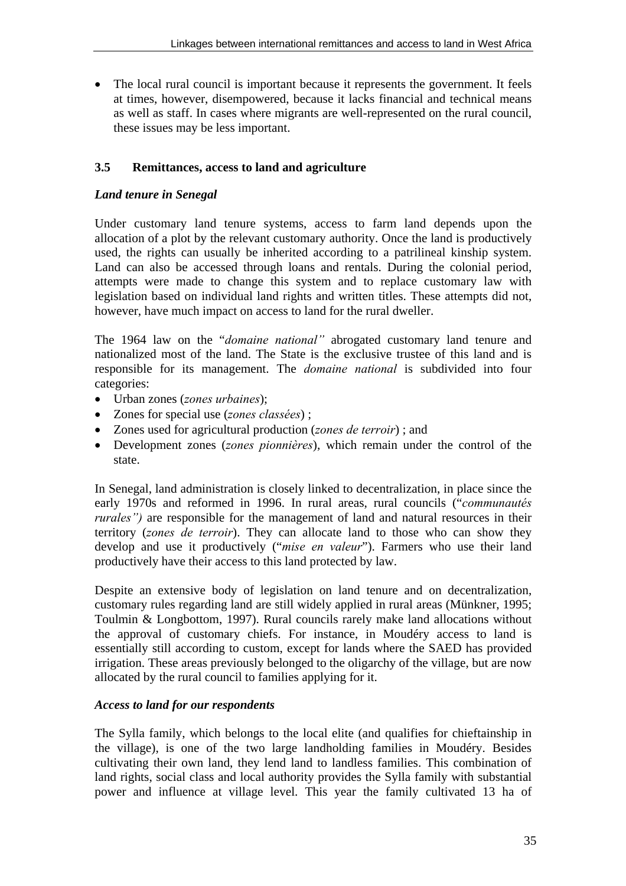- The local rural council is important because it represents the government. It feels at times, however, disempowered, because it lacks financial and technical means as well as staff. In cases where migrants are well-represented on the rural council, these issues may be less important.

### 3.5 Remittances, access to land and agriculture

#### *Land tenure in Senegal*

Under customary land tenure systems, access to farm land depends upon the allocation of a plot by the relevant customary authority. Once the land is productively used, the rights can usually be inherited according to a patrilineal kinship system. Land can also be accessed through loans and rentals. During the colonial period, attempts were made to change this system and to replace customary law with legislation based on individual land rights and written titles. These attempts did not, however, have much impact on access to land for the rural dweller.

The 1964 law on the "*domaine national"* abrogated customary land tenure and nationalized most of the land. The State is the exclusive trustee of this land and is responsible for its management. The *domaine national* is subdivided into four categories:

- Urban zones (*zones urbaines*);
- Zones for special use (*zones classées*) ;
- Zones used for agricultural production (*zones de terroir*) ; and
- Development zones (*zones pionnières*), which remain under the control of the state.

In Senegal, land administration is closely linked to decentralization, in place since the early 1970s and reformed in 1996. In rural areas, rural councils ("*communautés rurales")* are responsible for the management of land and natural resources in their territory (*zones de terroir*). They can allocate land to those who can show they develop and use it productively ("*mise en valeur*"). Farmers who use their land productively have their access to this land protected by law.

Despite an extensive body of legislation on land tenure and on decentralization, customary rules regarding land are still widely applied in rural areas (Münkner, 1995; Toulmin & Longbottom, 1997). Rural councils rarely make land allocations without the approval of customary chiefs. For instance, in Moudéry access to land is essentially still according to custom, except for lands where the SAED has provided irrigation. These areas previously belonged to the oligarchy of the village, but are now allocated by the rural council to families applying for it.

#### *Access to land for our respondents*

The Sylla family, which belongs to the local elite (and qualifies for chieftainship in the village), is one of the two large landholding families in Moudéry. Besides cultivating their own land, they lend land to landless families. This combination of land rights, social class and local authority provides the Sylla family with substantial power and influence at village level. This year the family cultivated 13 ha of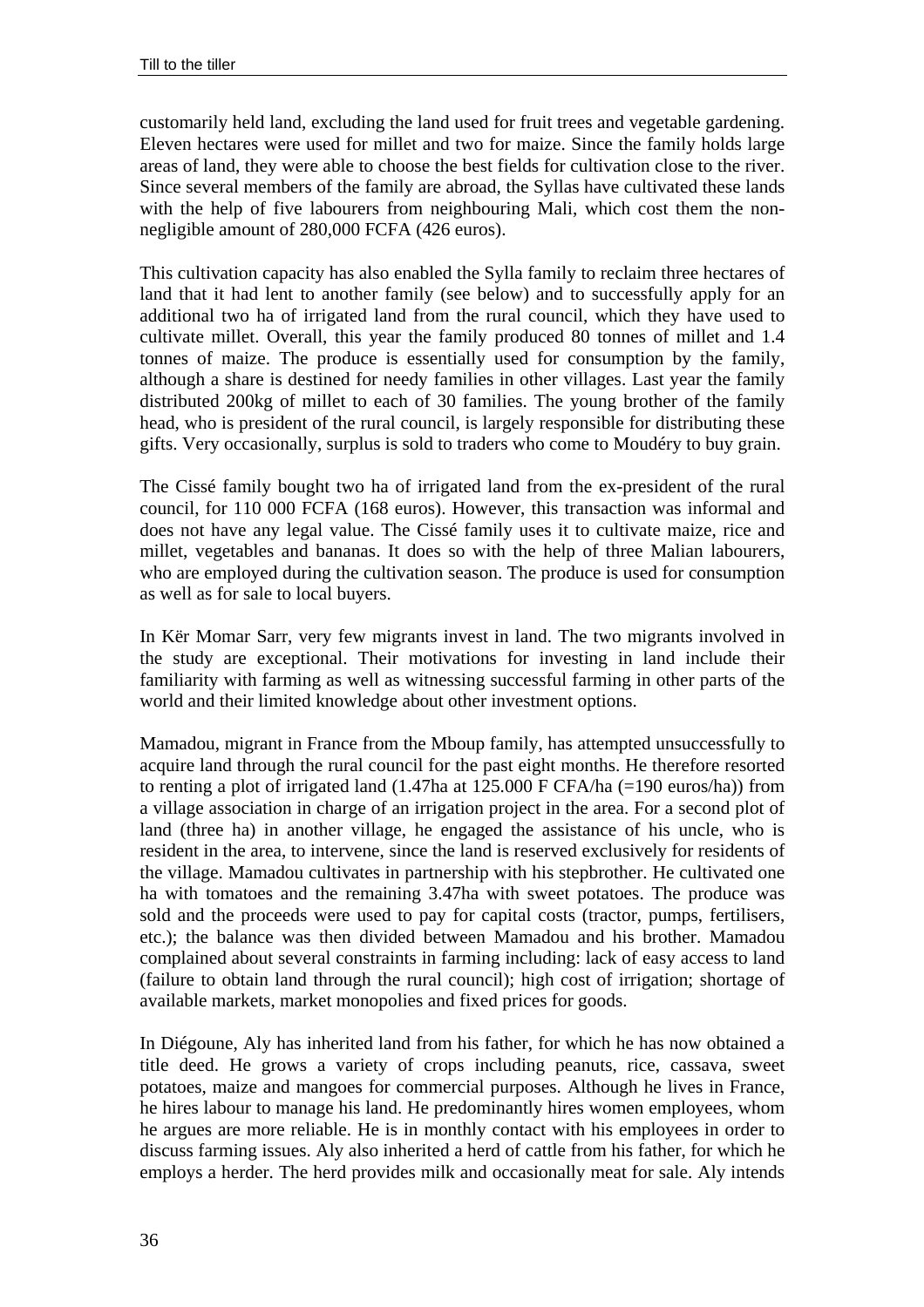customarily held land, excluding the land used for fruit trees and vegetable gardening. Eleven hectares were used for millet and two for maize. Since the family holds large areas of land, they were able to choose the best fields for cultivation close to the river. Since several members of the family are abroad, the Syllas have cultivated these lands with the help of five labourers from neighbouring Mali, which cost them the non-negligible amount of 280,000 FCFA (426 euros).

This cultivation capacity has also enabled the Sylla family to reclaim three hectares of land that it had lent to another family (see below) and to successfully apply for an additional two ha of irrigated land from the rural council, which they have used to cultivate millet. Overall, this year the family produced 80 tonnes of millet and 1.4 tonnes of maize. The produce is essentially used for consumption by the family, although a share is destined for needy families in other villages. Last year the family distributed 200kg of millet to each of 30 families. The young brother of the family head, who is president of the rural council, is largely responsible for distributing these gifts. Very occasionally, surplus is sold to traders who come to Moudéry to buy grain.

The Cissé family bought two ha of irrigated land from the ex-president of the rural council, for 110 000 FCFA (168 euros). However, this transaction was informal and does not have any legal value. The Cissé family uses it to cultivate maize, rice and millet, vegetables and bananas. It does so with the help of three Malian labourers, who are employed during the cultivation season. The produce is used for consumption as well as for sale to local buyers.

In Kër Momar Sarr, very few migrants invest in land. The two migrants involved in the study are exceptional. Their motivations for investing in land include their familiarity with farming as well as witnessing successful farming in other parts of the world and their limited knowledge about other investment options.

Mamadou, migrant in France from the Mboup family, has attempted unsuccessfully to acquire land through the rural council for the past eight months. He therefore resorted to renting a plot of irrigated land (1.47ha at 125.000 F CFA/ha (=190 euros/ha)) from a village association in charge of an irrigation project in the area. For a second plot of land (three ha) in another village, he engaged the assistance of his uncle, who is resident in the area, to intervene, since the land is reserved exclusively for residents of the village. Mamadou cultivates in partnership with his stepbrother. He cultivated one ha with tomatoes and the remaining 3.47ha with sweet potatoes. The produce was sold and the proceeds were used to pay for capital costs (tractor, pumps, fertilisers, etc.); the balance was then divided between Mamadou and his brother. Mamadou complained about several constraints in farming including: lack of easy access to land (failure to obtain land through the rural council); high cost of irrigation; shortage of available markets, market monopolies and fixed prices for goods.

In Diégoune, Aly has inherited land from his father, for which he has now obtained a title deed. He grows a variety of crops including peanuts, rice, cassava, sweet potatoes, maize and mangoes for commercial purposes. Although he lives in France, he hires labour to manage his land. He predominantly hires women employees, whom he argues are more reliable. He is in monthly contact with his employees in order to discuss farming issues. Aly also inherited a herd of cattle from his father, for which he employs a herder. The herd provides milk and occasionally meat for sale. Aly intends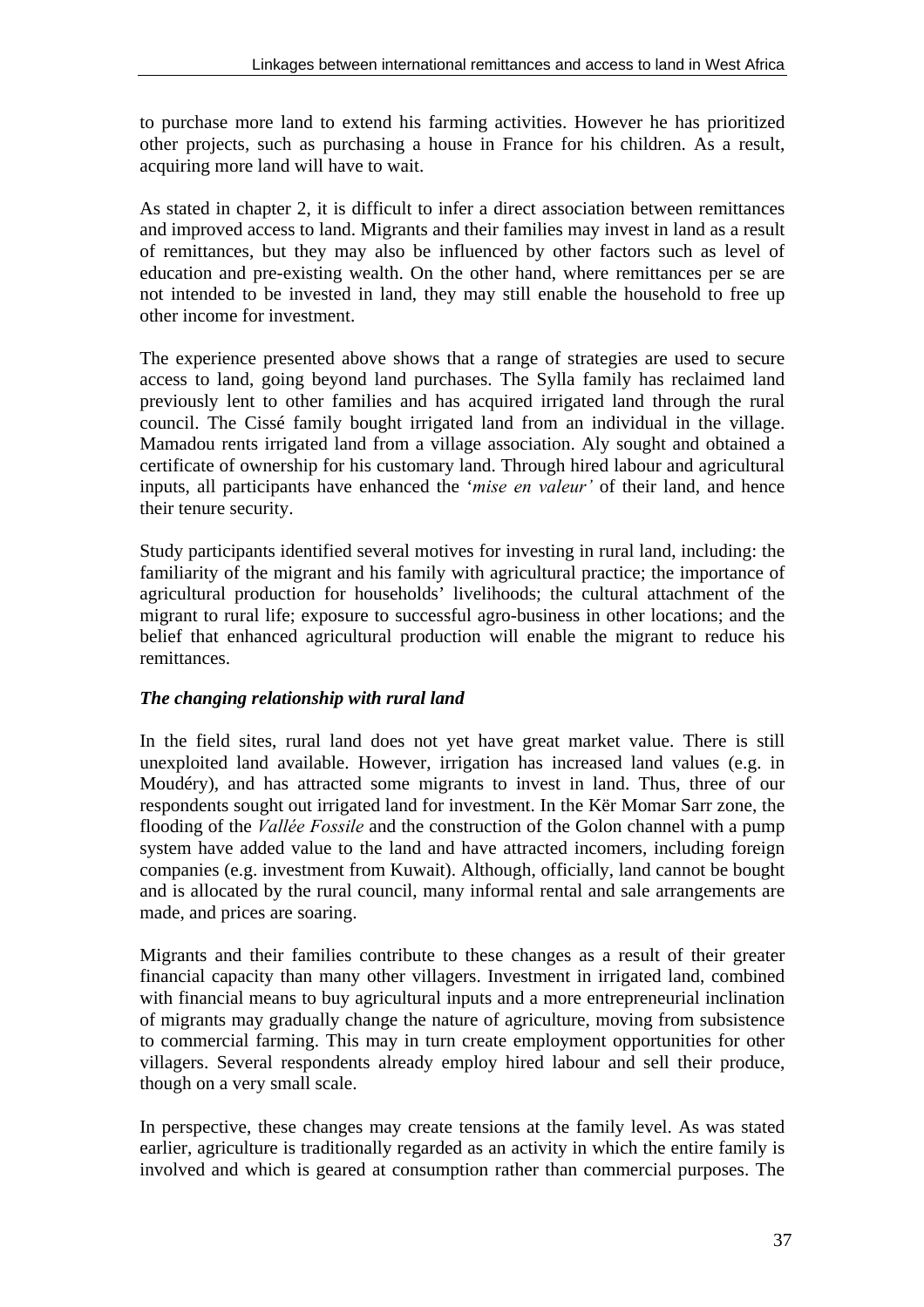to purchase more land to extend his farming activities. However he has prioritized other projects, such as purchasing a house in France for his children. As a result, acquiring more land will have to wait.

As stated in chapter 2, it is difficult to infer a direct association between remittances and improved access to land. Migrants and their families may invest in land as a result of remittances, but they may also be influenced by other factors such as level of education and pre-existing wealth. On the other hand, where remittances per se are not intended to be invested in land, they may still enable the household to free up other income for investment.

The experience presented above shows that a range of strategies are used to secure access to land, going beyond land purchases. The Sylla family has reclaimed land previously lent to other families and has acquired irrigated land through the rural council. The Cissé family bought irrigated land from an individual in the village. Mamadou rents irrigated land from a village association. Aly sought and obtained a certificate of ownership for his customary land. Through hired labour and agricultural inputs, all participants have enhanced the '*mise en valeur'* of their land, and hence their tenure security.

Study participants identified several motives for investing in rural land, including: the familiarity of the migrant and his family with agricultural practice; the importance of agricultural production for households' livelihoods; the cultural attachment of the migrant to rural life; exposure to successful agro-business in other locations; and the belief that enhanced agricultural production will enable the migrant to reduce his remittances.

### *The changing relationship with rural land*

In the field sites, rural land does not yet have great market value. There is still unexploited land available. However, irrigation has increased land values (e.g. in Moudéry), and has attracted some migrants to invest in land. Thus, three of our respondents sought out irrigated land for investment. In the Kër Momar Sarr zone, the flooding of the *Vallée Fossile* and the construction of the Golon channel with a pump system have added value to the land and have attracted incomers, including foreign companies (e.g. investment from Kuwait). Although, officially, land cannot be bought and is allocated by the rural council, many informal rental and sale arrangements are made, and prices are soaring.

Migrants and their families contribute to these changes as a result of their greater financial capacity than many other villagers. Investment in irrigated land, combined with financial means to buy agricultural inputs and a more entrepreneurial inclination of migrants may gradually change the nature of agriculture, moving from subsistence to commercial farming. This may in turn create employment opportunities for other villagers. Several respondents already employ hired labour and sell their produce, though on a very small scale.

In perspective, these changes may create tensions at the family level. As was stated earlier, agriculture is traditionally regarded as an activity in which the entire family is involved and which is geared at consumption rather than commercial purposes. The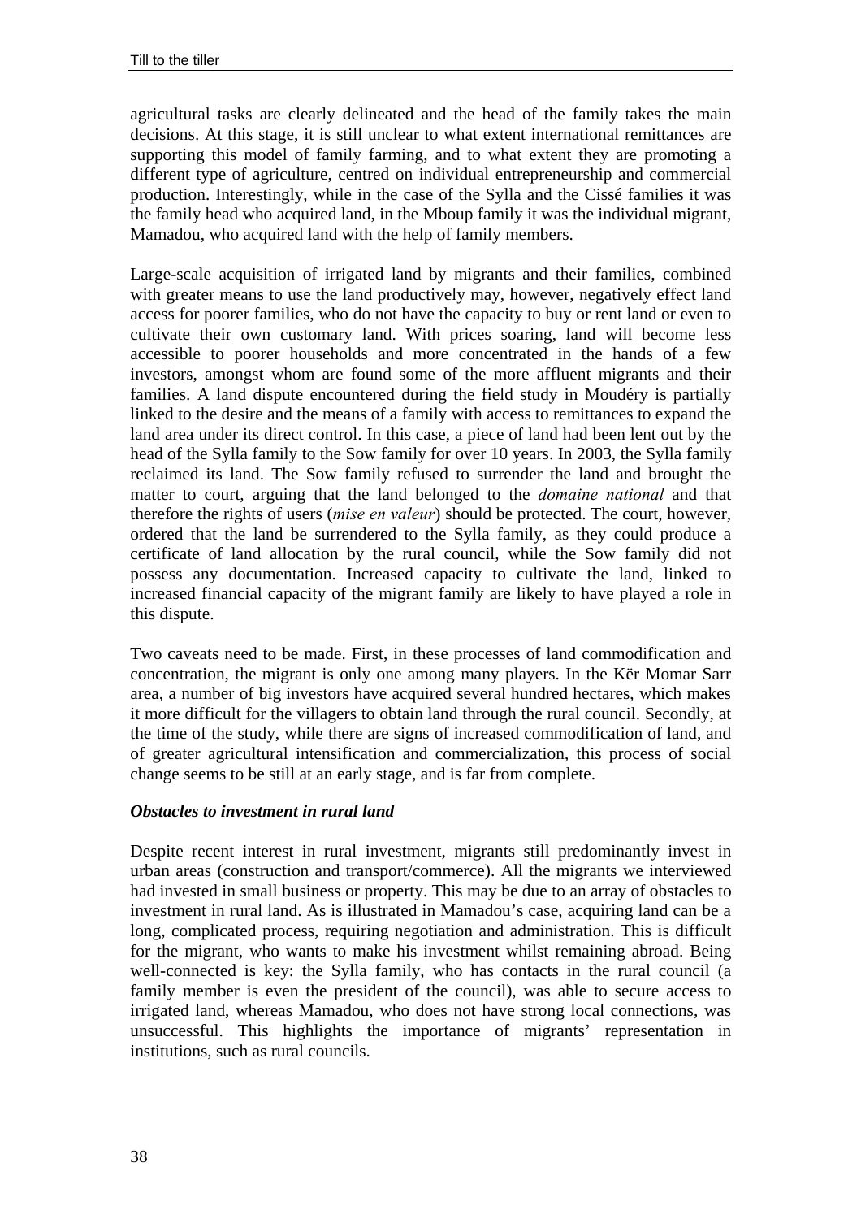agricultural tasks are clearly delineated and the head of the family takes the main decisions. At this stage, it is still unclear to what extent international remittances are supporting this model of family farming, and to what extent they are promoting a different type of agriculture, centred on individual entrepreneurship and commercial production. Interestingly, while in the case of the Sylla and the Cissé families it was the family head who acquired land, in the Mboup family it was the individual migrant, Mamadou, who acquired land with the help of family members.

Large-scale acquisition of irrigated land by migrants and their families, combined with greater means to use the land productively may, however, negatively effect land access for poorer families, who do not have the capacity to buy or rent land or even to cultivate their own customary land. With prices soaring, land will become less accessible to poorer households and more concentrated in the hands of a few investors, amongst whom are found some of the more affluent migrants and their families. A land dispute encountered during the field study in Moudéry is partially linked to the desire and the means of a family with access to remittances to expand the land area under its direct control. In this case, a piece of land had been lent out by the head of the Sylla family to the Sow family for over 10 years. In 2003, the Sylla family reclaimed its land. The Sow family refused to surrender the land and brought the matter to court, arguing that the land belonged to the *domaine national* and that therefore the rights of users (*mise en valeur*) should be protected. The court, however, ordered that the land be surrendered to the Sylla family, as they could produce a certificate of land allocation by the rural council, while the Sow family did not possess any documentation. Increased capacity to cultivate the land, linked to increased financial capacity of the migrant family are likely to have played a role in this dispute.

Two caveats need to be made. First, in these processes of land commodification and concentration, the migrant is only one among many players. In the Kër Momar Sarr area, a number of big investors have acquired several hundred hectares, which makes it more difficult for the villagers to obtain land through the rural council. Secondly, at the time of the study, while there are signs of increased commodification of land, and of greater agricultural intensification and commercialization, this process of social change seems to be still at an early stage, and is far from complete.

#### *Obstacles to investment in rural land*

Despite recent interest in rural investment, migrants still predominantly invest in urban areas (construction and transport/commerce). All the migrants we interviewed had invested in small business or property. This may be due to an array of obstacles to investment in rural land. As is illustrated in Mamadou's case, acquiring land can be a long, complicated process, requiring negotiation and administration. This is difficult for the migrant, who wants to make his investment whilst remaining abroad. Being well-connected is key: the Sylla family, who has contacts in the rural council (a family member is even the president of the council), was able to secure access to irrigated land, whereas Mamadou, who does not have strong local connections, was unsuccessful. This highlights the importance of migrants' representation in institutions, such as rural councils.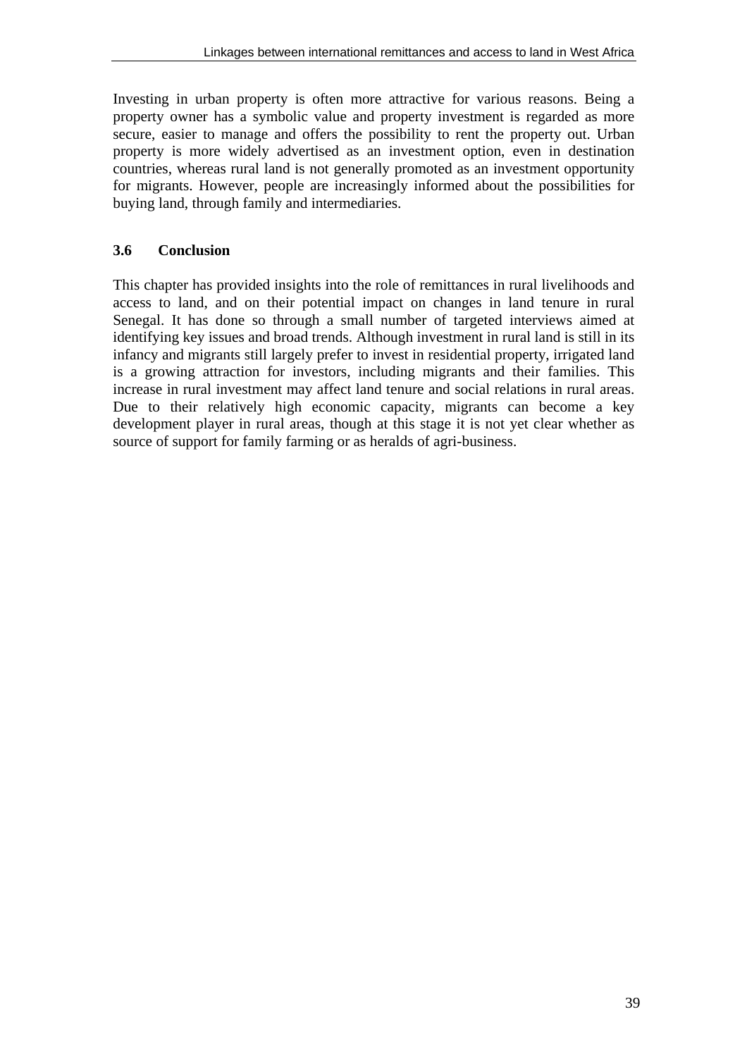Investing in urban property is often more attractive for various reasons. Being a property owner has a symbolic value and property investment is regarded as more secure, easier to manage and offers the possibility to rent the property out. Urban property is more widely advertised as an investment option, even in destination countries, whereas rural land is not generally promoted as an investment opportunity for migrants. However, people are increasingly informed about the possibilities for buying land, through family and intermediaries.

### 3.6 Conclusion

This chapter has provided insights into the role of remittances in rural livelihoods and access to land, and on their potential impact on changes in land tenure in rural Senegal. It has done so through a small number of targeted interviews aimed at identifying key issues and broad trends. Although investment in rural land is still in its infancy and migrants still largely prefer to invest in residential property, irrigated land is a growing attraction for investors, including migrants and their families. This increase in rural investment may affect land tenure and social relations in rural areas. Due to their relatively high economic capacity, migrants can become a key development player in rural areas, though at this stage it is not yet clear whether as source of support for family farming or as heralds of agri-business.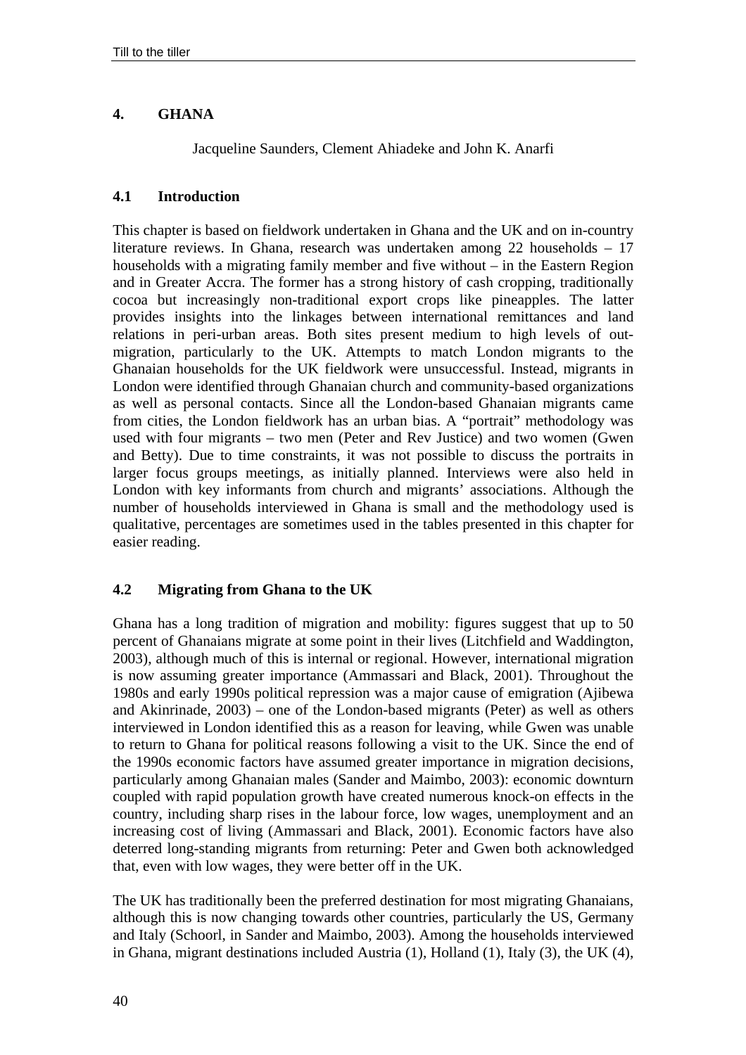## 4. GHANA

Jacqueline Saunders, Clement Ahiadeke and John K. Anarfi

### 4.1 Introduction

This chapter is based on fieldwork undertaken in Ghana and the UK and on in-country literature reviews. In Ghana, research was undertaken among 22 households – 17 households with a migrating family member and five without – in the Eastern Region and in Greater Accra. The former has a strong history of cash cropping, traditionally cocoa but increasingly non-traditional export crops like pineapples. The latter provides insights into the linkages between international remittances and land relations in peri-urban areas. Both sites present medium to high levels of out-migration, particularly to the UK. Attempts to match London migrants to the Ghanaian households for the UK fieldwork were unsuccessful. Instead, migrants in London were identified through Ghanaian church and community-based organizations as well as personal contacts. Since all the London-based Ghanaian migrants came from cities, the London fieldwork has an urban bias. A "portrait" methodology was used with four migrants – two men (Peter and Rev Justice) and two women (Gwen and Betty). Due to time constraints, it was not possible to discuss the portraits in larger focus groups meetings, as initially planned. Interviews were also held in London with key informants from church and migrants' associations. Although the number of households interviewed in Ghana is small and the methodology used is qualitative, percentages are sometimes used in the tables presented in this chapter for easier reading.

### 4.2 Migrating from Ghana to the UK

Ghana has a long tradition of migration and mobility: figures suggest that up to 50 percent of Ghanaians migrate at some point in their lives (Litchfield and Waddington, 2003), although much of this is internal or regional. However, international migration is now assuming greater importance (Ammassari and Black, 2001). Throughout the 1980s and early 1990s political repression was a major cause of emigration (Ajibewa and Akinrinade, 2003) – one of the London-based migrants (Peter) as well as others interviewed in London identified this as a reason for leaving, while Gwen was unable to return to Ghana for political reasons following a visit to the UK. Since the end of the 1990s economic factors have assumed greater importance in migration decisions, particularly among Ghanaian males (Sander and Maimbo, 2003): economic downturn coupled with rapid population growth have created numerous knock-on effects in the country, including sharp rises in the labour force, low wages, unemployment and an increasing cost of living (Ammassari and Black, 2001). Economic factors have also deterred long-standing migrants from returning: Peter and Gwen both acknowledged that, even with low wages, they were better off in the UK.

The UK has traditionally been the preferred destination for most migrating Ghanaians, although this is now changing towards other countries, particularly the US, Germany and Italy (Schoorl, in Sander and Maimbo, 2003). Among the households interviewed in Ghana, migrant destinations included Austria (1), Holland (1), Italy (3), the UK (4),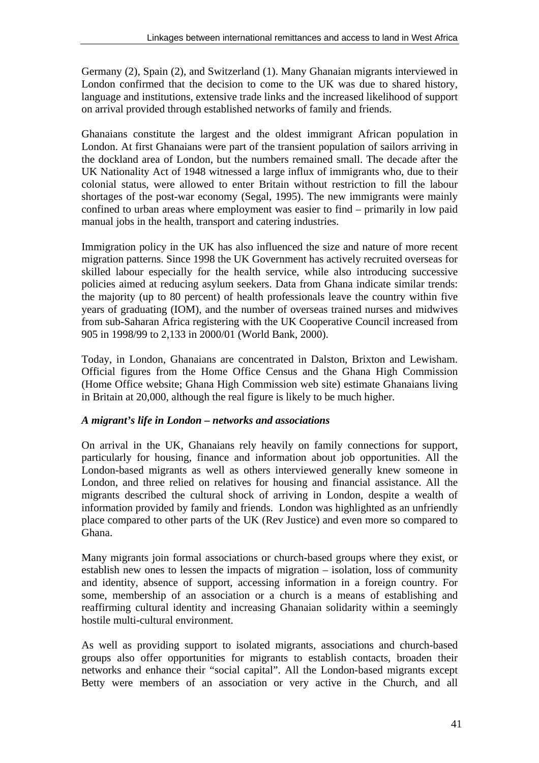Germany (2), Spain (2), and Switzerland (1). Many Ghanaian migrants interviewed in London confirmed that the decision to come to the UK was due to shared history, language and institutions, extensive trade links and the increased likelihood of support on arrival provided through established networks of family and friends.

Ghanaians constitute the largest and the oldest immigrant African population in London. At first Ghanaians were part of the transient population of sailors arriving in the dockland area of London, but the numbers remained small. The decade after the UK Nationality Act of 1948 witnessed a large influx of immigrants who, due to their colonial status, were allowed to enter Britain without restriction to fill the labour shortages of the post-war economy (Segal, 1995). The new immigrants were mainly confined to urban areas where employment was easier to find – primarily in low paid manual jobs in the health, transport and catering industries.

Immigration policy in the UK has also influenced the size and nature of more recent migration patterns. Since 1998 the UK Government has actively recruited overseas for skilled labour especially for the health service, while also introducing successive policies aimed at reducing asylum seekers. Data from Ghana indicate similar trends: the majority (up to 80 percent) of health professionals leave the country within five years of graduating (IOM), and the number of overseas trained nurses and midwives from sub-Saharan Africa registering with the UK Cooperative Council increased from 905 in 1998/99 to 2,133 in 2000/01 (World Bank, 2000).

Today, in London, Ghanaians are concentrated in Dalston, Brixton and Lewisham. Official figures from the Home Office Census and the Ghana High Commission (Home Office website; Ghana High Commission web site) estimate Ghanaians living in Britain at 20,000, although the real figure is likely to be much higher.

### *A migrant's life in London – networks and associations*

On arrival in the UK, Ghanaians rely heavily on family connections for support, particularly for housing, finance and information about job opportunities. All the London-based migrants as well as others interviewed generally knew someone in London, and three relied on relatives for housing and financial assistance. All the migrants described the cultural shock of arriving in London, despite a wealth of information provided by family and friends. London was highlighted as an unfriendly place compared to other parts of the UK (Rev Justice) and even more so compared to Ghana.

Many migrants join formal associations or church-based groups where they exist, or establish new ones to lessen the impacts of migration – isolation, loss of community and identity, absence of support, accessing information in a foreign country. For some, membership of an association or a church is a means of establishing and reaffirming cultural identity and increasing Ghanaian solidarity within a seemingly hostile multi-cultural environment.

As well as providing support to isolated migrants, associations and church-based groups also offer opportunities for migrants to establish contacts, broaden their networks and enhance their "social capital". All the London-based migrants except Betty were members of an association or very active in the Church, and all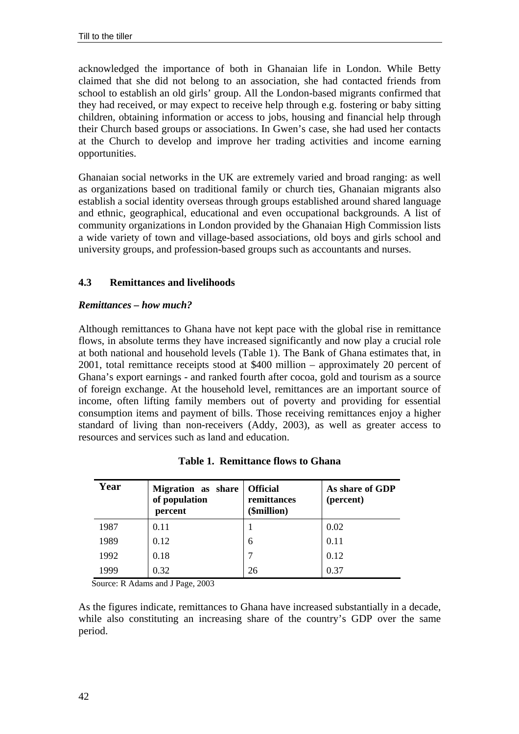acknowledged the importance of both in Ghanaian life in London. While Betty claimed that she did not belong to an association, she had contacted friends from school to establish an old girls' group. All the London-based migrants confirmed that they had received, or may expect to receive help through e.g. fostering or baby sitting children, obtaining information or access to jobs, housing and financial help through their Church based groups or associations. In Gwen's case, she had used her contacts at the Church to develop and improve her trading activities and income earning opportunities.

Ghanaian social networks in the UK are extremely varied and broad ranging: as well as organizations based on traditional family or church ties, Ghanaian migrants also establish a social identity overseas through groups established around shared language and ethnic, geographical, educational and even occupational backgrounds. A list of community organizations in London provided by the Ghanaian High Commission lists a wide variety of town and village-based associations, old boys and girls school and university groups, and profession-based groups such as accountants and nurses.

### 4.3 Remittances and livelihoods

***Remittances – how much?***

Although remittances to Ghana have not kept pace with the global rise in remittance flows, in absolute terms they have increased significantly and now play a crucial role at both national and household levels (Table 1). The Bank of Ghana estimates that, in 2001, total remittance receipts stood at $400 million – approximately 20 percent of Ghana's export earnings - and ranked fourth after cocoa, gold and tourism as a source of foreign exchange. At the household level, remittances are an important source of income, often lifting family members out of poverty and providing for essential consumption items and payment of bills. Those receiving remittances enjoy a higher standard of living than non-receivers (Addy, 2003), as well as greater access to resources and services such as land and education.

**Table 1. Remittance flows to Ghana**

| Year | Migration as share of population percent | Official remittances ($million) | As share of GDP (percent) |
|---|---|---|---|
| 1987 | 0.11 | 1 | 0.02 |
| 1989 | 0.12 | 6 | 0.11 |
| 1992 | 0.18 | 7 | 0.12 |
| 1999 | 0.32 | 26 | 0.37 |

Source: R Adams and J Page, 2003

As the figures indicate, remittances to Ghana have increased substantially in a decade, while also constituting an increasing share of the country's GDP over the same period.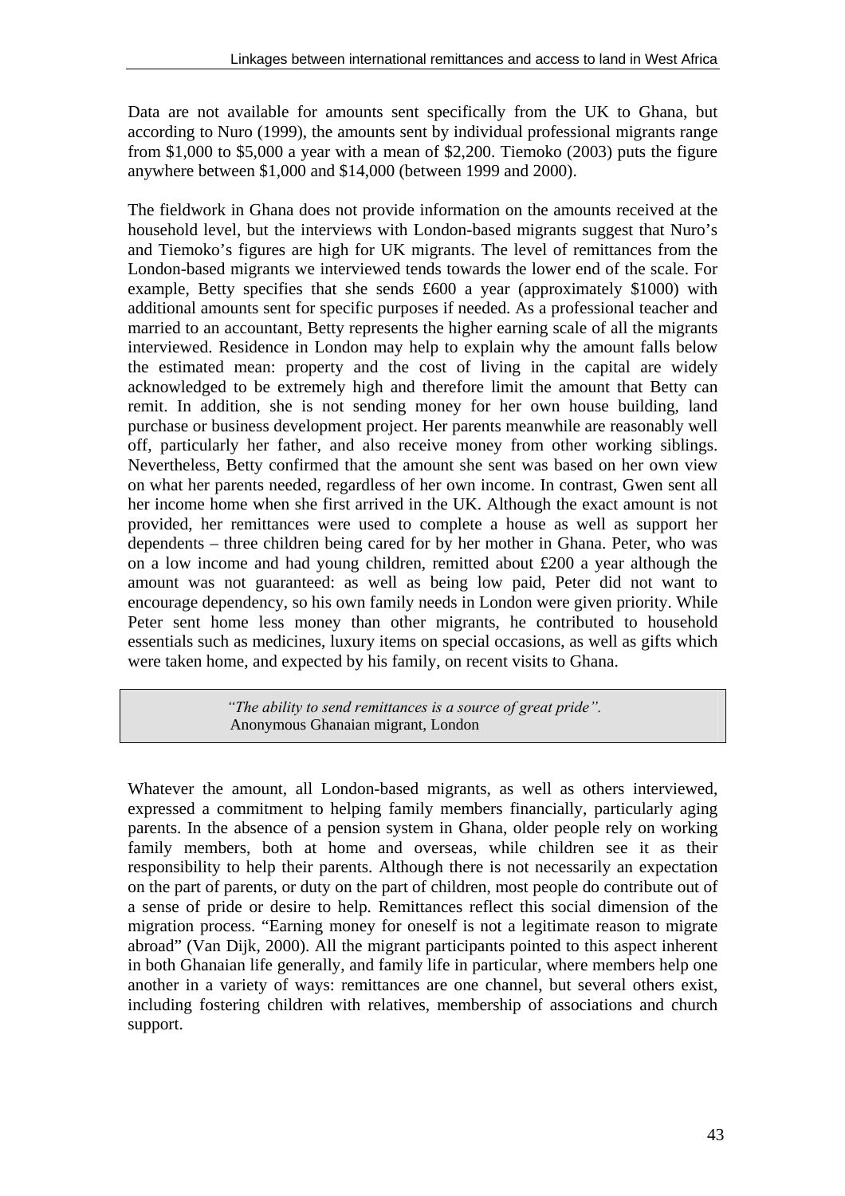Data are not available for amounts sent specifically from the UK to Ghana, but according to Nuro (1999), the amounts sent by individual professional migrants range from $1,000 to $5,000 a year with a mean of $2,200. Tiemoko (2003) puts the figure anywhere between $1,000 and $14,000 (between 1999 and 2000).

The fieldwork in Ghana does not provide information on the amounts received at the household level, but the interviews with London-based migrants suggest that Nuro's and Tiemoko's figures are high for UK migrants. The level of remittances from the London-based migrants we interviewed tends towards the lower end of the scale. For example, Betty specifies that she sends £600 a year (approximately $1000) with additional amounts sent for specific purposes if needed. As a professional teacher and married to an accountant, Betty represents the higher earning scale of all the migrants interviewed. Residence in London may help to explain why the amount falls below the estimated mean: property and the cost of living in the capital are widely acknowledged to be extremely high and therefore limit the amount that Betty can remit. In addition, she is not sending money for her own house building, land purchase or business development project. Her parents meanwhile are reasonably well off, particularly her father, and also receive money from other working siblings. Nevertheless, Betty confirmed that the amount she sent was based on her own view on what her parents needed, regardless of her own income. In contrast, Gwen sent all her income home when she first arrived in the UK. Although the exact amount is not provided, her remittances were used to complete a house as well as support her dependents – three children being cared for by her mother in Ghana. Peter, who was on a low income and had young children, remitted about £200 a year although the amount was not guaranteed: as well as being low paid, Peter did not want to encourage dependency, so his own family needs in London were given priority. While Peter sent home less money than other migrants, he contributed to household essentials such as medicines, luxury items on special occasions, as well as gifts which were taken home, and expected by his family, on recent visits to Ghana.

> *"The ability to send remittances is a source of great pride".*
> Anonymous Ghanaian migrant, London

Whatever the amount, all London-based migrants, as well as others interviewed, expressed a commitment to helping family members financially, particularly aging parents. In the absence of a pension system in Ghana, older people rely on working family members, both at home and overseas, while children see it as their responsibility to help their parents. Although there is not necessarily an expectation on the part of parents, or duty on the part of children, most people do contribute out of a sense of pride or desire to help. Remittances reflect this social dimension of the migration process. "Earning money for oneself is not a legitimate reason to migrate abroad" (Van Dijk, 2000). All the migrant participants pointed to this aspect inherent in both Ghanaian life generally, and family life in particular, where members help one another in a variety of ways: remittances are one channel, but several others exist, including fostering children with relatives, membership of associations and church support.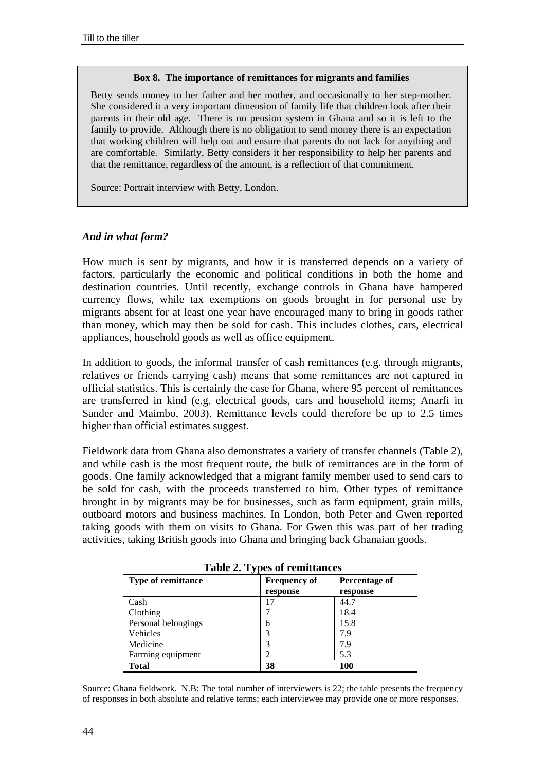**Box 8. The importance of remittances for migrants and families**

Betty sends money to her father and her mother, and occasionally to her step-mother. She considered it a very important dimension of family life that children look after their parents in their old age. There is no pension system in Ghana and so it is left to the family to provide. Although there is no obligation to send money there is an expectation that working children will help out and ensure that parents do not lack for anything and are comfortable. Similarly, Betty considers it her responsibility to help her parents and that the remittance, regardless of the amount, is a reflection of that commitment.

Source: Portrait interview with Betty, London.

### *And in what form?*

How much is sent by migrants, and how it is transferred depends on a variety of factors, particularly the economic and political conditions in both the home and destination countries. Until recently, exchange controls in Ghana have hampered currency flows, while tax exemptions on goods brought in for personal use by migrants absent for at least one year have encouraged many to bring in goods rather than money, which may then be sold for cash. This includes clothes, cars, electrical appliances, household goods as well as office equipment.

In addition to goods, the informal transfer of cash remittances (e.g. through migrants, relatives or friends carrying cash) means that some remittances are not captured in official statistics. This is certainly the case for Ghana, where 95 percent of remittances are transferred in kind (e.g. electrical goods, cars and household items; Anarfi in Sander and Maimbo, 2003). Remittance levels could therefore be up to 2.5 times higher than official estimates suggest.

Fieldwork data from Ghana also demonstrates a variety of transfer channels (Table 2), and while cash is the most frequent route, the bulk of remittances are in the form of goods. One family acknowledged that a migrant family member used to send cars to be sold for cash, with the proceeds transferred to him. Other types of remittance brought in by migrants may be for businesses, such as farm equipment, grain mills, outboard motors and business machines. In London, both Peter and Gwen reported taking goods with them on visits to Ghana. For Gwen this was part of her trading activities, taking British goods into Ghana and bringing back Ghanaian goods.

**Table 2. Types of remittances**

| Type of remittance | Frequency of response | Percentage of response |
|---|---|---|
| Cash | 17 | 44.7 |
| Clothing | 7 | 18.4 |
| Personal belongings | 6 | 15.8 |
| Vehicles | 3 | 7.9 |
| Medicine | 3 | 7.9 |
| Farming equipment | 2 | 5.3 |
| **Total** | **38** | **100** |

Source: Ghana fieldwork. N.B: The total number of interviewers is 22; the table presents the frequency of responses in both absolute and relative terms; each interviewee may provide one or more responses.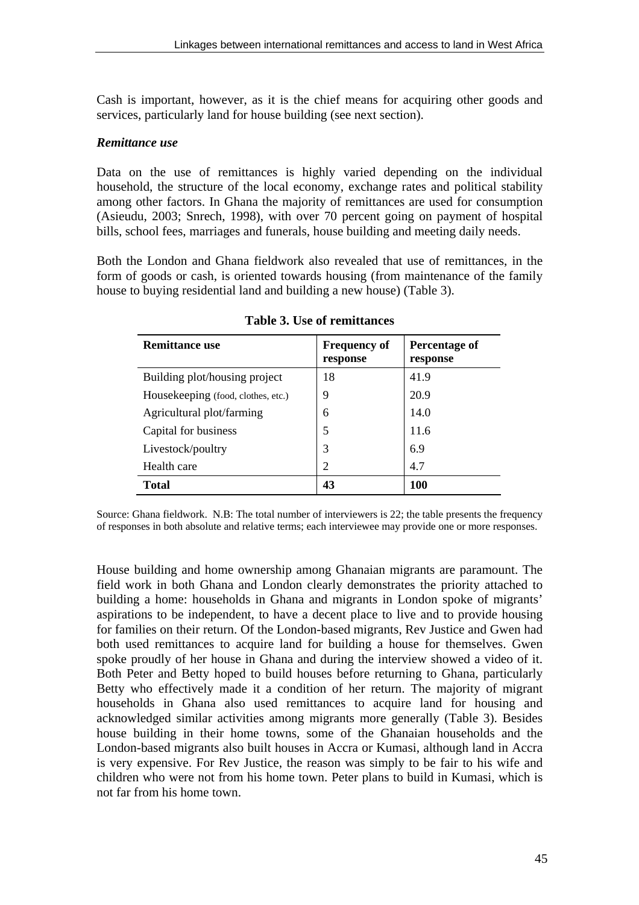Cash is important, however, as it is the chief means for acquiring other goods and services, particularly land for house building (see next section).

### *Remittance use*

Data on the use of remittances is highly varied depending on the individual household, the structure of the local economy, exchange rates and political stability among other factors. In Ghana the majority of remittances are used for consumption (Asieudu, 2003; Snrech, 1998), with over 70 percent going on payment of hospital bills, school fees, marriages and funerals, house building and meeting daily needs.

Both the London and Ghana fieldwork also revealed that use of remittances, in the form of goods or cash, is oriented towards housing (from maintenance of the family house to buying residential land and building a new house) (Table 3).

**Table 3. Use of remittances**

| Remittance use | Frequency of response | Percentage of response |
|---|---|---|
| Building plot/housing project | 18 | 41.9 |
| Housekeeping (food, clothes, etc.) | 9 | 20.9 |
| Agricultural plot/farming | 6 | 14.0 |
| Capital for business | 5 | 11.6 |
| Livestock/poultry | 3 | 6.9 |
| Health care | 2 | 4.7 |
| **Total** | **43** | **100** |

Source: Ghana fieldwork. N.B: The total number of interviewers is 22; the table presents the frequency of responses in both absolute and relative terms; each interviewee may provide one or more responses.

House building and home ownership among Ghanaian migrants are paramount. The field work in both Ghana and London clearly demonstrates the priority attached to building a home: households in Ghana and migrants in London spoke of migrants' aspirations to be independent, to have a decent place to live and to provide housing for families on their return. Of the London-based migrants, Rev Justice and Gwen had both used remittances to acquire land for building a house for themselves. Gwen spoke proudly of her house in Ghana and during the interview showed a video of it. Both Peter and Betty hoped to build houses before returning to Ghana, particularly Betty who effectively made it a condition of her return. The majority of migrant households in Ghana also used remittances to acquire land for housing and acknowledged similar activities among migrants more generally (Table 3). Besides house building in their home towns, some of the Ghanaian households and the London-based migrants also built houses in Accra or Kumasi, although land in Accra is very expensive. For Rev Justice, the reason was simply to be fair to his wife and children who were not from his home town. Peter plans to build in Kumasi, which is not far from his home town.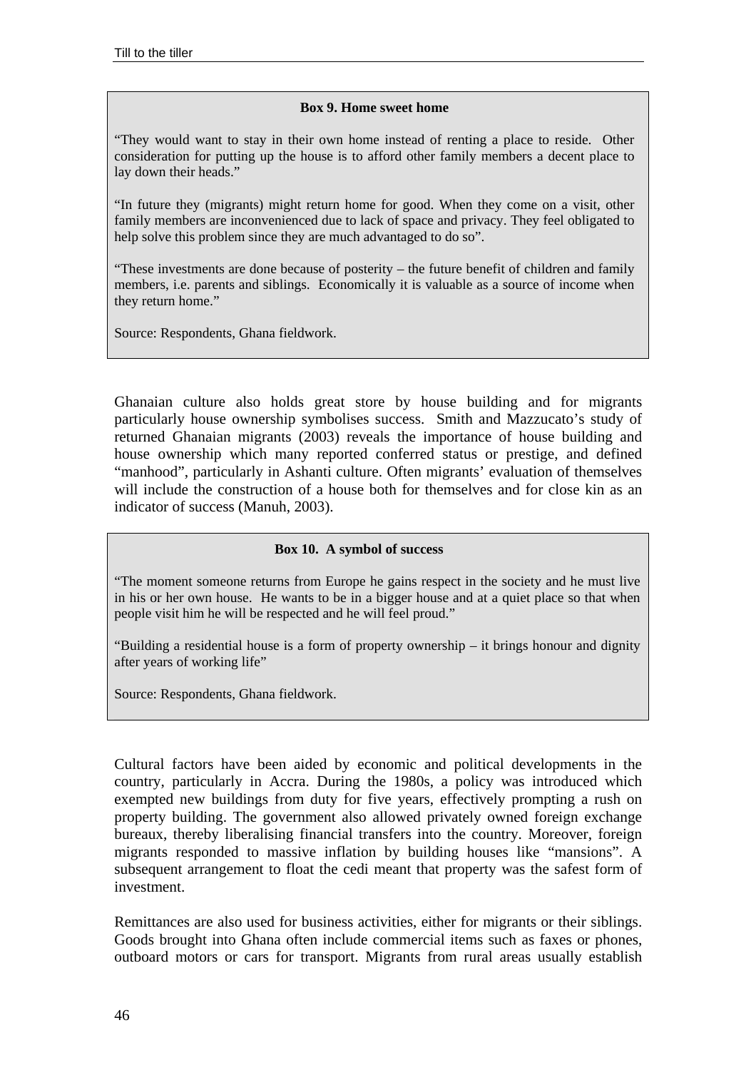**Box 9. Home sweet home**

"They would want to stay in their own home instead of renting a place to reside. Other consideration for putting up the house is to afford other family members a decent place to lay down their heads."

"In future they (migrants) might return home for good. When they come on a visit, other family members are inconvenienced due to lack of space and privacy. They feel obligated to help solve this problem since they are much advantaged to do so".

"These investments are done because of posterity – the future benefit of children and family members, i.e. parents and siblings. Economically it is valuable as a source of income when they return home."

Source: Respondents, Ghana fieldwork.

Ghanaian culture also holds great store by house building and for migrants particularly house ownership symbolises success. Smith and Mazzucato's study of returned Ghanaian migrants (2003) reveals the importance of house building and house ownership which many reported conferred status or prestige, and defined "manhood", particularly in Ashanti culture. Often migrants' evaluation of themselves will include the construction of a house both for themselves and for close kin as an indicator of success (Manuh, 2003).

**Box 10. A symbol of success**

"The moment someone returns from Europe he gains respect in the society and he must live in his or her own house. He wants to be in a bigger house and at a quiet place so that when people visit him he will be respected and he will feel proud."

"Building a residential house is a form of property ownership – it brings honour and dignity after years of working life"

Source: Respondents, Ghana fieldwork.

Cultural factors have been aided by economic and political developments in the country, particularly in Accra. During the 1980s, a policy was introduced which exempted new buildings from duty for five years, effectively prompting a rush on property building. The government also allowed privately owned foreign exchange bureaux, thereby liberalising financial transfers into the country. Moreover, foreign migrants responded to massive inflation by building houses like "mansions". A subsequent arrangement to float the cedi meant that property was the safest form of investment.

Remittances are also used for business activities, either for migrants or their siblings. Goods brought into Ghana often include commercial items such as faxes or phones, outboard motors or cars for transport. Migrants from rural areas usually establish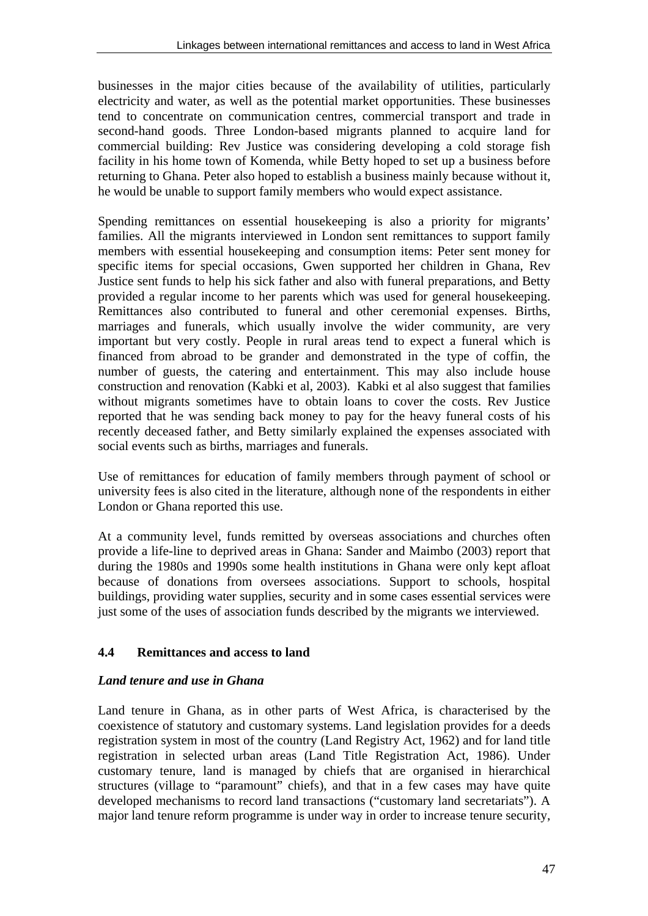businesses in the major cities because of the availability of utilities, particularly electricity and water, as well as the potential market opportunities. These businesses tend to concentrate on communication centres, commercial transport and trade in second-hand goods. Three London-based migrants planned to acquire land for commercial building: Rev Justice was considering developing a cold storage fish facility in his home town of Komenda, while Betty hoped to set up a business before returning to Ghana. Peter also hoped to establish a business mainly because without it, he would be unable to support family members who would expect assistance.

Spending remittances on essential housekeeping is also a priority for migrants' families. All the migrants interviewed in London sent remittances to support family members with essential housekeeping and consumption items: Peter sent money for specific items for special occasions, Gwen supported her children in Ghana, Rev Justice sent funds to help his sick father and also with funeral preparations, and Betty provided a regular income to her parents which was used for general housekeeping. Remittances also contributed to funeral and other ceremonial expenses. Births, marriages and funerals, which usually involve the wider community, are very important but very costly. People in rural areas tend to expect a funeral which is financed from abroad to be grander and demonstrated in the type of coffin, the number of guests, the catering and entertainment. This may also include house construction and renovation (Kabki et al, 2003). Kabki et al also suggest that families without migrants sometimes have to obtain loans to cover the costs. Rev Justice reported that he was sending back money to pay for the heavy funeral costs of his recently deceased father, and Betty similarly explained the expenses associated with social events such as births, marriages and funerals.

Use of remittances for education of family members through payment of school or university fees is also cited in the literature, although none of the respondents in either London or Ghana reported this use.

At a community level, funds remitted by overseas associations and churches often provide a life-line to deprived areas in Ghana: Sander and Maimbo (2003) report that during the 1980s and 1990s some health institutions in Ghana were only kept afloat because of donations from oversees associations. Support to schools, hospital buildings, providing water supplies, security and in some cases essential services were just some of the uses of association funds described by the migrants we interviewed.

## 4.4 Remittances and access to land

### *Land tenure and use in Ghana*

Land tenure in Ghana, as in other parts of West Africa, is characterised by the coexistence of statutory and customary systems. Land legislation provides for a deeds registration system in most of the country (Land Registry Act, 1962) and for land title registration in selected urban areas (Land Title Registration Act, 1986). Under customary tenure, land is managed by chiefs that are organised in hierarchical structures (village to "paramount" chiefs), and that in a few cases may have quite developed mechanisms to record land transactions ("customary land secretariats"). A major land tenure reform programme is under way in order to increase tenure security,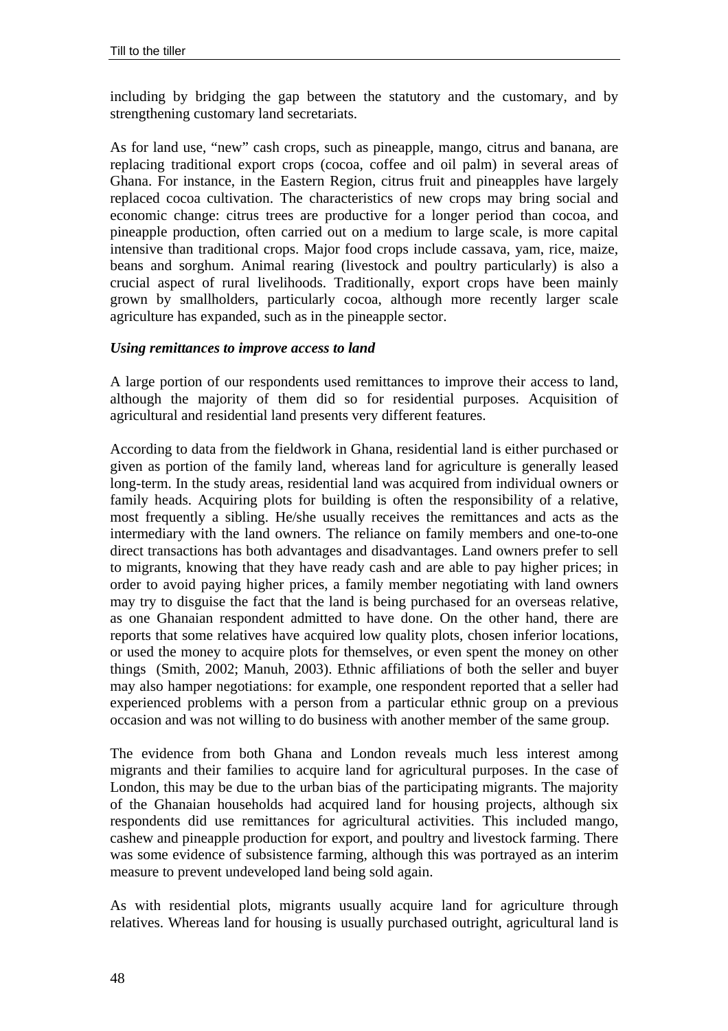including by bridging the gap between the statutory and the customary, and by strengthening customary land secretariats.

As for land use, "new" cash crops, such as pineapple, mango, citrus and banana, are replacing traditional export crops (cocoa, coffee and oil palm) in several areas of Ghana. For instance, in the Eastern Region, citrus fruit and pineapples have largely replaced cocoa cultivation. The characteristics of new crops may bring social and economic change: citrus trees are productive for a longer period than cocoa, and pineapple production, often carried out on a medium to large scale, is more capital intensive than traditional crops. Major food crops include cassava, yam, rice, maize, beans and sorghum. Animal rearing (livestock and poultry particularly) is also a crucial aspect of rural livelihoods. Traditionally, export crops have been mainly grown by smallholders, particularly cocoa, although more recently larger scale agriculture has expanded, such as in the pineapple sector.

***Using remittances to improve access to land***

A large portion of our respondents used remittances to improve their access to land, although the majority of them did so for residential purposes. Acquisition of agricultural and residential land presents very different features.

According to data from the fieldwork in Ghana, residential land is either purchased or given as portion of the family land, whereas land for agriculture is generally leased long-term. In the study areas, residential land was acquired from individual owners or family heads. Acquiring plots for building is often the responsibility of a relative, most frequently a sibling. He/she usually receives the remittances and acts as the intermediary with the land owners. The reliance on family members and one-to-one direct transactions has both advantages and disadvantages. Land owners prefer to sell to migrants, knowing that they have ready cash and are able to pay higher prices; in order to avoid paying higher prices, a family member negotiating with land owners may try to disguise the fact that the land is being purchased for an overseas relative, as one Ghanaian respondent admitted to have done. On the other hand, there are reports that some relatives have acquired low quality plots, chosen inferior locations, or used the money to acquire plots for themselves, or even spent the money on other things (Smith, 2002; Manuh, 2003). Ethnic affiliations of both the seller and buyer may also hamper negotiations: for example, one respondent reported that a seller had experienced problems with a person from a particular ethnic group on a previous occasion and was not willing to do business with another member of the same group.

The evidence from both Ghana and London reveals much less interest among migrants and their families to acquire land for agricultural purposes. In the case of London, this may be due to the urban bias of the participating migrants. The majority of the Ghanaian households had acquired land for housing projects, although six respondents did use remittances for agricultural activities. This included mango, cashew and pineapple production for export, and poultry and livestock farming. There was some evidence of subsistence farming, although this was portrayed as an interim measure to prevent undeveloped land being sold again.

As with residential plots, migrants usually acquire land for agriculture through relatives. Whereas land for housing is usually purchased outright, agricultural land is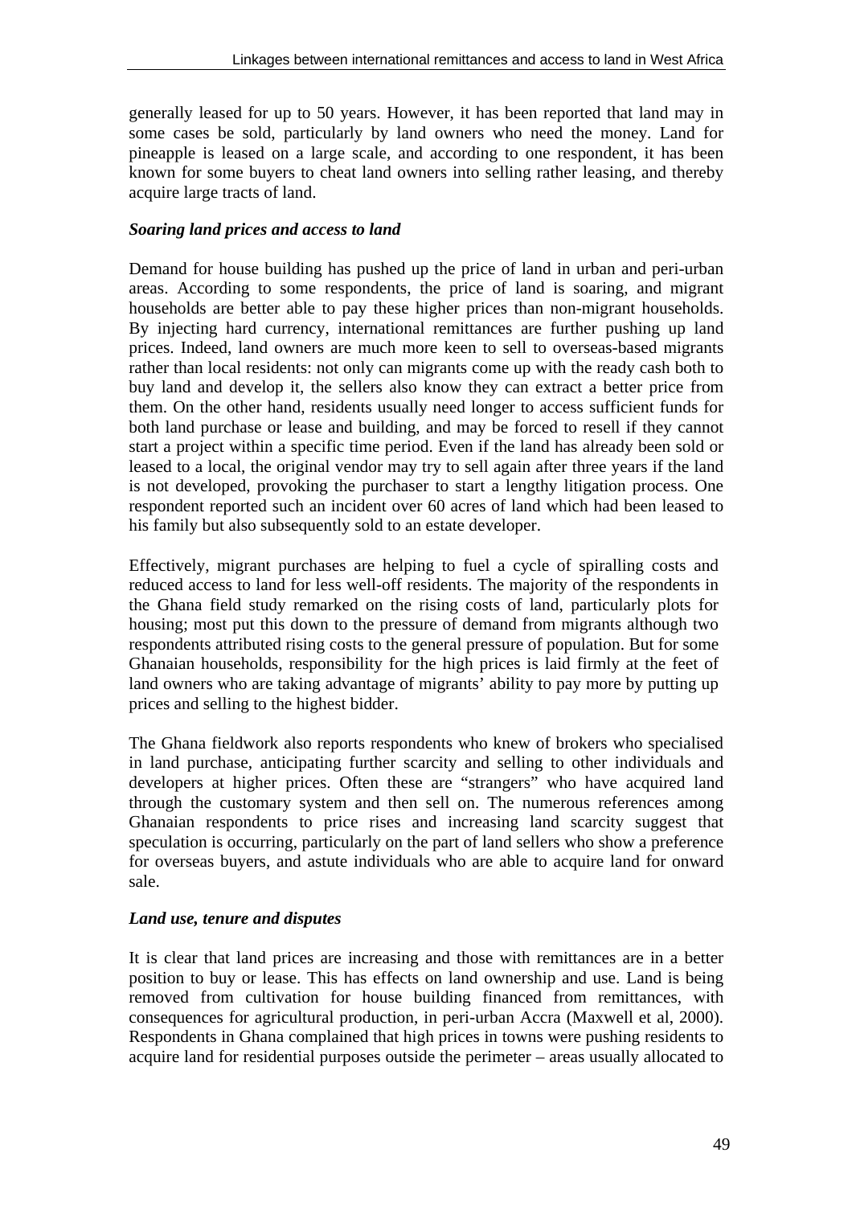generally leased for up to 50 years. However, it has been reported that land may in some cases be sold, particularly by land owners who need the money. Land for pineapple is leased on a large scale, and according to one respondent, it has been known for some buyers to cheat land owners into selling rather leasing, and thereby acquire large tracts of land.

***Soaring land prices and access to land***

Demand for house building has pushed up the price of land in urban and peri-urban areas. According to some respondents, the price of land is soaring, and migrant households are better able to pay these higher prices than non-migrant households. By injecting hard currency, international remittances are further pushing up land prices. Indeed, land owners are much more keen to sell to overseas-based migrants rather than local residents: not only can migrants come up with the ready cash both to buy land and develop it, the sellers also know they can extract a better price from them. On the other hand, residents usually need longer to access sufficient funds for both land purchase or lease and building, and may be forced to resell if they cannot start a project within a specific time period. Even if the land has already been sold or leased to a local, the original vendor may try to sell again after three years if the land is not developed, provoking the purchaser to start a lengthy litigation process. One respondent reported such an incident over 60 acres of land which had been leased to his family but also subsequently sold to an estate developer.

Effectively, migrant purchases are helping to fuel a cycle of spiralling costs and reduced access to land for less well-off residents. The majority of the respondents in the Ghana field study remarked on the rising costs of land, particularly plots for housing; most put this down to the pressure of demand from migrants although two respondents attributed rising costs to the general pressure of population. But for some Ghanaian households, responsibility for the high prices is laid firmly at the feet of land owners who are taking advantage of migrants' ability to pay more by putting up prices and selling to the highest bidder.

The Ghana fieldwork also reports respondents who knew of brokers who specialised in land purchase, anticipating further scarcity and selling to other individuals and developers at higher prices. Often these are "strangers" who have acquired land through the customary system and then sell on. The numerous references among Ghanaian respondents to price rises and increasing land scarcity suggest that speculation is occurring, particularly on the part of land sellers who show a preference for overseas buyers, and astute individuals who are able to acquire land for onward sale.

***Land use, tenure and disputes***

It is clear that land prices are increasing and those with remittances are in a better position to buy or lease. This has effects on land ownership and use. Land is being removed from cultivation for house building financed from remittances, with consequences for agricultural production, in peri-urban Accra (Maxwell et al, 2000). Respondents in Ghana complained that high prices in towns were pushing residents to acquire land for residential purposes outside the perimeter – areas usually allocated to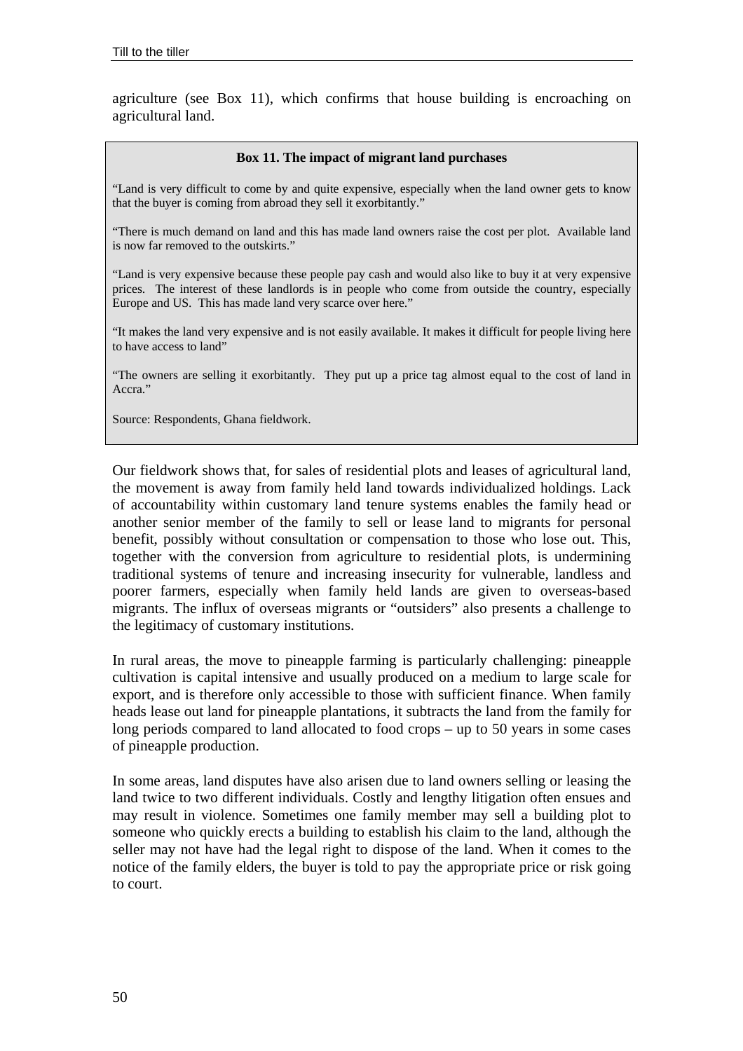agriculture (see Box 11), which confirms that house building is encroaching on agricultural land.

**Box 11. The impact of migrant land purchases**

"Land is very difficult to come by and quite expensive, especially when the land owner gets to know that the buyer is coming from abroad they sell it exorbitantly."

"There is much demand on land and this has made land owners raise the cost per plot. Available land is now far removed to the outskirts."

"Land is very expensive because these people pay cash and would also like to buy it at very expensive prices. The interest of these landlords is in people who come from outside the country, especially Europe and US. This has made land very scarce over here."

"It makes the land very expensive and is not easily available. It makes it difficult for people living here to have access to land"

"The owners are selling it exorbitantly. They put up a price tag almost equal to the cost of land in Accra."

Source: Respondents, Ghana fieldwork.

Our fieldwork shows that, for sales of residential plots and leases of agricultural land, the movement is away from family held land towards individualized holdings. Lack of accountability within customary land tenure systems enables the family head or another senior member of the family to sell or lease land to migrants for personal benefit, possibly without consultation or compensation to those who lose out. This, together with the conversion from agriculture to residential plots, is undermining traditional systems of tenure and increasing insecurity for vulnerable, landless and poorer farmers, especially when family held lands are given to overseas-based migrants. The influx of overseas migrants or "outsiders" also presents a challenge to the legitimacy of customary institutions.

In rural areas, the move to pineapple farming is particularly challenging: pineapple cultivation is capital intensive and usually produced on a medium to large scale for export, and is therefore only accessible to those with sufficient finance. When family heads lease out land for pineapple plantations, it subtracts the land from the family for long periods compared to land allocated to food crops – up to 50 years in some cases of pineapple production.

In some areas, land disputes have also arisen due to land owners selling or leasing the land twice to two different individuals. Costly and lengthy litigation often ensues and may result in violence. Sometimes one family member may sell a building plot to someone who quickly erects a building to establish his claim to the land, although the seller may not have had the legal right to dispose of the land. When it comes to the notice of the family elders, the buyer is told to pay the appropriate price or risk going to court.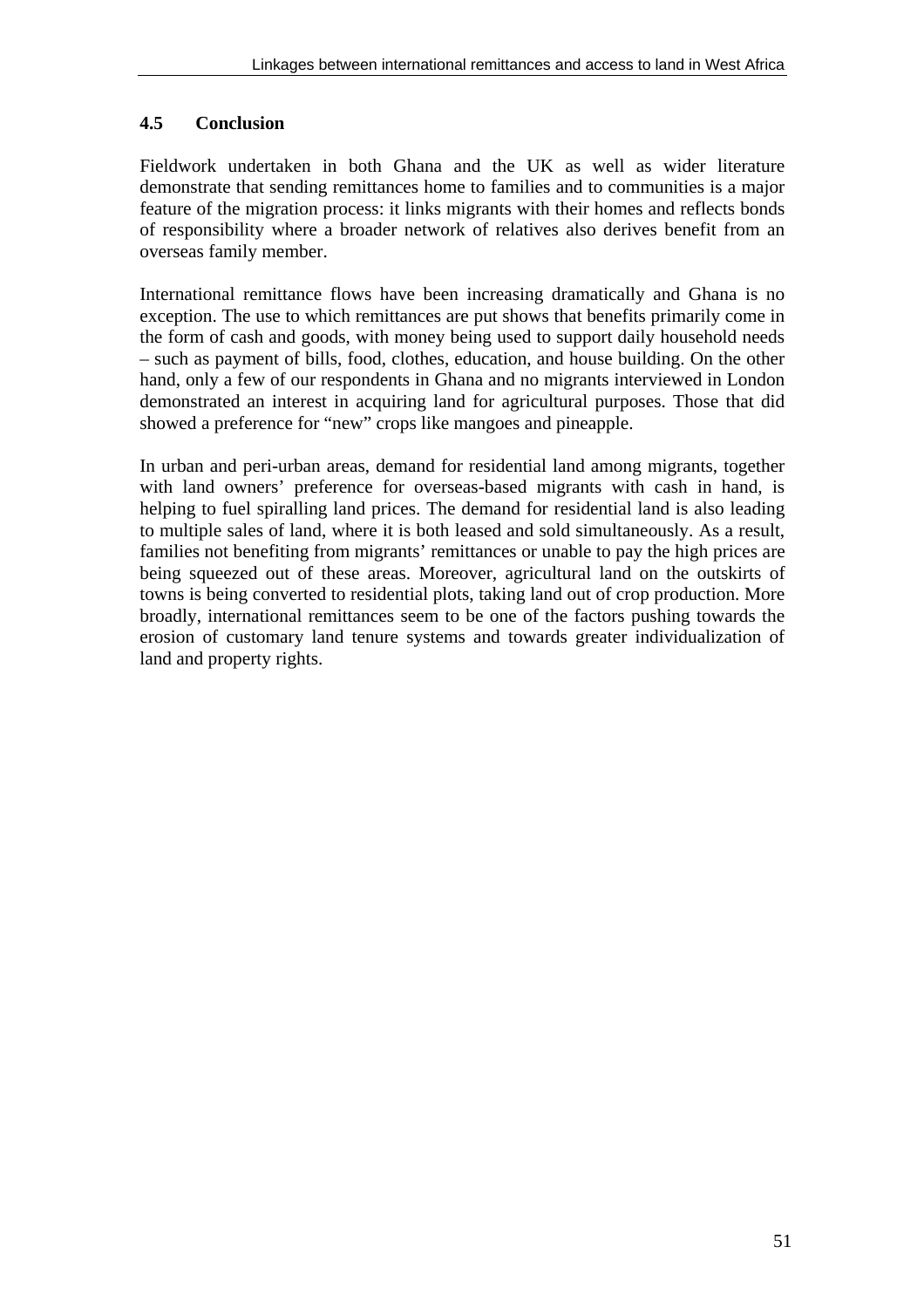### 4.5 Conclusion

Fieldwork undertaken in both Ghana and the UK as well as wider literature demonstrate that sending remittances home to families and to communities is a major feature of the migration process: it links migrants with their homes and reflects bonds of responsibility where a broader network of relatives also derives benefit from an overseas family member.

International remittance flows have been increasing dramatically and Ghana is no exception. The use to which remittances are put shows that benefits primarily come in the form of cash and goods, with money being used to support daily household needs – such as payment of bills, food, clothes, education, and house building. On the other hand, only a few of our respondents in Ghana and no migrants interviewed in London demonstrated an interest in acquiring land for agricultural purposes. Those that did showed a preference for "new" crops like mangoes and pineapple.

In urban and peri-urban areas, demand for residential land among migrants, together with land owners' preference for overseas-based migrants with cash in hand, is helping to fuel spiralling land prices. The demand for residential land is also leading to multiple sales of land, where it is both leased and sold simultaneously. As a result, families not benefiting from migrants' remittances or unable to pay the high prices are being squeezed out of these areas. Moreover, agricultural land on the outskirts of towns is being converted to residential plots, taking land out of crop production. More broadly, international remittances seem to be one of the factors pushing towards the erosion of customary land tenure systems and towards greater individualization of land and property rights.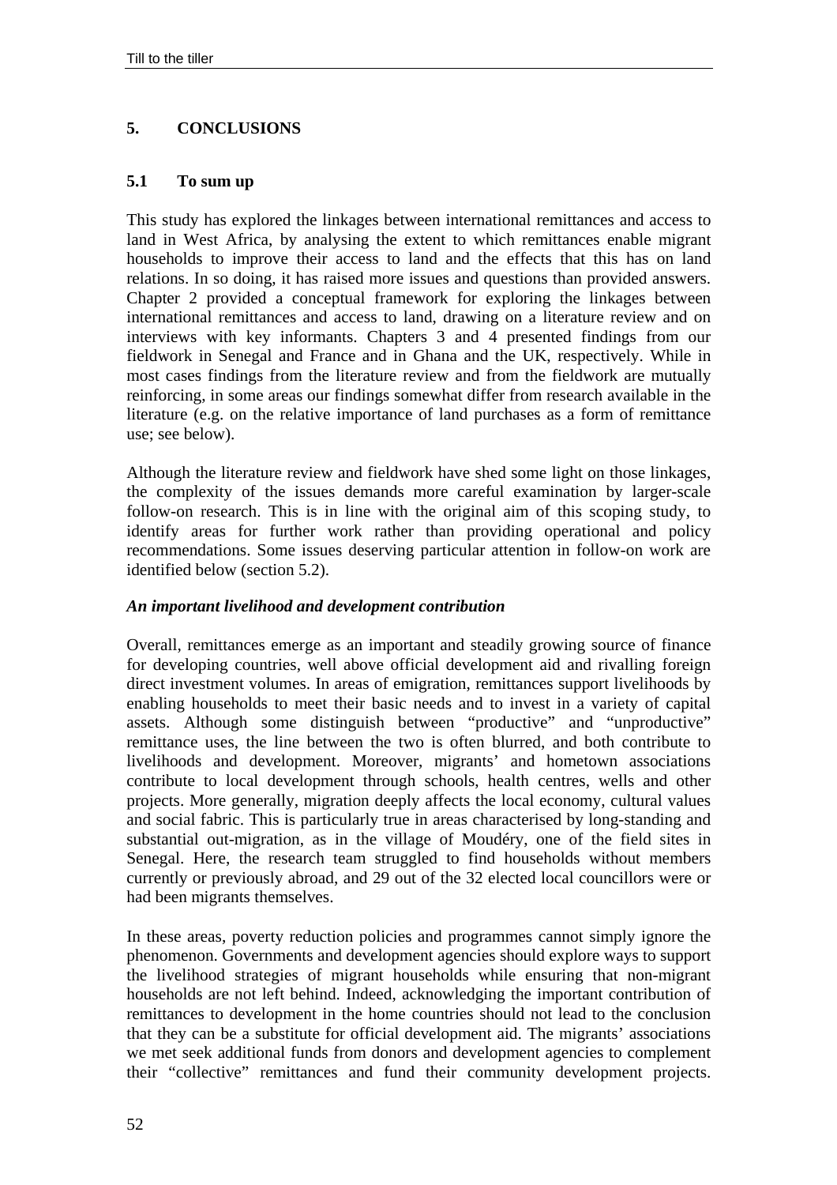## 5. CONCLUSIONS

### 5.1 To sum up

This study has explored the linkages between international remittances and access to land in West Africa, by analysing the extent to which remittances enable migrant households to improve their access to land and the effects that this has on land relations. In so doing, it has raised more issues and questions than provided answers. Chapter 2 provided a conceptual framework for exploring the linkages between international remittances and access to land, drawing on a literature review and on interviews with key informants. Chapters 3 and 4 presented findings from our fieldwork in Senegal and France and in Ghana and the UK, respectively. While in most cases findings from the literature review and from the fieldwork are mutually reinforcing, in some areas our findings somewhat differ from research available in the literature (e.g. on the relative importance of land purchases as a form of remittance use; see below).

Although the literature review and fieldwork have shed some light on those linkages, the complexity of the issues demands more careful examination by larger-scale follow-on research. This is in line with the original aim of this scoping study, to identify areas for further work rather than providing operational and policy recommendations. Some issues deserving particular attention in follow-on work are identified below (section 5.2).

***An important livelihood and development contribution***

Overall, remittances emerge as an important and steadily growing source of finance for developing countries, well above official development aid and rivalling foreign direct investment volumes. In areas of emigration, remittances support livelihoods by enabling households to meet their basic needs and to invest in a variety of capital assets. Although some distinguish between "productive" and "unproductive" remittance uses, the line between the two is often blurred, and both contribute to livelihoods and development. Moreover, migrants' and hometown associations contribute to local development through schools, health centres, wells and other projects. More generally, migration deeply affects the local economy, cultural values and social fabric. This is particularly true in areas characterised by long-standing and substantial out-migration, as in the village of Moudéry, one of the field sites in Senegal. Here, the research team struggled to find households without members currently or previously abroad, and 29 out of the 32 elected local councillors were or had been migrants themselves.

In these areas, poverty reduction policies and programmes cannot simply ignore the phenomenon. Governments and development agencies should explore ways to support the livelihood strategies of migrant households while ensuring that non-migrant households are not left behind. Indeed, acknowledging the important contribution of remittances to development in the home countries should not lead to the conclusion that they can be a substitute for official development aid. The migrants' associations we met seek additional funds from donors and development agencies to complement their "collective" remittances and fund their community development projects.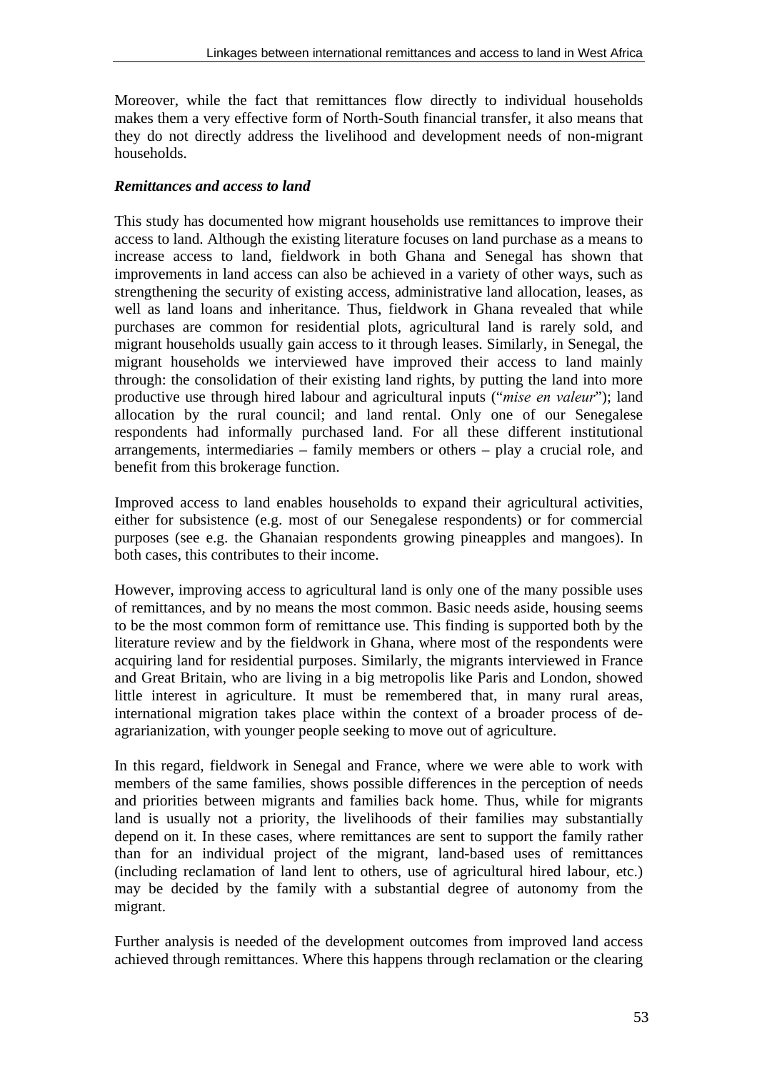Moreover, while the fact that remittances flow directly to individual households makes them a very effective form of North-South financial transfer, it also means that they do not directly address the livelihood and development needs of non-migrant households.

### *Remittances and access to land*

This study has documented how migrant households use remittances to improve their access to land. Although the existing literature focuses on land purchase as a means to increase access to land, fieldwork in both Ghana and Senegal has shown that improvements in land access can also be achieved in a variety of other ways, such as strengthening the security of existing access, administrative land allocation, leases, as well as land loans and inheritance. Thus, fieldwork in Ghana revealed that while purchases are common for residential plots, agricultural land is rarely sold, and migrant households usually gain access to it through leases. Similarly, in Senegal, the migrant households we interviewed have improved their access to land mainly through: the consolidation of their existing land rights, by putting the land into more productive use through hired labour and agricultural inputs ("*mise en valeur*"); land allocation by the rural council; and land rental. Only one of our Senegalese respondents had informally purchased land. For all these different institutional arrangements, intermediaries – family members or others – play a crucial role, and benefit from this brokerage function.

Improved access to land enables households to expand their agricultural activities, either for subsistence (e.g. most of our Senegalese respondents) or for commercial purposes (see e.g. the Ghanaian respondents growing pineapples and mangoes). In both cases, this contributes to their income.

However, improving access to agricultural land is only one of the many possible uses of remittances, and by no means the most common. Basic needs aside, housing seems to be the most common form of remittance use. This finding is supported both by the literature review and by the fieldwork in Ghana, where most of the respondents were acquiring land for residential purposes. Similarly, the migrants interviewed in France and Great Britain, who are living in a big metropolis like Paris and London, showed little interest in agriculture. It must be remembered that, in many rural areas, international migration takes place within the context of a broader process of de-agrarianization, with younger people seeking to move out of agriculture.

In this regard, fieldwork in Senegal and France, where we were able to work with members of the same families, shows possible differences in the perception of needs and priorities between migrants and families back home. Thus, while for migrants land is usually not a priority, the livelihoods of their families may substantially depend on it. In these cases, where remittances are sent to support the family rather than for an individual project of the migrant, land-based uses of remittances (including reclamation of land lent to others, use of agricultural hired labour, etc.) may be decided by the family with a substantial degree of autonomy from the migrant.

Further analysis is needed of the development outcomes from improved land access achieved through remittances. Where this happens through reclamation or the clearing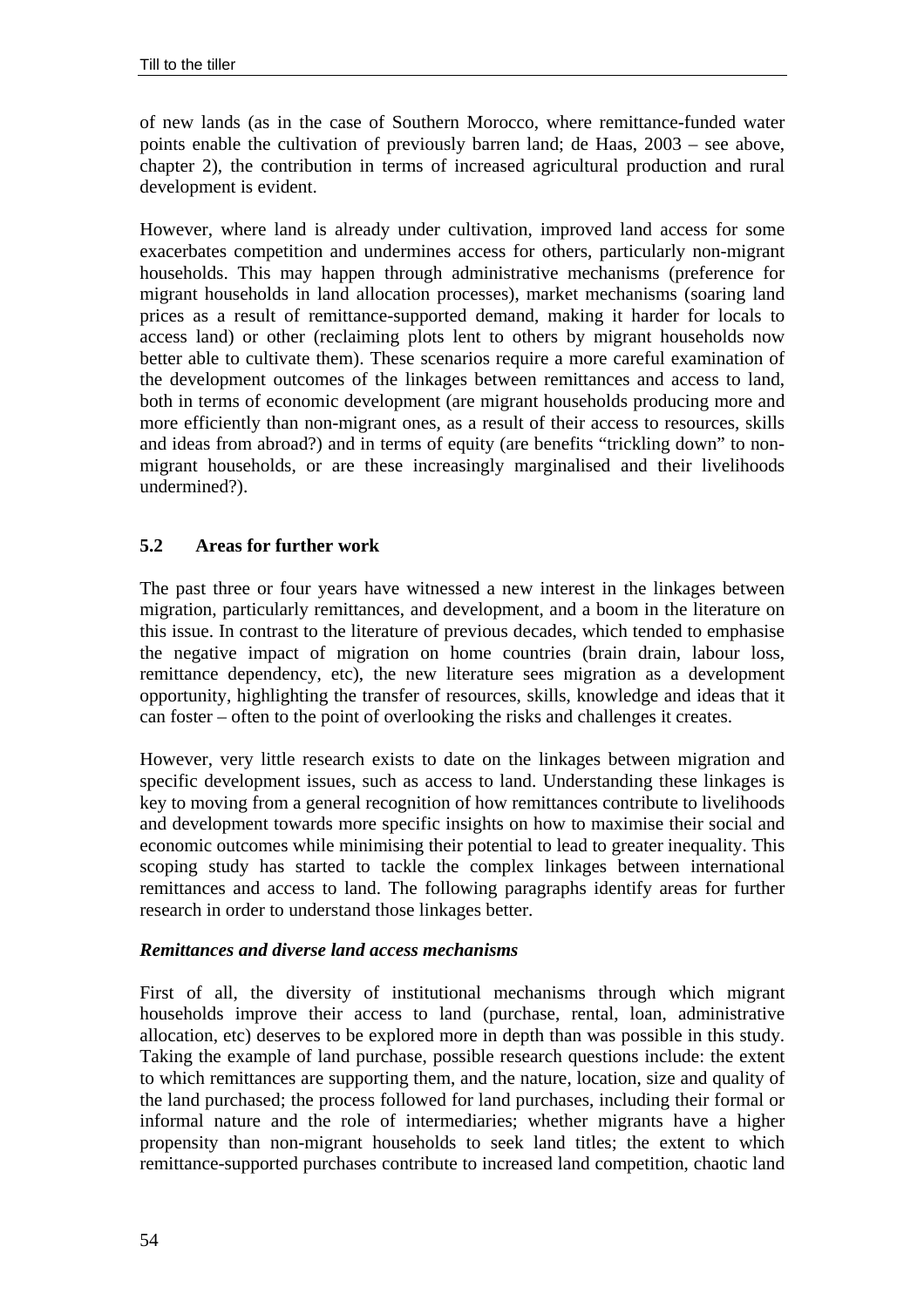of new lands (as in the case of Southern Morocco, where remittance-funded water points enable the cultivation of previously barren land; de Haas, 2003 – see above, chapter 2), the contribution in terms of increased agricultural production and rural development is evident.

However, where land is already under cultivation, improved land access for some exacerbates competition and undermines access for others, particularly non-migrant households. This may happen through administrative mechanisms (preference for migrant households in land allocation processes), market mechanisms (soaring land prices as a result of remittance-supported demand, making it harder for locals to access land) or other (reclaiming plots lent to others by migrant households now better able to cultivate them). These scenarios require a more careful examination of the development outcomes of the linkages between remittances and access to land, both in terms of economic development (are migrant households producing more and more efficiently than non-migrant ones, as a result of their access to resources, skills and ideas from abroad?) and in terms of equity (are benefits "trickling down" to non-migrant households, or are these increasingly marginalised and their livelihoods undermined?).

## 5.2 Areas for further work

The past three or four years have witnessed a new interest in the linkages between migration, particularly remittances, and development, and a boom in the literature on this issue. In contrast to the literature of previous decades, which tended to emphasise the negative impact of migration on home countries (brain drain, labour loss, remittance dependency, etc), the new literature sees migration as a development opportunity, highlighting the transfer of resources, skills, knowledge and ideas that it can foster – often to the point of overlooking the risks and challenges it creates.

However, very little research exists to date on the linkages between migration and specific development issues, such as access to land. Understanding these linkages is key to moving from a general recognition of how remittances contribute to livelihoods and development towards more specific insights on how to maximise their social and economic outcomes while minimising their potential to lead to greater inequality. This scoping study has started to tackle the complex linkages between international remittances and access to land. The following paragraphs identify areas for further research in order to understand those linkages better.

***Remittances and diverse land access mechanisms***

First of all, the diversity of institutional mechanisms through which migrant households improve their access to land (purchase, rental, loan, administrative allocation, etc) deserves to be explored more in depth than was possible in this study. Taking the example of land purchase, possible research questions include: the extent to which remittances are supporting them, and the nature, location, size and quality of the land purchased; the process followed for land purchases, including their formal or informal nature and the role of intermediaries; whether migrants have a higher propensity than non-migrant households to seek land titles; the extent to which remittance-supported purchases contribute to increased land competition, chaotic land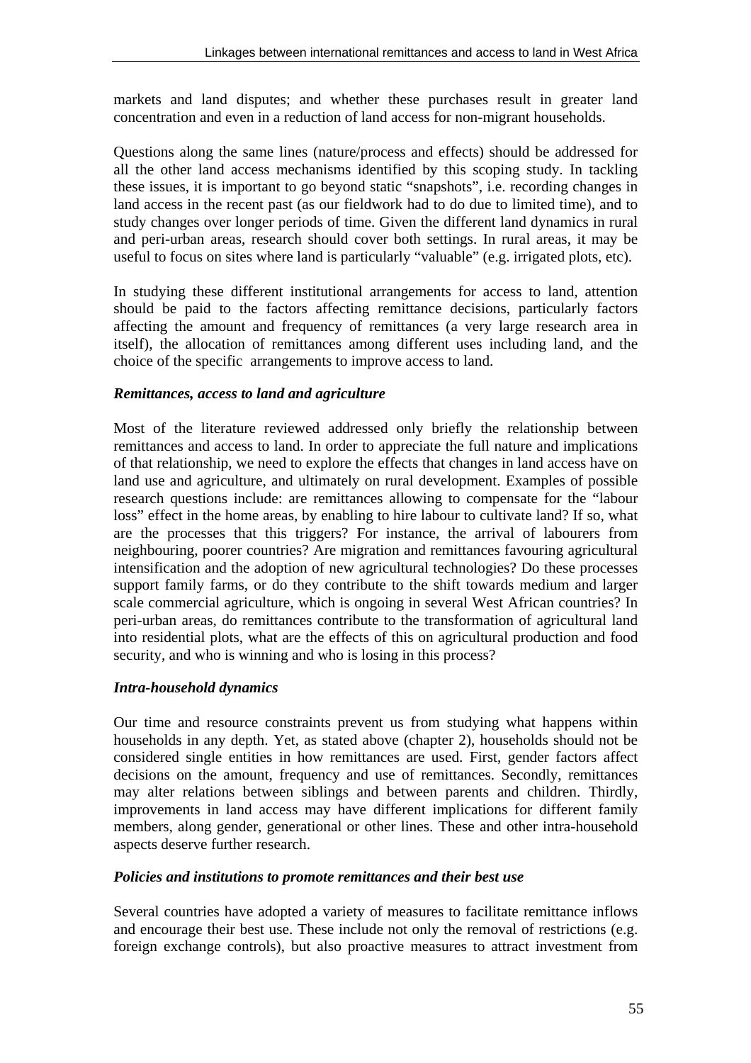markets and land disputes; and whether these purchases result in greater land concentration and even in a reduction of land access for non-migrant households.

Questions along the same lines (nature/process and effects) should be addressed for all the other land access mechanisms identified by this scoping study. In tackling these issues, it is important to go beyond static "snapshots", i.e. recording changes in land access in the recent past (as our fieldwork had to do due to limited time), and to study changes over longer periods of time. Given the different land dynamics in rural and peri-urban areas, research should cover both settings. In rural areas, it may be useful to focus on sites where land is particularly "valuable" (e.g. irrigated plots, etc).

In studying these different institutional arrangements for access to land, attention should be paid to the factors affecting remittance decisions, particularly factors affecting the amount and frequency of remittances (a very large research area in itself), the allocation of remittances among different uses including land, and the choice of the specific arrangements to improve access to land.

***Remittances, access to land and agriculture***

Most of the literature reviewed addressed only briefly the relationship between remittances and access to land. In order to appreciate the full nature and implications of that relationship, we need to explore the effects that changes in land access have on land use and agriculture, and ultimately on rural development. Examples of possible research questions include: are remittances allowing to compensate for the "labour loss" effect in the home areas, by enabling to hire labour to cultivate land? If so, what are the processes that this triggers? For instance, the arrival of labourers from neighbouring, poorer countries? Are migration and remittances favouring agricultural intensification and the adoption of new agricultural technologies? Do these processes support family farms, or do they contribute to the shift towards medium and larger scale commercial agriculture, which is ongoing in several West African countries? In peri-urban areas, do remittances contribute to the transformation of agricultural land into residential plots, what are the effects of this on agricultural production and food security, and who is winning and who is losing in this process?

***Intra-household dynamics***

Our time and resource constraints prevent us from studying what happens within households in any depth. Yet, as stated above (chapter 2), households should not be considered single entities in how remittances are used. First, gender factors affect decisions on the amount, frequency and use of remittances. Secondly, remittances may alter relations between siblings and between parents and children. Thirdly, improvements in land access may have different implications for different family members, along gender, generational or other lines. These and other intra-household aspects deserve further research.

***Policies and institutions to promote remittances and their best use***

Several countries have adopted a variety of measures to facilitate remittance inflows and encourage their best use. These include not only the removal of restrictions (e.g. foreign exchange controls), but also proactive measures to attract investment from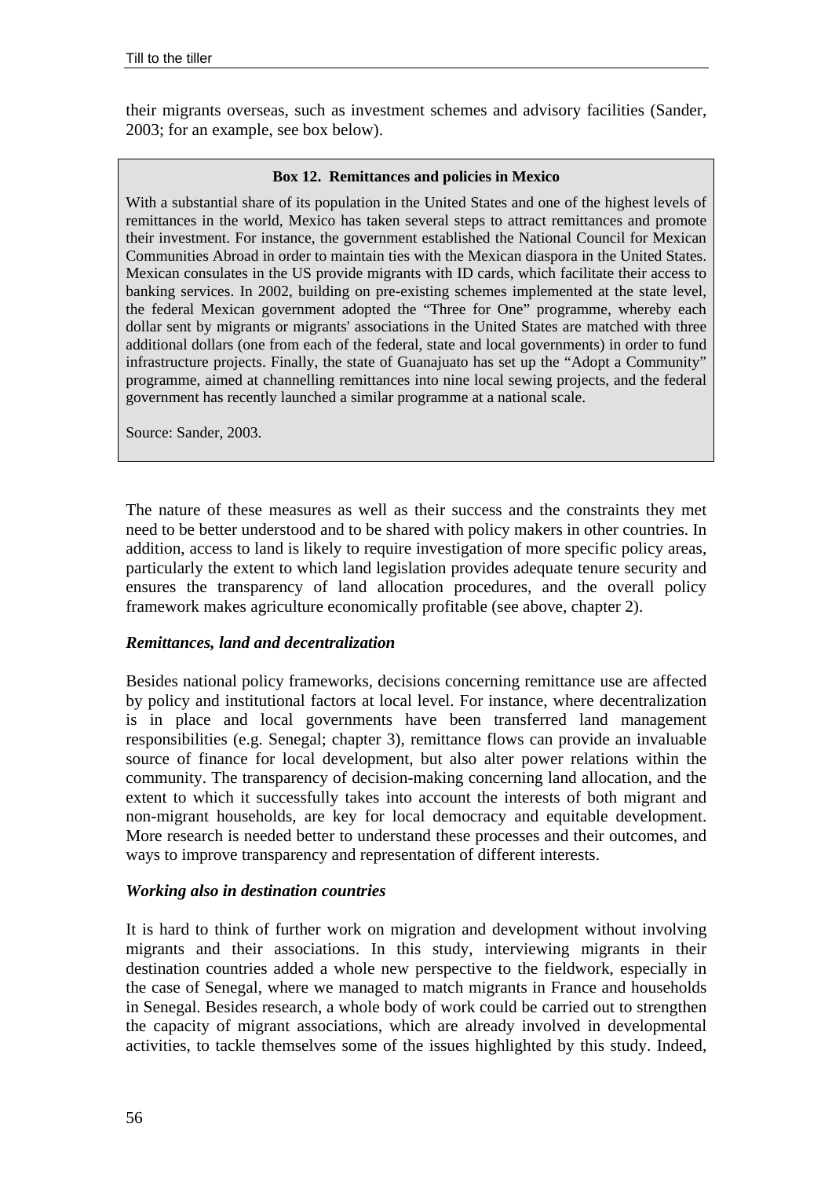their migrants overseas, such as investment schemes and advisory facilities (Sander, 2003; for an example, see box below).

> **Box 12. Remittances and policies in Mexico**
>
> With a substantial share of its population in the United States and one of the highest levels of remittances in the world, Mexico has taken several steps to attract remittances and promote their investment. For instance, the government established the National Council for Mexican Communities Abroad in order to maintain ties with the Mexican diaspora in the United States. Mexican consulates in the US provide migrants with ID cards, which facilitate their access to banking services. In 2002, building on pre-existing schemes implemented at the state level, the federal Mexican government adopted the "Three for One" programme, whereby each dollar sent by migrants or migrants' associations in the United States are matched with three additional dollars (one from each of the federal, state and local governments) in order to fund infrastructure projects. Finally, the state of Guanajuato has set up the "Adopt a Community" programme, aimed at channelling remittances into nine local sewing projects, and the federal government has recently launched a similar programme at a national scale.
>
> Source: Sander, 2003.

The nature of these measures as well as their success and the constraints they met need to be better understood and to be shared with policy makers in other countries. In addition, access to land is likely to require investigation of more specific policy areas, particularly the extent to which land legislation provides adequate tenure security and ensures the transparency of land allocation procedures, and the overall policy framework makes agriculture economically profitable (see above, chapter 2).

### *Remittances, land and decentralization*

Besides national policy frameworks, decisions concerning remittance use are affected by policy and institutional factors at local level. For instance, where decentralization is in place and local governments have been transferred land management responsibilities (e.g. Senegal; chapter 3), remittance flows can provide an invaluable source of finance for local development, but also alter power relations within the community. The transparency of decision-making concerning land allocation, and the extent to which it successfully takes into account the interests of both migrant and non-migrant households, are key for local democracy and equitable development. More research is needed better to understand these processes and their outcomes, and ways to improve transparency and representation of different interests.

### *Working also in destination countries*

It is hard to think of further work on migration and development without involving migrants and their associations. In this study, interviewing migrants in their destination countries added a whole new perspective to the fieldwork, especially in the case of Senegal, where we managed to match migrants in France and households in Senegal. Besides research, a whole body of work could be carried out to strengthen the capacity of migrant associations, which are already involved in developmental activities, to tackle themselves some of the issues highlighted by this study. Indeed,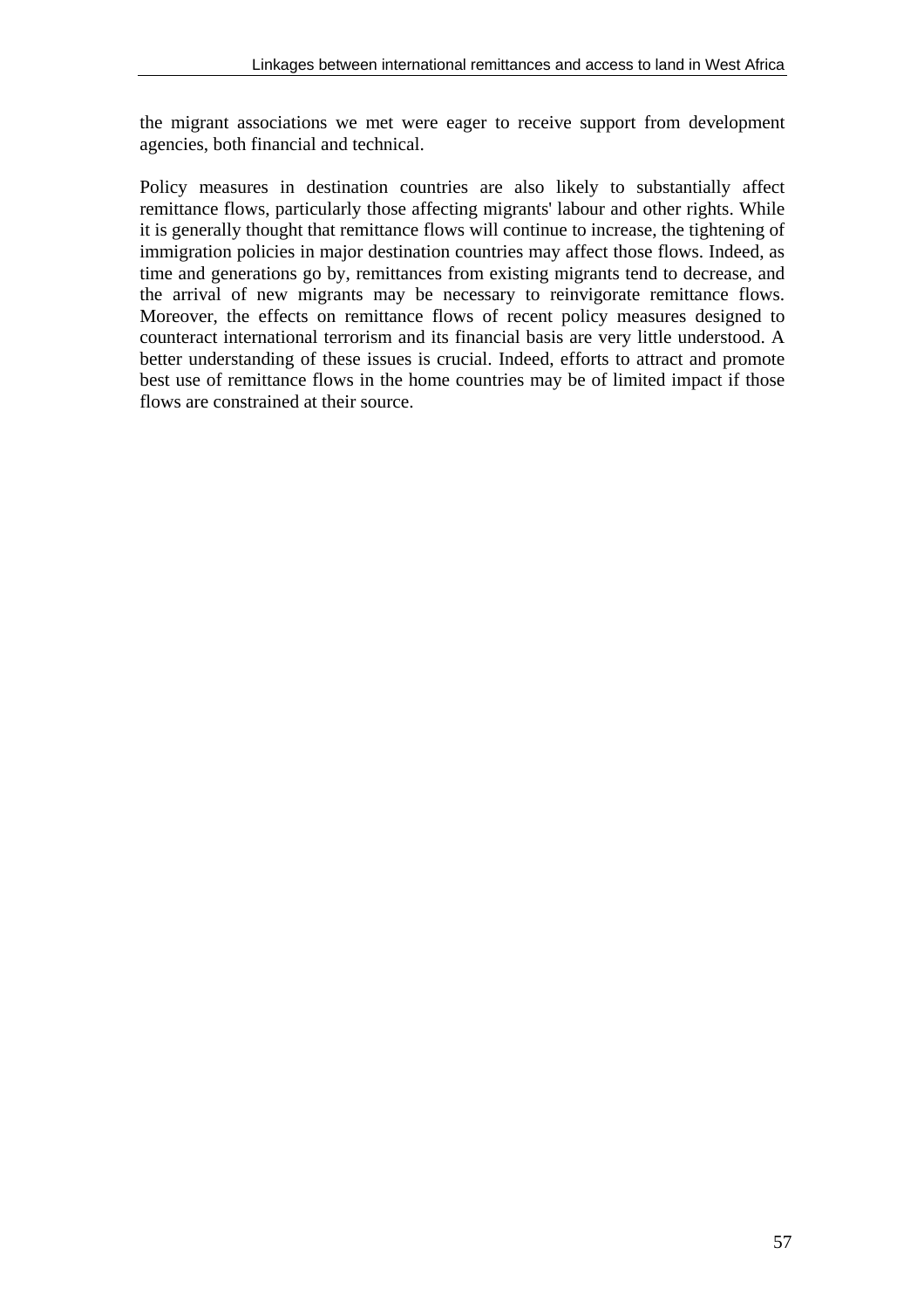the migrant associations we met were eager to receive support from development agencies, both financial and technical.

Policy measures in destination countries are also likely to substantially affect remittance flows, particularly those affecting migrants' labour and other rights. While it is generally thought that remittance flows will continue to increase, the tightening of immigration policies in major destination countries may affect those flows. Indeed, as time and generations go by, remittances from existing migrants tend to decrease, and the arrival of new migrants may be necessary to reinvigorate remittance flows. Moreover, the effects on remittance flows of recent policy measures designed to counteract international terrorism and its financial basis are very little understood. A better understanding of these issues is crucial. Indeed, efforts to attract and promote best use of remittance flows in the home countries may be of limited impact if those flows are constrained at their source.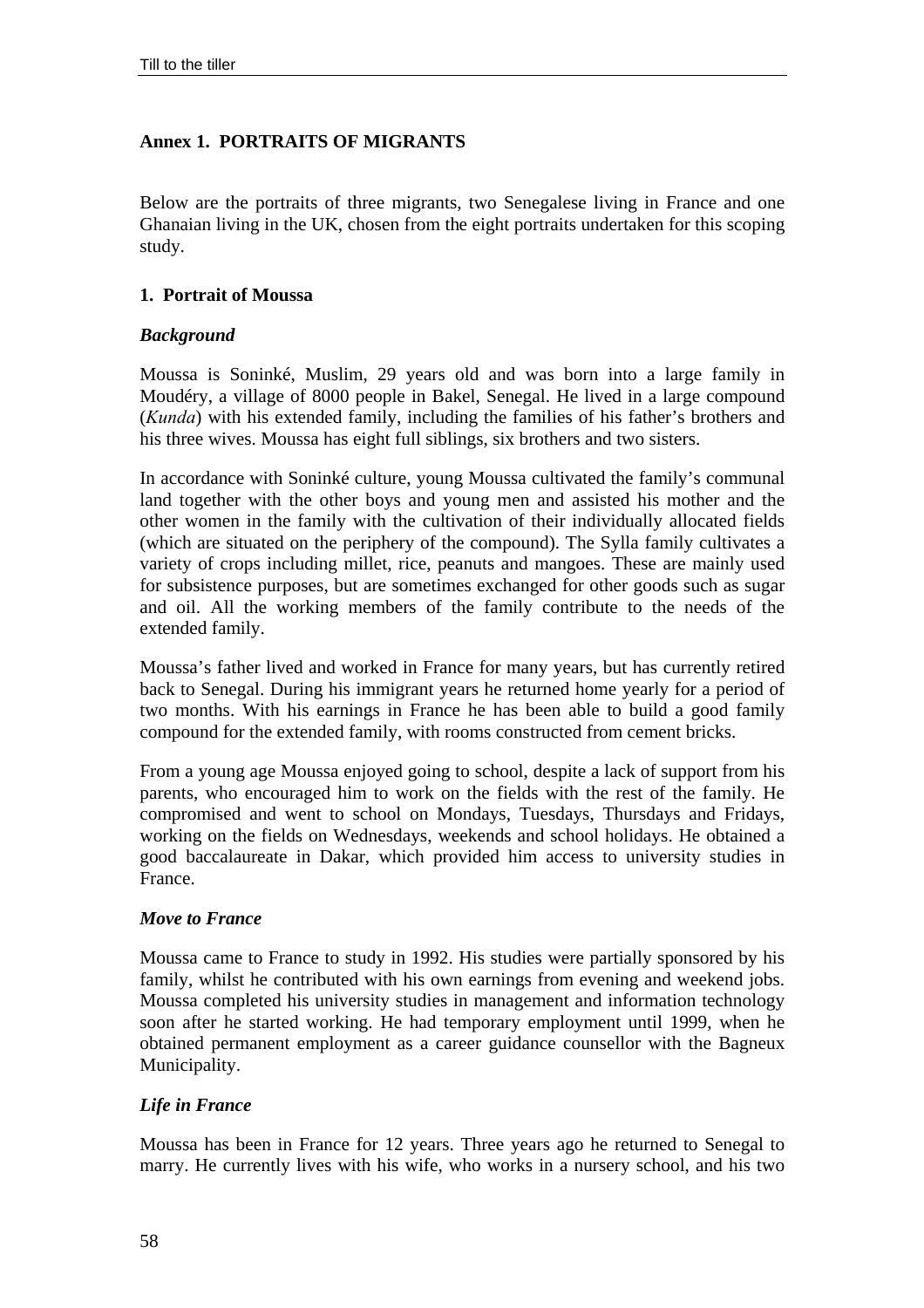## Annex 1. PORTRAITS OF MIGRANTS

Below are the portraits of three migrants, two Senegalese living in France and one Ghanaian living in the UK, chosen from the eight portraits undertaken for this scoping study.

### 1. Portrait of Moussa

#### *Background*

Moussa is Soninké, Muslim, 29 years old and was born into a large family in Moudéry, a village of 8000 people in Bakel, Senegal. He lived in a large compound (*Kunda*) with his extended family, including the families of his father's brothers and his three wives. Moussa has eight full siblings, six brothers and two sisters.

In accordance with Soninké culture, young Moussa cultivated the family's communal land together with the other boys and young men and assisted his mother and the other women in the family with the cultivation of their individually allocated fields (which are situated on the periphery of the compound). The Sylla family cultivates a variety of crops including millet, rice, peanuts and mangoes. These are mainly used for subsistence purposes, but are sometimes exchanged for other goods such as sugar and oil. All the working members of the family contribute to the needs of the extended family.

Moussa's father lived and worked in France for many years, but has currently retired back to Senegal. During his immigrant years he returned home yearly for a period of two months. With his earnings in France he has been able to build a good family compound for the extended family, with rooms constructed from cement bricks.

From a young age Moussa enjoyed going to school, despite a lack of support from his parents, who encouraged him to work on the fields with the rest of the family. He compromised and went to school on Mondays, Tuesdays, Thursdays and Fridays, working on the fields on Wednesdays, weekends and school holidays. He obtained a good baccalaureate in Dakar, which provided him access to university studies in France.

#### *Move to France*

Moussa came to France to study in 1992. His studies were partially sponsored by his family, whilst he contributed with his own earnings from evening and weekend jobs. Moussa completed his university studies in management and information technology soon after he started working. He had temporary employment until 1999, when he obtained permanent employment as a career guidance counsellor with the Bagneux Municipality.

#### *Life in France*

Moussa has been in France for 12 years. Three years ago he returned to Senegal to marry. He currently lives with his wife, who works in a nursery school, and his two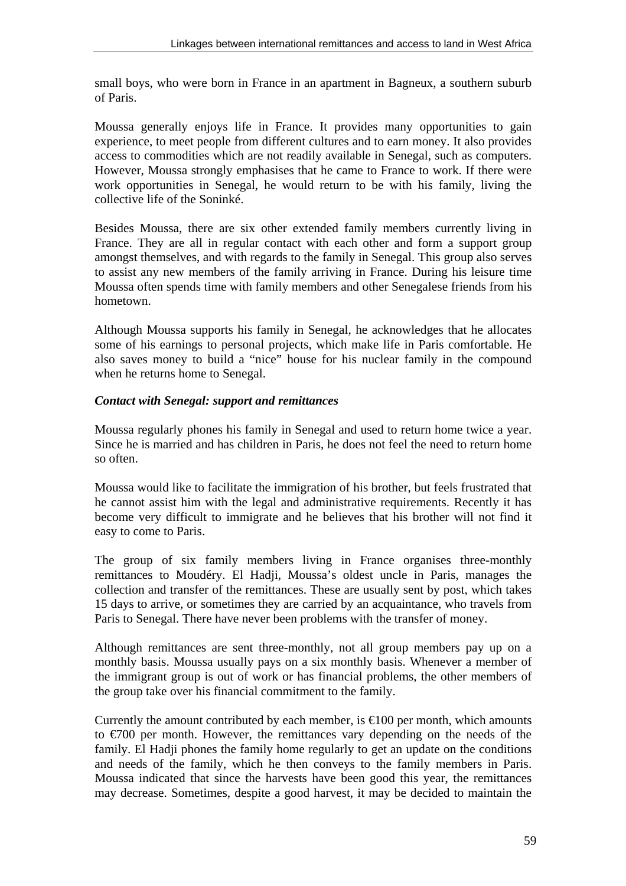small boys, who were born in France in an apartment in Bagneux, a southern suburb of Paris.

Moussa generally enjoys life in France. It provides many opportunities to gain experience, to meet people from different cultures and to earn money. It also provides access to commodities which are not readily available in Senegal, such as computers. However, Moussa strongly emphasises that he came to France to work. If there were work opportunities in Senegal, he would return to be with his family, living the collective life of the Soninké.

Besides Moussa, there are six other extended family members currently living in France. They are all in regular contact with each other and form a support group amongst themselves, and with regards to the family in Senegal. This group also serves to assist any new members of the family arriving in France. During his leisure time Moussa often spends time with family members and other Senegalese friends from his hometown.

Although Moussa supports his family in Senegal, he acknowledges that he allocates some of his earnings to personal projects, which make life in Paris comfortable. He also saves money to build a "nice" house for his nuclear family in the compound when he returns home to Senegal.

***Contact with Senegal: support and remittances***

Moussa regularly phones his family in Senegal and used to return home twice a year. Since he is married and has children in Paris, he does not feel the need to return home so often.

Moussa would like to facilitate the immigration of his brother, but feels frustrated that he cannot assist him with the legal and administrative requirements. Recently it has become very difficult to immigrate and he believes that his brother will not find it easy to come to Paris.

The group of six family members living in France organises three-monthly remittances to Moudéry. El Hadji, Moussa's oldest uncle in Paris, manages the collection and transfer of the remittances. These are usually sent by post, which takes 15 days to arrive, or sometimes they are carried by an acquaintance, who travels from Paris to Senegal. There have never been problems with the transfer of money.

Although remittances are sent three-monthly, not all group members pay up on a monthly basis. Moussa usually pays on a six monthly basis. Whenever a member of the immigrant group is out of work or has financial problems, the other members of the group take over his financial commitment to the family.

Currently the amount contributed by each member, is €100 per month, which amounts to €700 per month. However, the remittances vary depending on the needs of the family. El Hadji phones the family home regularly to get an update on the conditions and needs of the family, which he then conveys to the family members in Paris. Moussa indicated that since the harvests have been good this year, the remittances may decrease. Sometimes, despite a good harvest, it may be decided to maintain the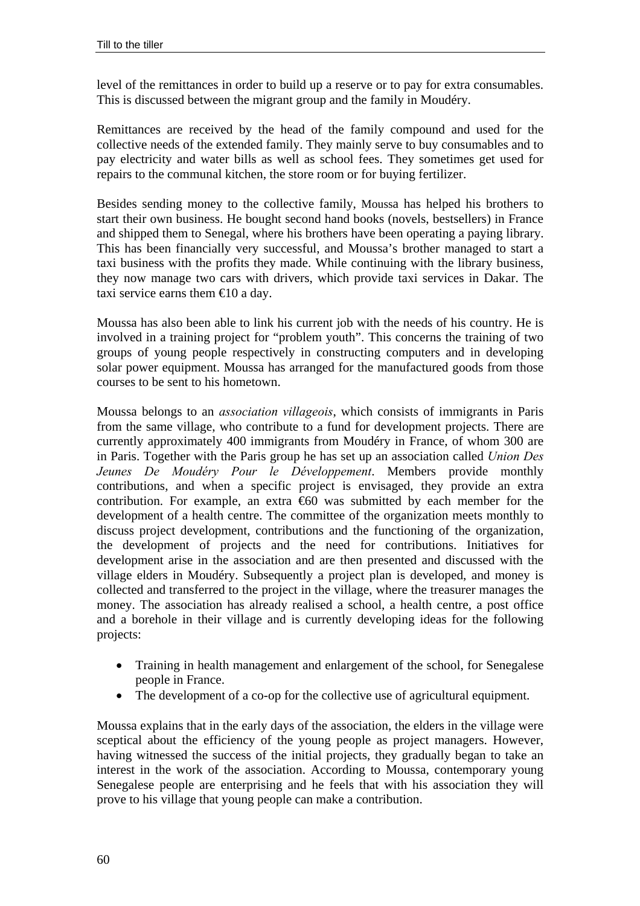level of the remittances in order to build up a reserve or to pay for extra consumables. This is discussed between the migrant group and the family in Moudéry.

Remittances are received by the head of the family compound and used for the collective needs of the extended family. They mainly serve to buy consumables and to pay electricity and water bills as well as school fees. They sometimes get used for repairs to the communal kitchen, the store room or for buying fertilizer.

Besides sending money to the collective family, Moussa has helped his brothers to start their own business. He bought second hand books (novels, bestsellers) in France and shipped them to Senegal, where his brothers have been operating a paying library. This has been financially very successful, and Moussa's brother managed to start a taxi business with the profits they made. While continuing with the library business, they now manage two cars with drivers, which provide taxi services in Dakar. The taxi service earns them €10 a day.

Moussa has also been able to link his current job with the needs of his country. He is involved in a training project for "problem youth". This concerns the training of two groups of young people respectively in constructing computers and in developing solar power equipment. Moussa has arranged for the manufactured goods from those courses to be sent to his hometown.

Moussa belongs to an *association villageois*, which consists of immigrants in Paris from the same village, who contribute to a fund for development projects. There are currently approximately 400 immigrants from Moudéry in France, of whom 300 are in Paris. Together with the Paris group he has set up an association called *Union Des Jeunes De Moudéry Pour le Développement*. Members provide monthly contributions, and when a specific project is envisaged, they provide an extra contribution. For example, an extra €60 was submitted by each member for the development of a health centre. The committee of the organization meets monthly to discuss project development, contributions and the functioning of the organization, the development of projects and the need for contributions. Initiatives for development arise in the association and are then presented and discussed with the village elders in Moudéry. Subsequently a project plan is developed, and money is collected and transferred to the project in the village, where the treasurer manages the money. The association has already realised a school, a health centre, a post office and a borehole in their village and is currently developing ideas for the following projects:

- Training in health management and enlargement of the school, for Senegalese people in France.
- The development of a co-op for the collective use of agricultural equipment.

Moussa explains that in the early days of the association, the elders in the village were sceptical about the efficiency of the young people as project managers. However, having witnessed the success of the initial projects, they gradually began to take an interest in the work of the association. According to Moussa, contemporary young Senegalese people are enterprising and he feels that with his association they will prove to his village that young people can make a contribution.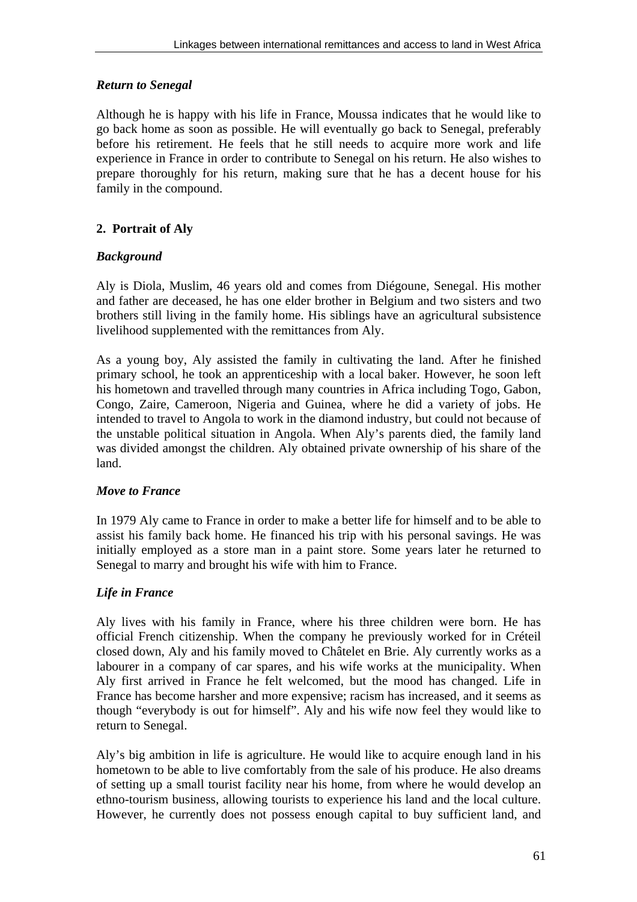### *Return to Senegal*

Although he is happy with his life in France, Moussa indicates that he would like to go back home as soon as possible. He will eventually go back to Senegal, preferably before his retirement. He feels that he still needs to acquire more work and life experience in France in order to contribute to Senegal on his return. He also wishes to prepare thoroughly for his return, making sure that he has a decent house for his family in the compound.

## 2. Portrait of Aly

### *Background*

Aly is Diola, Muslim, 46 years old and comes from Diégoune, Senegal. His mother and father are deceased, he has one elder brother in Belgium and two sisters and two brothers still living in the family home. His siblings have an agricultural subsistence livelihood supplemented with the remittances from Aly.

As a young boy, Aly assisted the family in cultivating the land. After he finished primary school, he took an apprenticeship with a local baker. However, he soon left his hometown and travelled through many countries in Africa including Togo, Gabon, Congo, Zaire, Cameroon, Nigeria and Guinea, where he did a variety of jobs. He intended to travel to Angola to work in the diamond industry, but could not because of the unstable political situation in Angola. When Aly's parents died, the family land was divided amongst the children. Aly obtained private ownership of his share of the land.

### *Move to France*

In 1979 Aly came to France in order to make a better life for himself and to be able to assist his family back home. He financed his trip with his personal savings. He was initially employed as a store man in a paint store. Some years later he returned to Senegal to marry and brought his wife with him to France.

### *Life in France*

Aly lives with his family in France, where his three children were born. He has official French citizenship. When the company he previously worked for in Créteil closed down, Aly and his family moved to Châtelet en Brie. Aly currently works as a labourer in a company of car spares, and his wife works at the municipality. When Aly first arrived in France he felt welcomed, but the mood has changed. Life in France has become harsher and more expensive; racism has increased, and it seems as though "everybody is out for himself". Aly and his wife now feel they would like to return to Senegal.

Aly's big ambition in life is agriculture. He would like to acquire enough land in his hometown to be able to live comfortably from the sale of his produce. He also dreams of setting up a small tourist facility near his home, from where he would develop an ethno-tourism business, allowing tourists to experience his land and the local culture. However, he currently does not possess enough capital to buy sufficient land, and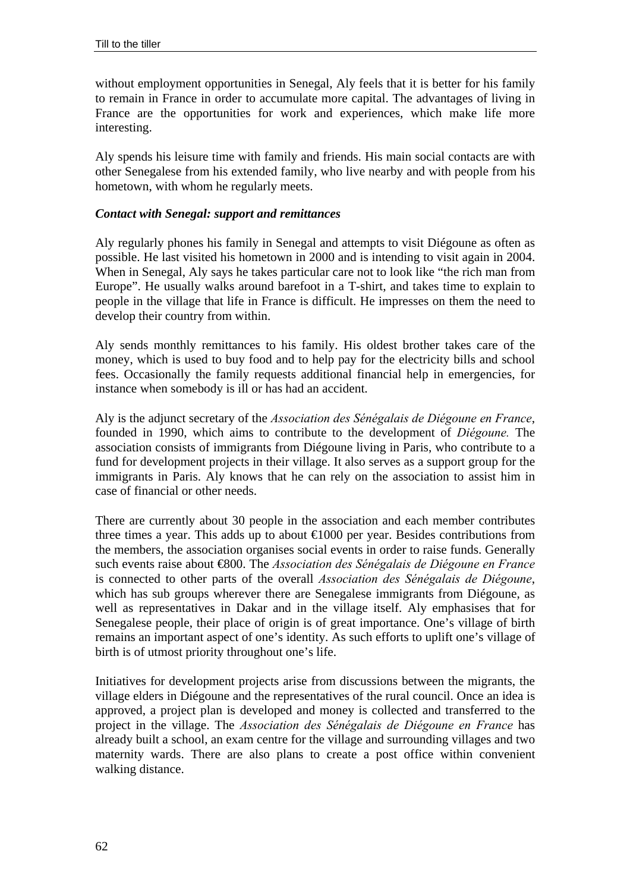without employment opportunities in Senegal, Aly feels that it is better for his family to remain in France in order to accumulate more capital. The advantages of living in France are the opportunities for work and experiences, which make life more interesting.

Aly spends his leisure time with family and friends. His main social contacts are with other Senegalese from his extended family, who live nearby and with people from his hometown, with whom he regularly meets.

***Contact with Senegal: support and remittances***

Aly regularly phones his family in Senegal and attempts to visit Diégoune as often as possible. He last visited his hometown in 2000 and is intending to visit again in 2004. When in Senegal, Aly says he takes particular care not to look like "the rich man from Europe". He usually walks around barefoot in a T-shirt, and takes time to explain to people in the village that life in France is difficult. He impresses on them the need to develop their country from within.

Aly sends monthly remittances to his family. His oldest brother takes care of the money, which is used to buy food and to help pay for the electricity bills and school fees. Occasionally the family requests additional financial help in emergencies, for instance when somebody is ill or has had an accident.

Aly is the adjunct secretary of the *Association des Sénégalais de Diégoune en France*, founded in 1990, which aims to contribute to the development of *Diégoune.* The association consists of immigrants from Diégoune living in Paris, who contribute to a fund for development projects in their village. It also serves as a support group for the immigrants in Paris. Aly knows that he can rely on the association to assist him in case of financial or other needs.

There are currently about 30 people in the association and each member contributes three times a year. This adds up to about €1000 per year. Besides contributions from the members, the association organises social events in order to raise funds. Generally such events raise about €800. The *Association des Sénégalais de Diégoune en France* is connected to other parts of the overall *Association des Sénégalais de Diégoune*, which has sub groups wherever there are Senegalese immigrants from Diégoune, as well as representatives in Dakar and in the village itself. Aly emphasises that for Senegalese people, their place of origin is of great importance. One's village of birth remains an important aspect of one's identity. As such efforts to uplift one's village of birth is of utmost priority throughout one's life.

Initiatives for development projects arise from discussions between the migrants, the village elders in Diégoune and the representatives of the rural council. Once an idea is approved, a project plan is developed and money is collected and transferred to the project in the village. The *Association des Sénégalais de Diégoune en France* has already built a school, an exam centre for the village and surrounding villages and two maternity wards. There are also plans to create a post office within convenient walking distance.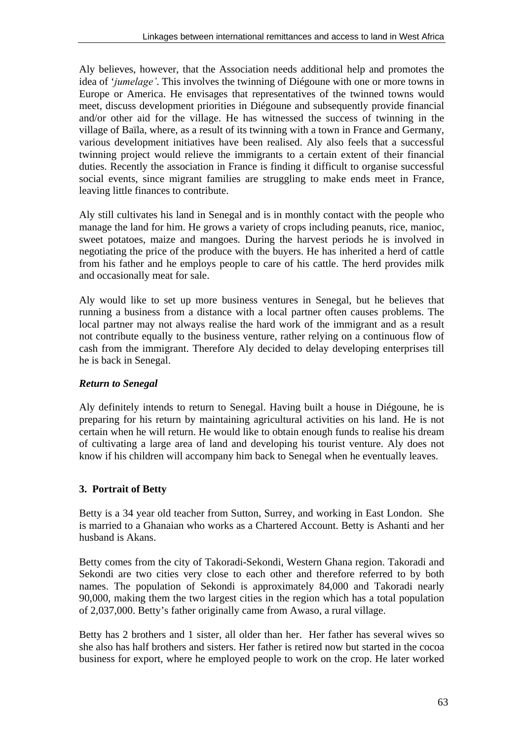Aly believes, however, that the Association needs additional help and promotes the idea of '*jumelage'*. This involves the twinning of Diégoune with one or more towns in Europe or America. He envisages that representatives of the twinned towns would meet, discuss development priorities in Diégoune and subsequently provide financial and/or other aid for the village. He has witnessed the success of twinning in the village of Baïla, where, as a result of its twinning with a town in France and Germany, various development initiatives have been realised. Aly also feels that a successful twinning project would relieve the immigrants to a certain extent of their financial duties. Recently the association in France is finding it difficult to organise successful social events, since migrant families are struggling to make ends meet in France, leaving little finances to contribute.

Aly still cultivates his land in Senegal and is in monthly contact with the people who manage the land for him. He grows a variety of crops including peanuts, rice, manioc, sweet potatoes, maize and mangoes. During the harvest periods he is involved in negotiating the price of the produce with the buyers. He has inherited a herd of cattle from his father and he employs people to care of his cattle. The herd provides milk and occasionally meat for sale.

Aly would like to set up more business ventures in Senegal, but he believes that running a business from a distance with a local partner often causes problems. The local partner may not always realise the hard work of the immigrant and as a result not contribute equally to the business venture, rather relying on a continuous flow of cash from the immigrant. Therefore Aly decided to delay developing enterprises till he is back in Senegal.

### *Return to Senegal*

Aly definitely intends to return to Senegal. Having built a house in Diégoune, he is preparing for his return by maintaining agricultural activities on his land. He is not certain when he will return. He would like to obtain enough funds to realise his dream of cultivating a large area of land and developing his tourist venture. Aly does not know if his children will accompany him back to Senegal when he eventually leaves.

## 3. Portrait of Betty

Betty is a 34 year old teacher from Sutton, Surrey, and working in East London. She is married to a Ghanaian who works as a Chartered Account. Betty is Ashanti and her husband is Akans.

Betty comes from the city of Takoradi-Sekondi, Western Ghana region. Takoradi and Sekondi are two cities very close to each other and therefore referred to by both names. The population of Sekondi is approximately 84,000 and Takoradi nearly 90,000, making them the two largest cities in the region which has a total population of 2,037,000. Betty's father originally came from Awaso, a rural village.

Betty has 2 brothers and 1 sister, all older than her. Her father has several wives so she also has half brothers and sisters. Her father is retired now but started in the cocoa business for export, where he employed people to work on the crop. He later worked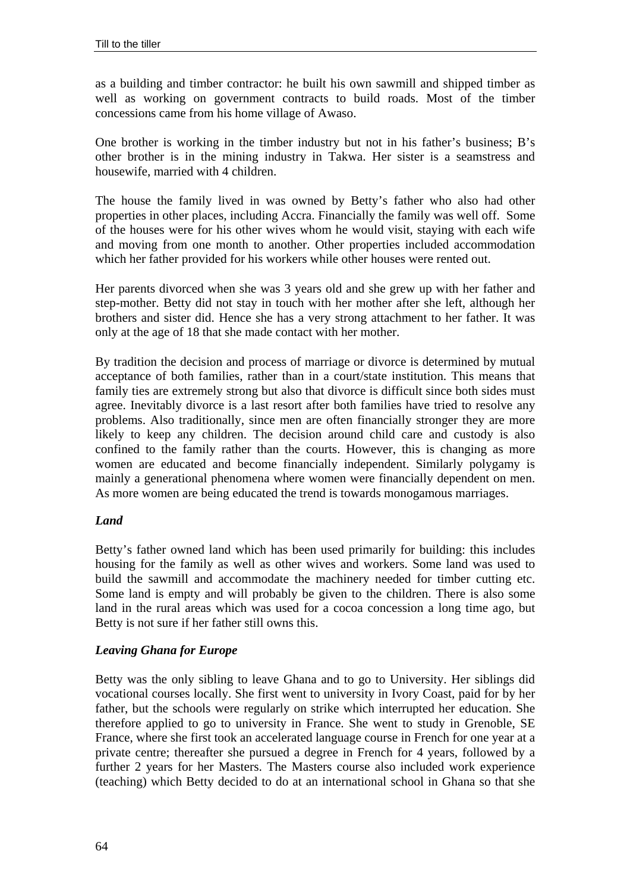as a building and timber contractor: he built his own sawmill and shipped timber as well as working on government contracts to build roads. Most of the timber concessions came from his home village of Awaso.

One brother is working in the timber industry but not in his father's business; B's other brother is in the mining industry in Takwa. Her sister is a seamstress and housewife, married with 4 children.

The house the family lived in was owned by Betty's father who also had other properties in other places, including Accra. Financially the family was well off. Some of the houses were for his other wives whom he would visit, staying with each wife and moving from one month to another. Other properties included accommodation which her father provided for his workers while other houses were rented out.

Her parents divorced when she was 3 years old and she grew up with her father and step-mother. Betty did not stay in touch with her mother after she left, although her brothers and sister did. Hence she has a very strong attachment to her father. It was only at the age of 18 that she made contact with her mother.

By tradition the decision and process of marriage or divorce is determined by mutual acceptance of both families, rather than in a court/state institution. This means that family ties are extremely strong but also that divorce is difficult since both sides must agree. Inevitably divorce is a last resort after both families have tried to resolve any problems. Also traditionally, since men are often financially stronger they are more likely to keep any children. The decision around child care and custody is also confined to the family rather than the courts. However, this is changing as more women are educated and become financially independent. Similarly polygamy is mainly a generational phenomena where women were financially dependent on men. As more women are being educated the trend is towards monogamous marriages.

### *Land*

Betty's father owned land which has been used primarily for building: this includes housing for the family as well as other wives and workers. Some land was used to build the sawmill and accommodate the machinery needed for timber cutting etc. Some land is empty and will probably be given to the children. There is also some land in the rural areas which was used for a cocoa concession a long time ago, but Betty is not sure if her father still owns this.

### *Leaving Ghana for Europe*

Betty was the only sibling to leave Ghana and to go to University. Her siblings did vocational courses locally. She first went to university in Ivory Coast, paid for by her father, but the schools were regularly on strike which interrupted her education. She therefore applied to go to university in France. She went to study in Grenoble, SE France, where she first took an accelerated language course in French for one year at a private centre; thereafter she pursued a degree in French for 4 years, followed by a further 2 years for her Masters. The Masters course also included work experience (teaching) which Betty decided to do at an international school in Ghana so that she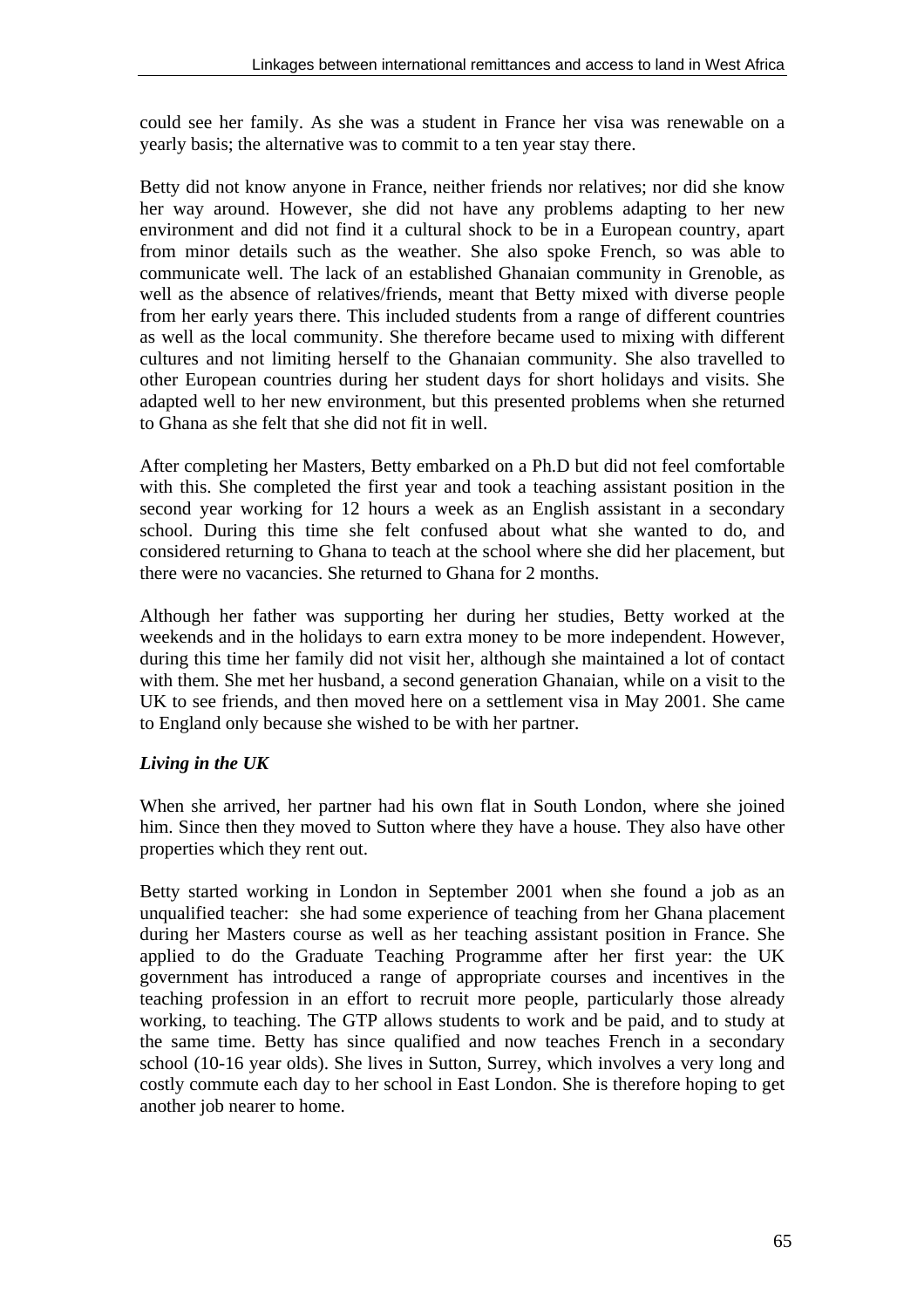could see her family. As she was a student in France her visa was renewable on a yearly basis; the alternative was to commit to a ten year stay there.

Betty did not know anyone in France, neither friends nor relatives; nor did she know her way around. However, she did not have any problems adapting to her new environment and did not find it a cultural shock to be in a European country, apart from minor details such as the weather. She also spoke French, so was able to communicate well. The lack of an established Ghanaian community in Grenoble, as well as the absence of relatives/friends, meant that Betty mixed with diverse people from her early years there. This included students from a range of different countries as well as the local community. She therefore became used to mixing with different cultures and not limiting herself to the Ghanaian community. She also travelled to other European countries during her student days for short holidays and visits. She adapted well to her new environment, but this presented problems when she returned to Ghana as she felt that she did not fit in well.

After completing her Masters, Betty embarked on a Ph.D but did not feel comfortable with this. She completed the first year and took a teaching assistant position in the second year working for 12 hours a week as an English assistant in a secondary school. During this time she felt confused about what she wanted to do, and considered returning to Ghana to teach at the school where she did her placement, but there were no vacancies. She returned to Ghana for 2 months.

Although her father was supporting her during her studies, Betty worked at the weekends and in the holidays to earn extra money to be more independent. However, during this time her family did not visit her, although she maintained a lot of contact with them. She met her husband, a second generation Ghanaian, while on a visit to the UK to see friends, and then moved here on a settlement visa in May 2001. She came to England only because she wished to be with her partner.

***Living in the UK***

When she arrived, her partner had his own flat in South London, where she joined him. Since then they moved to Sutton where they have a house. They also have other properties which they rent out.

Betty started working in London in September 2001 when she found a job as an unqualified teacher: she had some experience of teaching from her Ghana placement during her Masters course as well as her teaching assistant position in France. She applied to do the Graduate Teaching Programme after her first year: the UK government has introduced a range of appropriate courses and incentives in the teaching profession in an effort to recruit more people, particularly those already working, to teaching. The GTP allows students to work and be paid, and to study at the same time. Betty has since qualified and now teaches French in a secondary school (10-16 year olds). She lives in Sutton, Surrey, which involves a very long and costly commute each day to her school in East London. She is therefore hoping to get another job nearer to home.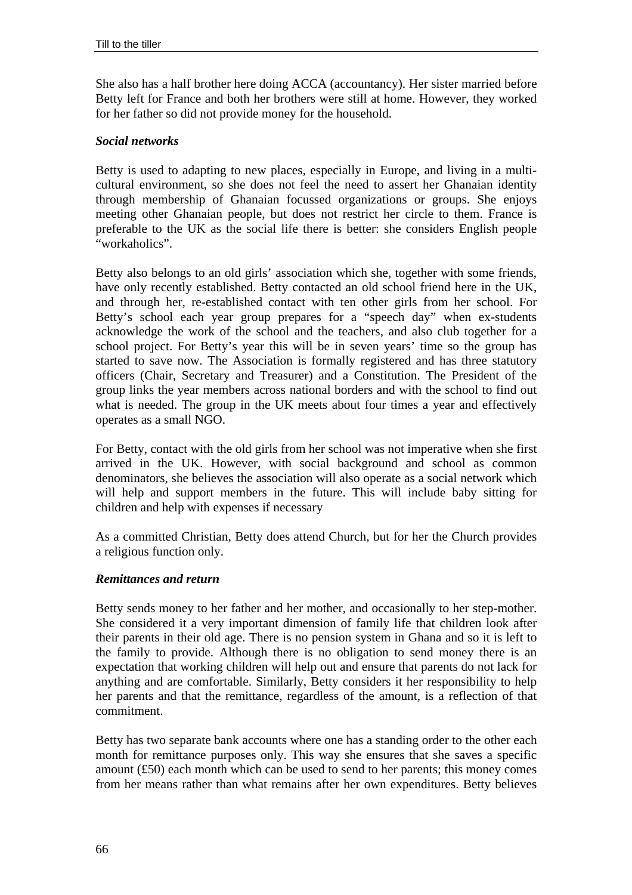She also has a half brother here doing ACCA (accountancy). Her sister married before Betty left for France and both her brothers were still at home. However, they worked for her father so did not provide money for the household.

### *Social networks*

Betty is used to adapting to new places, especially in Europe, and living in a multi-cultural environment, so she does not feel the need to assert her Ghanaian identity through membership of Ghanaian focussed organizations or groups. She enjoys meeting other Ghanaian people, but does not restrict her circle to them. France is preferable to the UK as the social life there is better: she considers English people "workaholics".

Betty also belongs to an old girls' association which she, together with some friends, have only recently established. Betty contacted an old school friend here in the UK, and through her, re-established contact with ten other girls from her school. For Betty's school each year group prepares for a "speech day" when ex-students acknowledge the work of the school and the teachers, and also club together for a school project. For Betty's year this will be in seven years' time so the group has started to save now. The Association is formally registered and has three statutory officers (Chair, Secretary and Treasurer) and a Constitution. The President of the group links the year members across national borders and with the school to find out what is needed. The group in the UK meets about four times a year and effectively operates as a small NGO.

For Betty, contact with the old girls from her school was not imperative when she first arrived in the UK. However, with social background and school as common denominators, she believes the association will also operate as a social network which will help and support members in the future. This will include baby sitting for children and help with expenses if necessary

As a committed Christian, Betty does attend Church, but for her the Church provides a religious function only.

### *Remittances and return*

Betty sends money to her father and her mother, and occasionally to her step-mother. She considered it a very important dimension of family life that children look after their parents in their old age. There is no pension system in Ghana and so it is left to the family to provide. Although there is no obligation to send money there is an expectation that working children will help out and ensure that parents do not lack for anything and are comfortable. Similarly, Betty considers it her responsibility to help her parents and that the remittance, regardless of the amount, is a reflection of that commitment.

Betty has two separate bank accounts where one has a standing order to the other each month for remittance purposes only. This way she ensures that she saves a specific amount (£50) each month which can be used to send to her parents; this money comes from her means rather than what remains after her own expenditures. Betty believes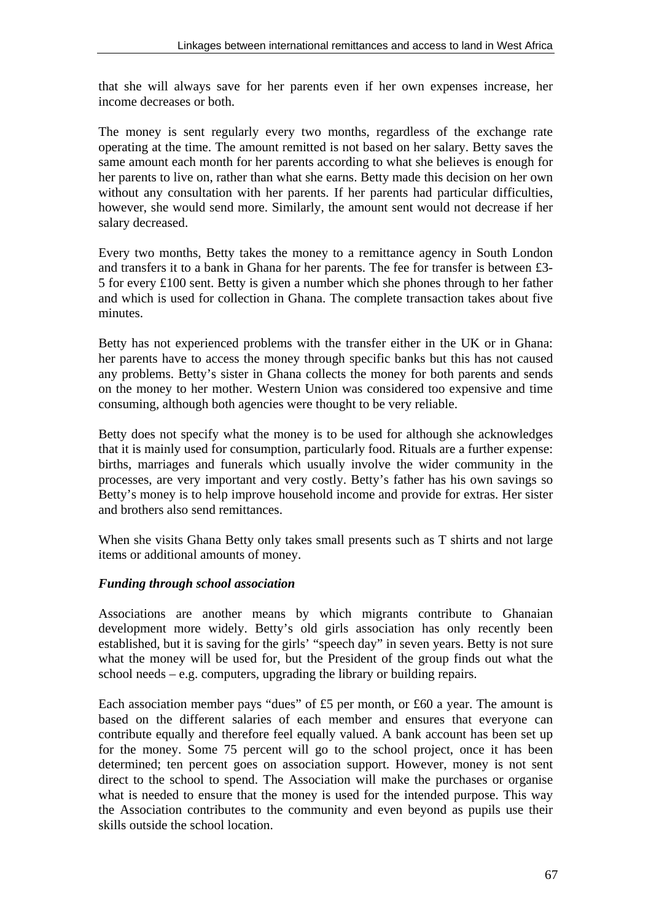that she will always save for her parents even if her own expenses increase, her income decreases or both.

The money is sent regularly every two months, regardless of the exchange rate operating at the time. The amount remitted is not based on her salary. Betty saves the same amount each month for her parents according to what she believes is enough for her parents to live on, rather than what she earns. Betty made this decision on her own without any consultation with her parents. If her parents had particular difficulties, however, she would send more. Similarly, the amount sent would not decrease if her salary decreased.

Every two months, Betty takes the money to a remittance agency in South London and transfers it to a bank in Ghana for her parents. The fee for transfer is between £3-5 for every £100 sent. Betty is given a number which she phones through to her father and which is used for collection in Ghana. The complete transaction takes about five minutes.

Betty has not experienced problems with the transfer either in the UK or in Ghana: her parents have to access the money through specific banks but this has not caused any problems. Betty's sister in Ghana collects the money for both parents and sends on the money to her mother. Western Union was considered too expensive and time consuming, although both agencies were thought to be very reliable.

Betty does not specify what the money is to be used for although she acknowledges that it is mainly used for consumption, particularly food. Rituals are a further expense: births, marriages and funerals which usually involve the wider community in the processes, are very important and very costly. Betty's father has his own savings so Betty's money is to help improve household income and provide for extras. Her sister and brothers also send remittances.

When she visits Ghana Betty only takes small presents such as T shirts and not large items or additional amounts of money.

### *Funding through school association*

Associations are another means by which migrants contribute to Ghanaian development more widely. Betty's old girls association has only recently been established, but it is saving for the girls' "speech day" in seven years. Betty is not sure what the money will be used for, but the President of the group finds out what the school needs – e.g. computers, upgrading the library or building repairs.

Each association member pays "dues" of £5 per month, or £60 a year. The amount is based on the different salaries of each member and ensures that everyone can contribute equally and therefore feel equally valued. A bank account has been set up for the money. Some 75 percent will go to the school project, once it has been determined; ten percent goes on association support. However, money is not sent direct to the school to spend. The Association will make the purchases or organise what is needed to ensure that the money is used for the intended purpose. This way the Association contributes to the community and even beyond as pupils use their skills outside the school location.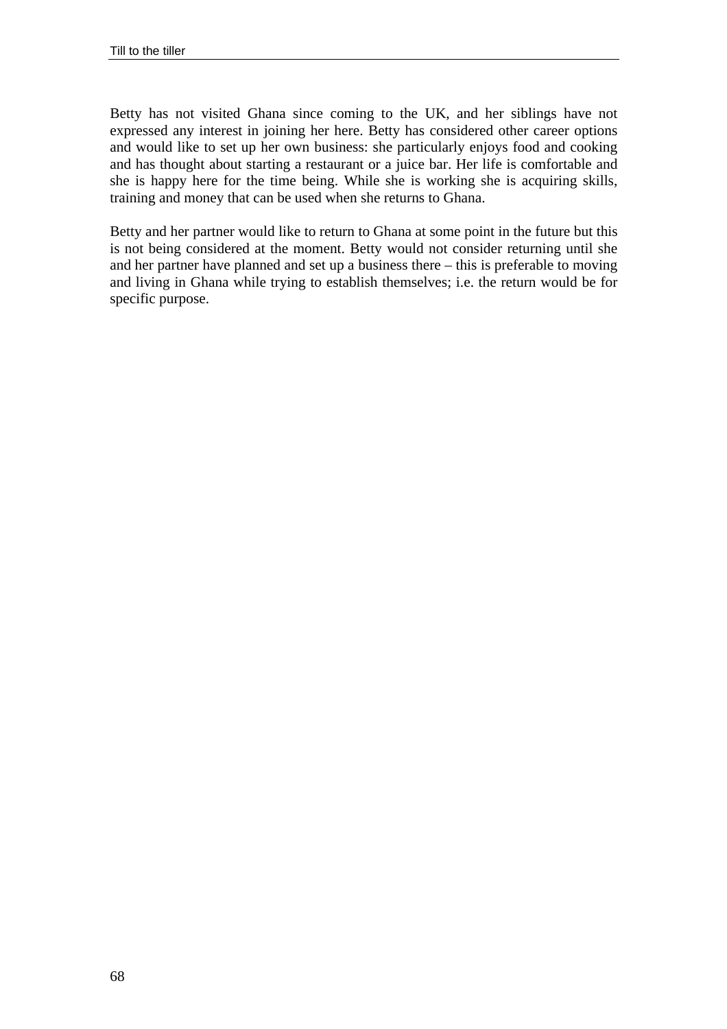Betty has not visited Ghana since coming to the UK, and her siblings have not expressed any interest in joining her here. Betty has considered other career options and would like to set up her own business: she particularly enjoys food and cooking and has thought about starting a restaurant or a juice bar. Her life is comfortable and she is happy here for the time being. While she is working she is acquiring skills, training and money that can be used when she returns to Ghana.

Betty and her partner would like to return to Ghana at some point in the future but this is not being considered at the moment. Betty would not consider returning until she and her partner have planned and set up a business there – this is preferable to moving and living in Ghana while trying to establish themselves; i.e. the return would be for specific purpose.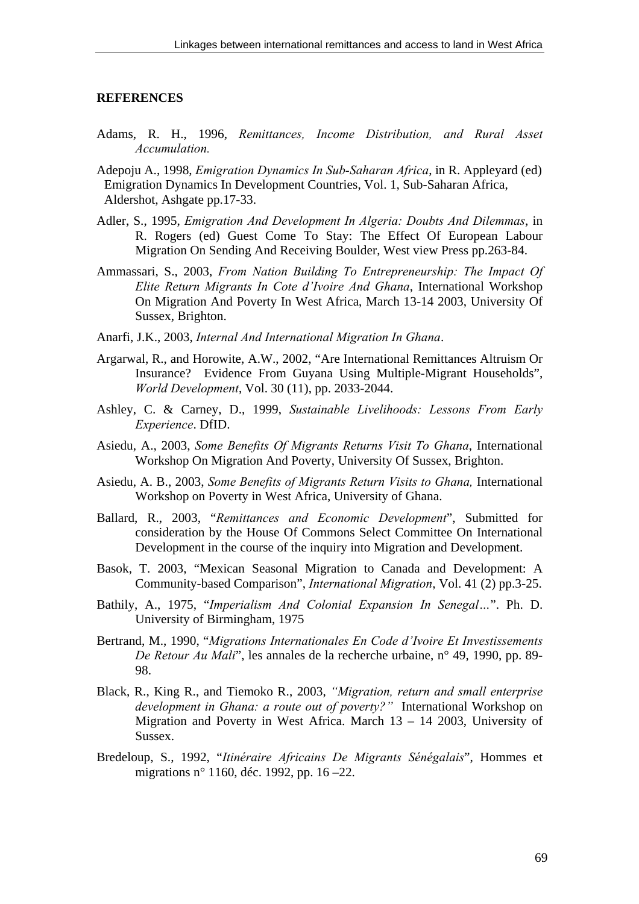## REFERENCES

Adams, R. H., 1996, *Remittances, Income Distribution, and Rural Asset Accumulation.*

Adepoju A., 1998, *Emigration Dynamics In Sub-Saharan Africa*, in R. Appleyard (ed) Emigration Dynamics In Development Countries, Vol. 1, Sub-Saharan Africa, Aldershot, Ashgate pp.17-33.

Adler, S., 1995, *Emigration And Development In Algeria: Doubts And Dilemmas*, in R. Rogers (ed) Guest Come To Stay: The Effect Of European Labour Migration On Sending And Receiving Boulder, West view Press pp.263-84.

Ammassari, S., 2003, *From Nation Building To Entrepreneurship: The Impact Of Elite Return Migrants In Cote d'Ivoire And Ghana*, International Workshop On Migration And Poverty In West Africa, March 13-14 2003, University Of Sussex, Brighton.

Anarfi, J.K., 2003, *Internal And International Migration In Ghana*.

Argarwal, R., and Horowite, A.W., 2002, "Are International Remittances Altruism Or Insurance? Evidence From Guyana Using Multiple-Migrant Households", *World Development*, Vol. 30 (11), pp. 2033-2044.

Ashley, C. & Carney, D., 1999, *Sustainable Livelihoods: Lessons From Early Experience*. DfID.

Asiedu, A., 2003, *Some Benefits Of Migrants Returns Visit To Ghana*, International Workshop On Migration And Poverty, University Of Sussex, Brighton.

Asiedu, A. B., 2003, *Some Benefits of Migrants Return Visits to Ghana,* International Workshop on Poverty in West Africa, University of Ghana.

Ballard, R., 2003, "*Remittances and Economic Development*", Submitted for consideration by the House Of Commons Select Committee On International Development in the course of the inquiry into Migration and Development.

Basok, T. 2003, "Mexican Seasonal Migration to Canada and Development: A Community-based Comparison", *International Migration*, Vol. 41 (2) pp.3-25.

Bathily, A., 1975, "*Imperialism And Colonial Expansion In Senegal…*". Ph. D. University of Birmingham, 1975

Bertrand, M., 1990, "*Migrations Internationales En Code d'Ivoire Et Investissements De Retour Au Mali*", les annales de la recherche urbaine, n° 49, 1990, pp. 89-98.

Black, R., King R., and Tiemoko R., 2003, *"Migration, return and small enterprise development in Ghana: a route out of poverty?"* International Workshop on Migration and Poverty in West Africa. March 13 – 14 2003, University of Sussex.

Bredeloup, S., 1992, "*Itinéraire Africains De Migrants Sénégalais*", Hommes et migrations n° 1160, déc. 1992, pp. 16 –22.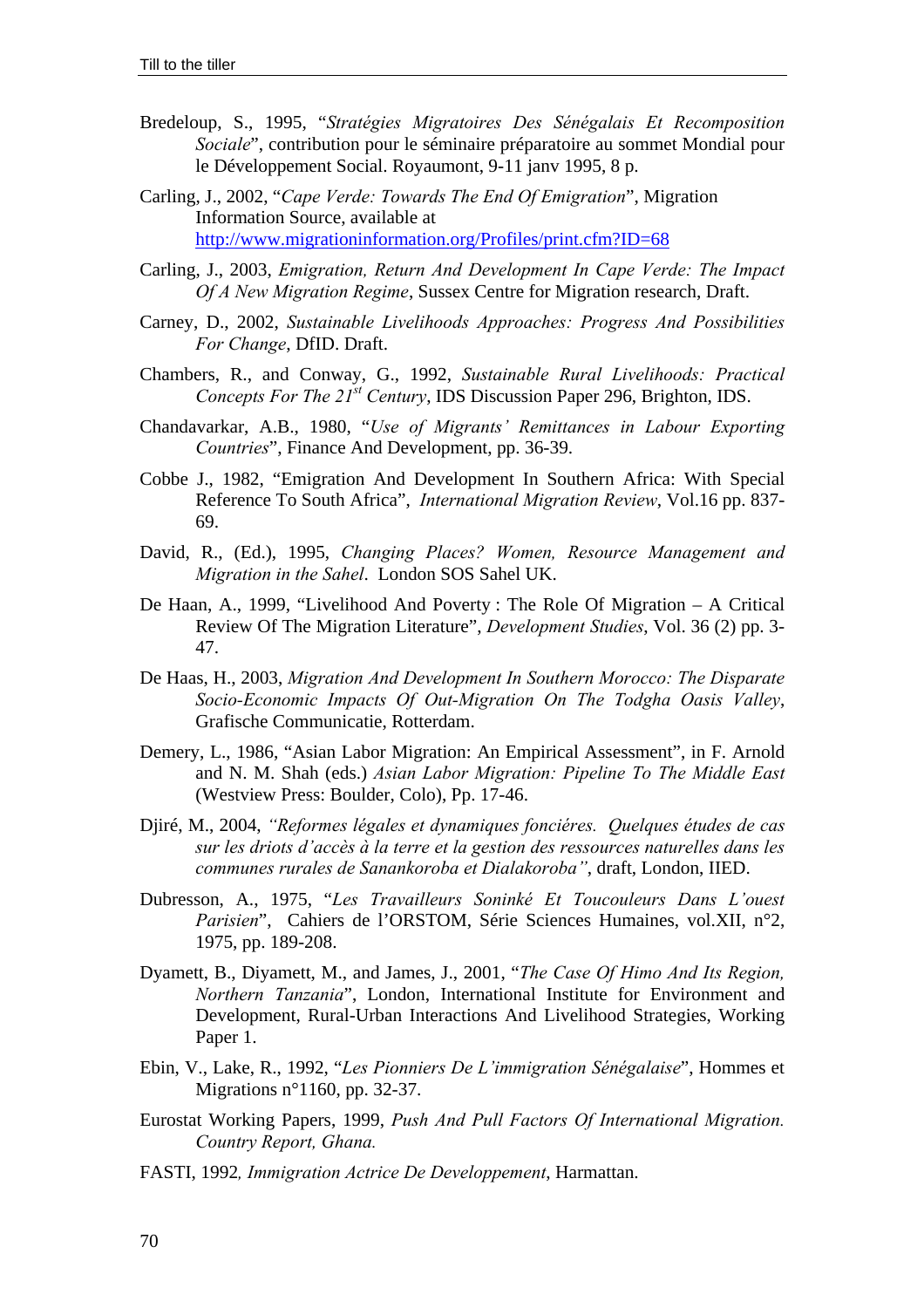Bredeloup, S., 1995, "*Stratégies Migratoires Des Sénégalais Et Recomposition Sociale*", contribution pour le séminaire préparatoire au sommet Mondial pour le Développement Social. Royaumont, 9-11 janv 1995, 8 p.

Carling, J., 2002, "*Cape Verde: Towards The End Of Emigration*", Migration Information Source, available at http://www.migrationinformation.org/Profiles/print.cfm?ID=68

Carling, J., 2003, *Emigration, Return And Development In Cape Verde: The Impact Of A New Migration Regime*, Sussex Centre for Migration research, Draft.

Carney, D., 2002, *Sustainable Livelihoods Approaches: Progress And Possibilities For Change*, DfID. Draft.

Chambers, R., and Conway, G., 1992, *Sustainable Rural Livelihoods: Practical Concepts For The 21st Century*, IDS Discussion Paper 296, Brighton, IDS.

Chandavarkar, A.B., 1980, "*Use of Migrants' Remittances in Labour Exporting Countries*", Finance And Development, pp. 36-39.

Cobbe J., 1982, "Emigration And Development In Southern Africa: With Special Reference To South Africa", *International Migration Review*, Vol.16 pp. 837-69.

David, R., (Ed.), 1995, *Changing Places? Women, Resource Management and Migration in the Sahel*. London SOS Sahel UK.

De Haan, A., 1999, "Livelihood And Poverty : The Role Of Migration – A Critical Review Of The Migration Literature", *Development Studies*, Vol. 36 (2) pp. 3-47.

De Haas, H., 2003, *Migration And Development In Southern Morocco: The Disparate Socio-Economic Impacts Of Out-Migration On The Todgha Oasis Valley*, Grafische Communicatie, Rotterdam.

Demery, L., 1986, "Asian Labor Migration: An Empirical Assessment", in F. Arnold and N. M. Shah (eds.) *Asian Labor Migration: Pipeline To The Middle East* (Westview Press: Boulder, Colo), Pp. 17-46.

Djiré, M., 2004, *"Reformes légales et dynamiques fonciéres. Quelques études de cas sur les driots d'accès à la terre et la gestion des ressources naturelles dans les communes rurales de Sanankoroba et Dialakoroba"*, draft, London, IIED.

Dubresson, A., 1975, "*Les Travailleurs Soninké Et Toucouleurs Dans L'ouest Parisien*", Cahiers de l'ORSTOM, Série Sciences Humaines, vol.XII, n°2, 1975, pp. 189-208.

Dyamett, B., Diyamett, M., and James, J., 2001, "*The Case Of Himo And Its Region, Northern Tanzania*", London, International Institute for Environment and Development, Rural-Urban Interactions And Livelihood Strategies, Working Paper 1.

Ebin, V., Lake, R., 1992, "*Les Pionniers De L'immigration Sénégalaise*", Hommes et Migrations n°1160, pp. 32-37.

Eurostat Working Papers, 1999, *Push And Pull Factors Of International Migration. Country Report, Ghana.*

FASTI, 1992, *Immigration Actrice De Developpement*, Harmattan.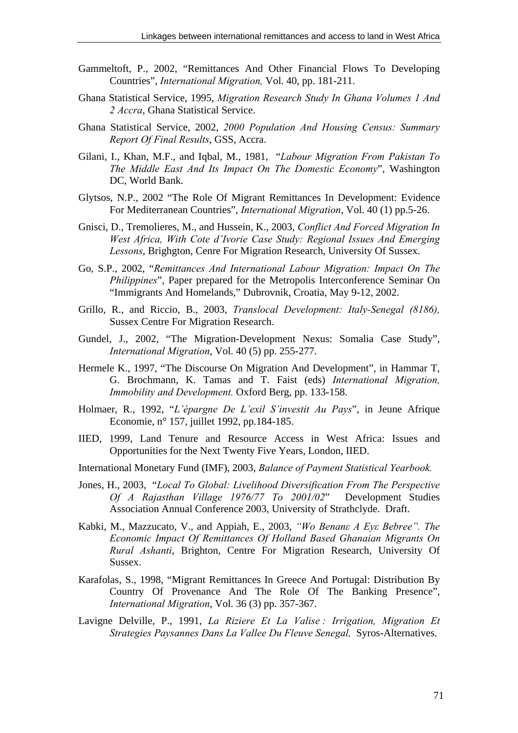Gammeltoft, P., 2002, "Remittances And Other Financial Flows To Developing Countries", *International Migration,* Vol. 40, pp. 181-211.

Ghana Statistical Service, 1995, *Migration Research Study In Ghana Volumes 1 And 2 Accra*, Ghana Statistical Service.

Ghana Statistical Service, 2002, *2000 Population And Housing Census: Summary Report Of Final Results*, GSS, Accra.

Gilani, I., Khan, M.F., and Iqbal, M., 1981, "*Labour Migration From Pakistan To The Middle East And Its Impact On The Domestic Economy*", Washington DC, World Bank.

Glytsos, N.P., 2002 "The Role Of Migrant Remittances In Development: Evidence For Mediterranean Countries", *International Migration*, Vol. 40 (1) pp.5-26.

Gnisci, D., Tremolieres, M., and Hussein, K., 2003, *Conflict And Forced Migration In West Africa, With Cote d'Ivorie Case Study: Regional Issues And Emerging Lessons*, Brighgton, Cenre For Migration Research, University Of Sussex.

Go, S.P., 2002, "*Remittances And International Labour Migration: Impact On The Philippines*", Paper prepared for the Metropolis Interconference Seminar On "Immigrants And Homelands," Dubrovnik, Croatia, May 9-12, 2002.

Grillo, R., and Riccio, B., 2003, *Translocal Development: Italy-Senegal (8186),* Sussex Centre For Migration Research.

Gundel, J., 2002, "The Migration-Development Nexus: Somalia Case Study", *International Migration*, Vol. 40 (5) pp. 255-277.

Hermele K., 1997, "The Discourse On Migration And Development", in Hammar T, G. Brochmann, K. Tamas and T. Faist (eds) *International Migration, Immobility and Development.* Oxford Berg, pp. 133-158.

Holmaer, R., 1992, "*L'épargne De L'exil S'investit Au Pays*", in Jeune Afrique Economie, n° 157, juillet 1992, pp.184-185.

IIED, 1999, Land Tenure and Resource Access in West Africa: Issues and Opportunities for the Next Twenty Five Years, London, IIED.

International Monetary Fund (IMF), 2003, *Balance of Payment Statistical Yearbook.*

Jones, H., 2003, "*Local To Global: Livelihood Diversification From The Perspective Of A Rajasthan Village 1976/77 To 2001/02*" Development Studies Association Annual Conference 2003, University of Strathclyde. Draft.

Kabki, M., Mazzucato, V., and Appiah, E., 2003, *"Wo Benanɛ A Eyɛ Bebree". The Economic Impact Of Remittances Of Holland Based Ghanaian Migrants On Rural Ashanti*, Brighton, Centre For Migration Research, University Of Sussex.

Karafolas, S., 1998, "Migrant Remittances In Greece And Portugal: Distribution By Country Of Provenance And The Role Of The Banking Presence", *International Migration*, Vol. 36 (3) pp. 357-367.

Lavigne Delville, P., 1991, *La Riziere Et La Valise : Irrigation, Migration Et Strategies Paysannes Dans La Vallee Du Fleuve Senegal,* Syros-Alternatives.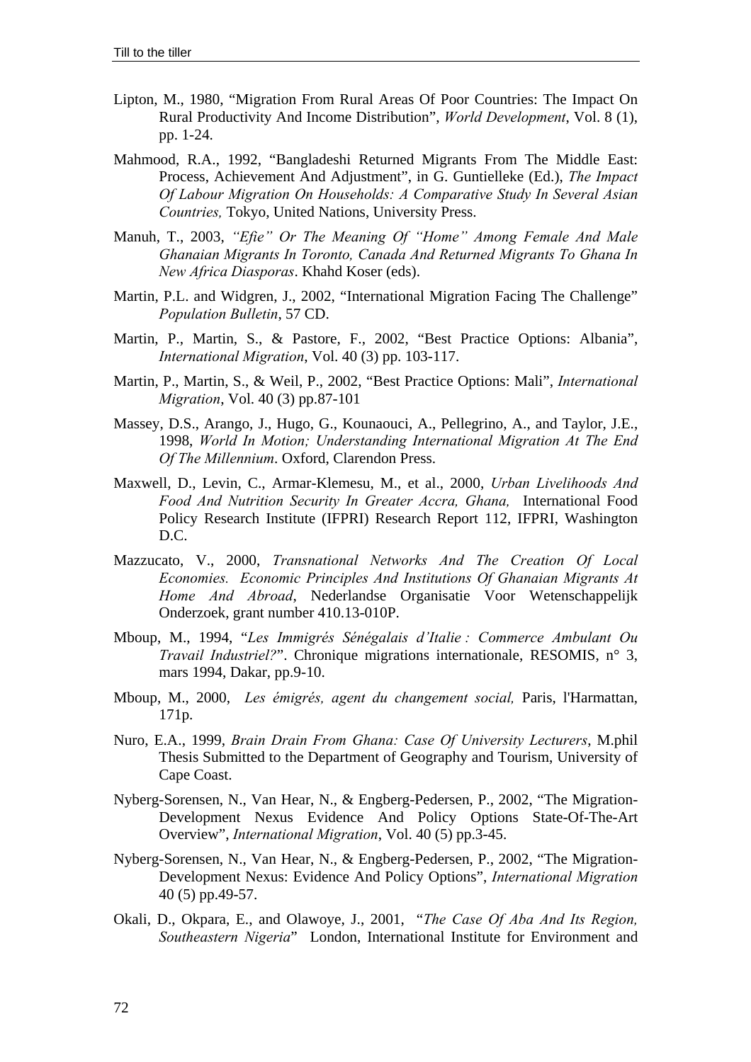Lipton, M., 1980, "Migration From Rural Areas Of Poor Countries: The Impact On Rural Productivity And Income Distribution", *World Development*, Vol. 8 (1), pp. 1-24.

Mahmood, R.A., 1992, "Bangladeshi Returned Migrants From The Middle East: Process, Achievement And Adjustment", in G. Guntielleke (Ed.), *The Impact Of Labour Migration On Households: A Comparative Study In Several Asian Countries,* Tokyo, United Nations, University Press.

Manuh, T., 2003, *"Efie" Or The Meaning Of "Home" Among Female And Male Ghanaian Migrants In Toronto, Canada And Returned Migrants To Ghana In New Africa Diasporas*. Khahd Koser (eds).

Martin, P.L. and Widgren, J., 2002, "International Migration Facing The Challenge" *Population Bulletin*, 57 CD.

Martin, P., Martin, S., & Pastore, F., 2002, "Best Practice Options: Albania", *International Migration*, Vol. 40 (3) pp. 103-117.

Martin, P., Martin, S., & Weil, P., 2002, "Best Practice Options: Mali", *International Migration*, Vol. 40 (3) pp.87-101

Massey, D.S., Arango, J., Hugo, G., Kounaouci, A., Pellegrino, A., and Taylor, J.E., 1998, *World In Motion; Understanding International Migration At The End Of The Millennium*. Oxford, Clarendon Press.

Maxwell, D., Levin, C., Armar-Klemesu, M., et al., 2000, *Urban Livelihoods And Food And Nutrition Security In Greater Accra, Ghana,* International Food Policy Research Institute (IFPRI) Research Report 112, IFPRI, Washington D.C.

Mazzucato, V., 2000, *Transnational Networks And The Creation Of Local Economies. Economic Principles And Institutions Of Ghanaian Migrants At Home And Abroad*, Nederlandse Organisatie Voor Wetenschappelijk Onderzoek, grant number 410.13-010P.

Mboup, M., 1994, "*Les Immigrés Sénégalais d'Italie : Commerce Ambulant Ou Travail Industriel?*". Chronique migrations internationale, RESOMIS, n° 3, mars 1994, Dakar, pp.9-10.

Mboup, M., 2000, *Les émigrés, agent du changement social,* Paris, l'Harmattan, 171p.

Nuro, E.A., 1999, *Brain Drain From Ghana: Case Of University Lecturers*, M.phil Thesis Submitted to the Department of Geography and Tourism, University of Cape Coast.

Nyberg-Sorensen, N., Van Hear, N., & Engberg-Pedersen, P., 2002, "The Migration-Development Nexus Evidence And Policy Options State-Of-The-Art Overview", *International Migration*, Vol. 40 (5) pp.3-45.

Nyberg-Sorensen, N., Van Hear, N., & Engberg-Pedersen, P., 2002, "The Migration-Development Nexus: Evidence And Policy Options", *International Migration* 40 (5) pp.49-57.

Okali, D., Okpara, E., and Olawoye, J., 2001, "*The Case Of Aba And Its Region, Southeastern Nigeria*" London, International Institute for Environment and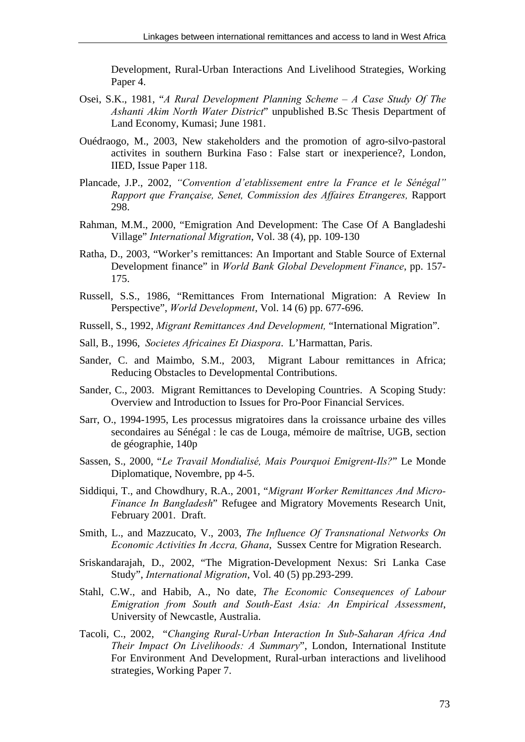Development, Rural-Urban Interactions And Livelihood Strategies, Working Paper 4.

Osei, S.K., 1981, "*A Rural Development Planning Scheme – A Case Study Of The Ashanti Akim North Water District*" unpublished B.Sc Thesis Department of Land Economy, Kumasi; June 1981.

Ouédraogo, M., 2003, New stakeholders and the promotion of agro-silvo-pastoral activites in southern Burkina Faso : False start or inexperience?, London, IIED, Issue Paper 118.

Plancade, J.P., 2002, *"Convention d'etablissement entre la France et le Sénégal" Rapport que Française, Senet, Commission des Affaires Etrangeres,* Rapport 298.

Rahman, M.M., 2000, "Emigration And Development: The Case Of A Bangladeshi Village" *International Migration*, Vol. 38 (4), pp. 109-130

Ratha, D., 2003, "Worker's remittances: An Important and Stable Source of External Development finance" in *World Bank Global Development Finance*, pp. 157-175.

Russell, S.S., 1986, "Remittances From International Migration: A Review In Perspective", *World Development*, Vol. 14 (6) pp. 677-696.

Russell, S., 1992, *Migrant Remittances And Development,* "International Migration".

Sall, B., 1996, *Societes Africaines Et Diaspora*. L'Harmattan, Paris.

Sander, C. and Maimbo, S.M., 2003, Migrant Labour remittances in Africa; Reducing Obstacles to Developmental Contributions.

Sander, C., 2003. Migrant Remittances to Developing Countries. A Scoping Study: Overview and Introduction to Issues for Pro-Poor Financial Services.

Sarr, O., 1994-1995, Les processus migratoires dans la croissance urbaine des villes secondaires au Sénégal : le cas de Louga, mémoire de maîtrise, UGB, section de géographie, 140p

Sassen, S., 2000, "*Le Travail Mondialisé, Mais Pourquoi Emigrent-Ils?*" Le Monde Diplomatique, Novembre, pp 4-5.

Siddiqui, T., and Chowdhury, R.A., 2001, "*Migrant Worker Remittances And Micro-Finance In Bangladesh*" Refugee and Migratory Movements Research Unit, February 2001. Draft.

Smith, L., and Mazzucato, V., 2003, *The Influence Of Transnational Networks On Economic Activities In Accra, Ghana*, Sussex Centre for Migration Research.

Sriskandarajah, D., 2002, "The Migration-Development Nexus: Sri Lanka Case Study", *International Migration*, Vol. 40 (5) pp.293-299.

Stahl, C.W., and Habib, A., No date, *The Economic Consequences of Labour Emigration from South and South-East Asia: An Empirical Assessment*, University of Newcastle, Australia.

Tacoli, C., 2002, "*Changing Rural-Urban Interaction In Sub-Saharan Africa And Their Impact On Livelihoods: A Summary*", London, International Institute For Environment And Development, Rural-urban interactions and livelihood strategies, Working Paper 7.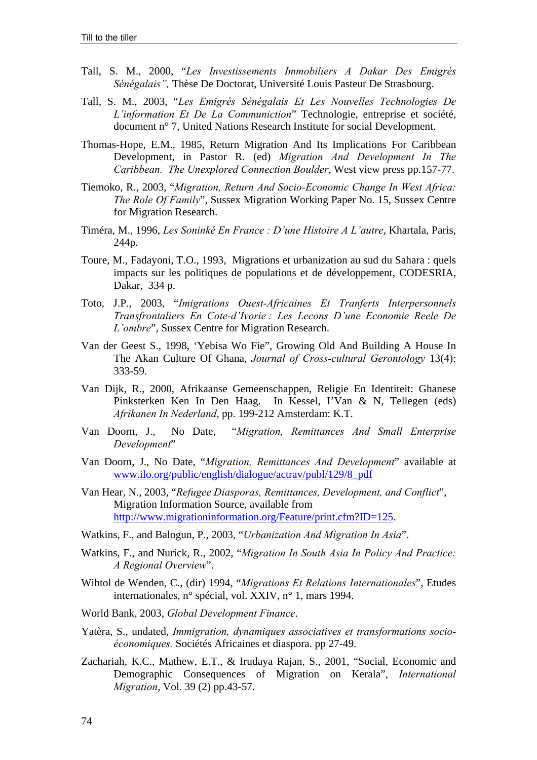Tall, S. M., 2000, *"Les Investissements Immobiliers A Dakar Des Emigrés Sénégalais",* Thèse De Doctorat, Université Louis Pasteur De Strasbourg.

Tall, S. M., 2003, "*Les Emigrés Sénégalais Et Les Nouvelles Technologies De L'information Et De La Communiction*" Technologie, entreprise et société, document n° 7, United Nations Research Institute for social Development.

Thomas-Hope, E.M., 1985, Return Migration And Its Implications For Caribbean Development, in Pastor R. (ed) *Migration And Development In The Caribbean. The Unexplored Connection Boulder*, West view press pp.157-77.

Tiemoko, R., 2003, "*Migration, Return And Socio-Economic Change In West Africa: The Role Of Family*", Sussex Migration Working Paper No. 15, Sussex Centre for Migration Research.

Timéra, M., 1996, *Les Soninké En France : D'une Histoire A L'autre*, Khartala, Paris, 244p.

Toure, M., Fadayoni, T.O., 1993, Migrations et urbanization au sud du Sahara : quels impacts sur les politiques de populations et de développement, CODESRIA, Dakar, 334 p.

Toto, J.P., 2003, "*Imigrations Ouest-Africaines Et Tranferts Interpersonnels Transfrontaliers En Cote-d'Ivorie : Les Lecons D'une Economie Reele De L'ombre*", Sussex Centre for Migration Research.

Van der Geest S., 1998, 'Yebisa Wo Fie", Growing Old And Building A House In The Akan Culture Of Ghana, *Journal of Cross-cultural Gerontology* 13(4): 333-59.

Van Dijk, R., 2000, Afrikaanse Gemeenschappen, Religie En Identiteit: Ghanese Pinksterken Ken In Den Haag. In Kessel, I'Van & N, Tellegen (eds) *Afrikanen In Nederland*, pp. 199-212 Amsterdam: K.T.

Van Doorn, J., No Date, "*Migration, Remittances And Small Enterprise Development*"

Van Doorn, J., No Date, "*Migration, Remittances And Development*" available at www.ilo.org/public/english/dialogue/actrav/publ/129/8_pdf

Van Hear, N., 2003, "*Refugee Diasporas, Remittances, Development, and Conflict*", Migration Information Source, available from http://www.migrationinformation.org/Feature/print.cfm?ID=125.

Watkins, F., and Balogun, P., 2003, "*Urbanization And Migration In Asia*".

Watkins, F., and Nurick, R., 2002, "*Migration In South Asia In Policy And Practice: A Regional Overview*".

Wihtol de Wenden, C., (dir) 1994, "*Migrations Et Relations Internationales*", Etudes internationales, n° spécial, vol. XXIV, n° 1, mars 1994.

World Bank, 2003, *Global Development Finance*.

Yatèra, S., undated, *Immigration, dynamiques associatives et transformations socio-économiques.* Sociétés Africaines et diaspora. pp 27-49.

Zachariah, K.C., Mathew, E.T., & Irudaya Rajan, S., 2001, "Social, Economic and Demographic Consequences of Migration on Kerala", *International Migration*, Vol. 39 (2) pp.43-57.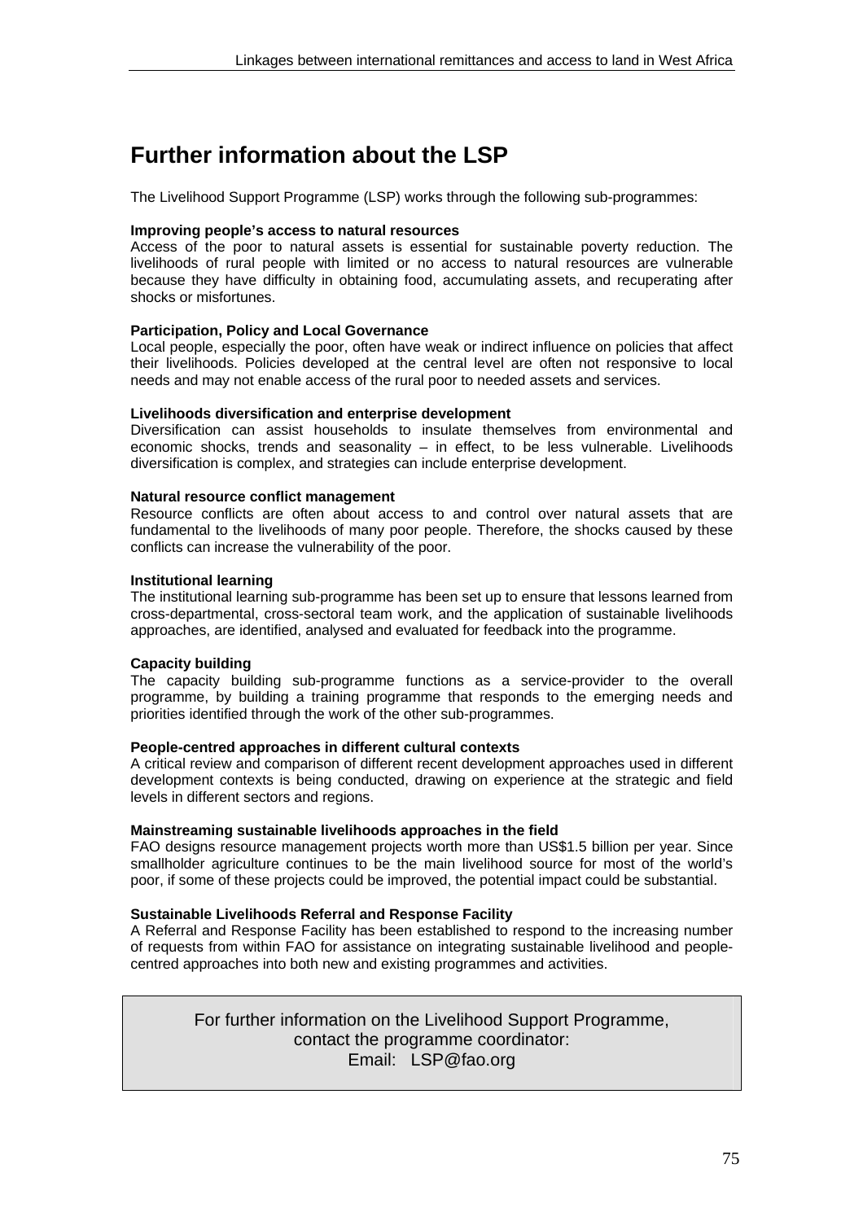# Further information about the LSP

The Livelihood Support Programme (LSP) works through the following sub-programmes:

**Improving people's access to natural resources**
Access of the poor to natural assets is essential for sustainable poverty reduction. The livelihoods of rural people with limited or no access to natural resources are vulnerable because they have difficulty in obtaining food, accumulating assets, and recuperating after shocks or misfortunes.

**Participation, Policy and Local Governance**
Local people, especially the poor, often have weak or indirect influence on policies that affect their livelihoods. Policies developed at the central level are often not responsive to local needs and may not enable access of the rural poor to needed assets and services.

**Livelihoods diversification and enterprise development**
Diversification can assist households to insulate themselves from environmental and economic shocks, trends and seasonality – in effect, to be less vulnerable. Livelihoods diversification is complex, and strategies can include enterprise development.

**Natural resource conflict management**
Resource conflicts are often about access to and control over natural assets that are fundamental to the livelihoods of many poor people. Therefore, the shocks caused by these conflicts can increase the vulnerability of the poor.

**Institutional learning**
The institutional learning sub-programme has been set up to ensure that lessons learned from cross-departmental, cross-sectoral team work, and the application of sustainable livelihoods approaches, are identified, analysed and evaluated for feedback into the programme.

**Capacity building**
The capacity building sub-programme functions as a service-provider to the overall programme, by building a training programme that responds to the emerging needs and priorities identified through the work of the other sub-programmes.

**People-centred approaches in different cultural contexts**
A critical review and comparison of different recent development approaches used in different development contexts is being conducted, drawing on experience at the strategic and field levels in different sectors and regions.

**Mainstreaming sustainable livelihoods approaches in the field**
FAO designs resource management projects worth more than US$1.5 billion per year. Since smallholder agriculture continues to be the main livelihood source for most of the world's poor, if some of these projects could be improved, the potential impact could be substantial.

**Sustainable Livelihoods Referral and Response Facility**
A Referral and Response Facility has been established to respond to the increasing number of requests from within FAO for assistance on integrating sustainable livelihood and people-centred approaches into both new and existing programmes and activities.

For further information on the Livelihood Support Programme,
contact the programme coordinator:
Email: LSP@fao.org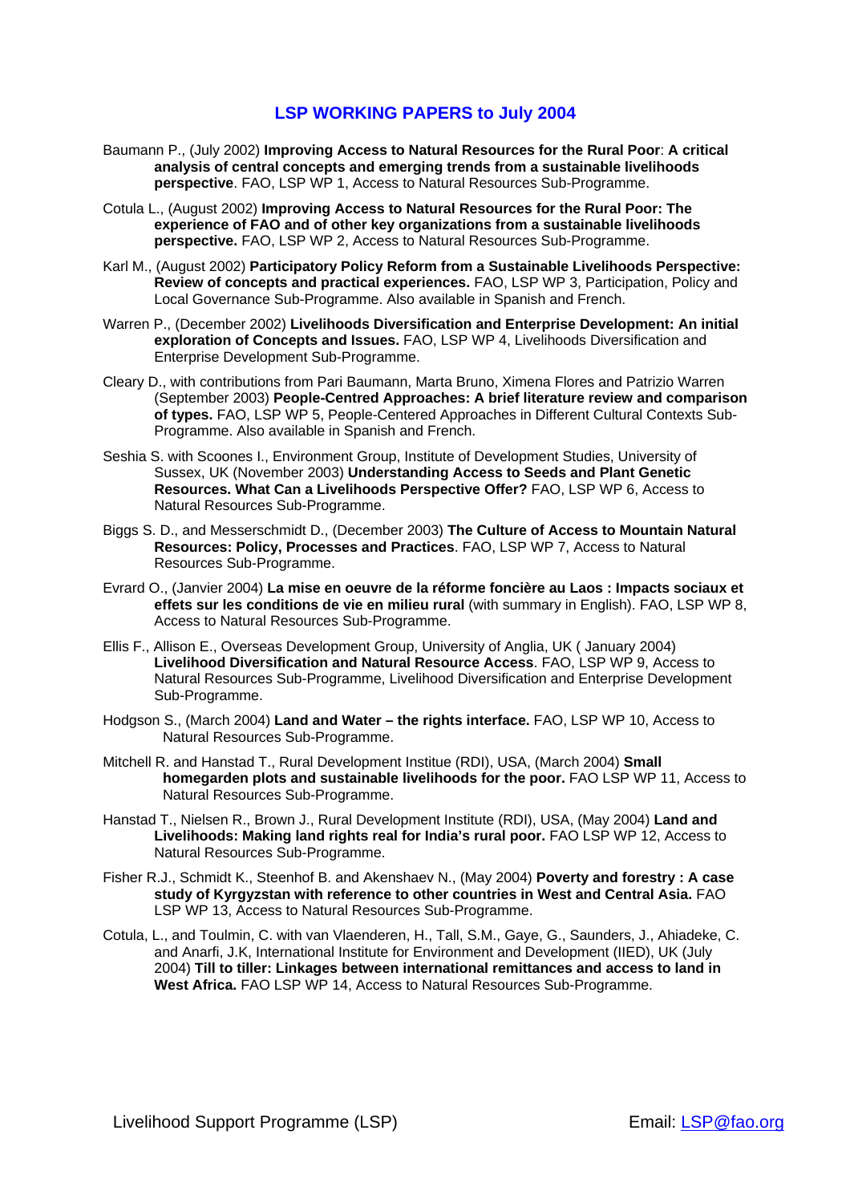## LSP WORKING PAPERS to July 2004

Baumann P., (July 2002) **Improving Access to Natural Resources for the Rural Poor**: **A critical analysis of central concepts and emerging trends from a sustainable livelihoods perspective**. FAO, LSP WP 1, Access to Natural Resources Sub-Programme.

Cotula L., (August 2002) **Improving Access to Natural Resources for the Rural Poor: The experience of FAO and of other key organizations from a sustainable livelihoods perspective.** FAO, LSP WP 2, Access to Natural Resources Sub-Programme.

Karl M., (August 2002) **Participatory Policy Reform from a Sustainable Livelihoods Perspective: Review of concepts and practical experiences.** FAO, LSP WP 3, Participation, Policy and Local Governance Sub-Programme. Also available in Spanish and French.

Warren P., (December 2002) **Livelihoods Diversification and Enterprise Development: An initial exploration of Concepts and Issues.** FAO, LSP WP 4, Livelihoods Diversification and Enterprise Development Sub-Programme.

Cleary D., with contributions from Pari Baumann, Marta Bruno, Ximena Flores and Patrizio Warren (September 2003) **People-Centred Approaches: A brief literature review and comparison of types.** FAO, LSP WP 5, People-Centered Approaches in Different Cultural Contexts Sub-Programme. Also available in Spanish and French.

Seshia S. with Scoones I., Environment Group, Institute of Development Studies, University of Sussex, UK (November 2003) **Understanding Access to Seeds and Plant Genetic Resources. What Can a Livelihoods Perspective Offer?** FAO, LSP WP 6, Access to Natural Resources Sub-Programme.

Biggs S. D., and Messerschmidt D., (December 2003) **The Culture of Access to Mountain Natural Resources: Policy, Processes and Practices**. FAO, LSP WP 7, Access to Natural Resources Sub-Programme.

Evrard O., (Janvier 2004) **La mise en oeuvre de la réforme foncière au Laos : Impacts sociaux et effets sur les conditions de vie en milieu rural** (with summary in English). FAO, LSP WP 8, Access to Natural Resources Sub-Programme.

Ellis F., Allison E., Overseas Development Group, University of Anglia, UK ( January 2004) **Livelihood Diversification and Natural Resource Access**. FAO, LSP WP 9, Access to Natural Resources Sub-Programme, Livelihood Diversification and Enterprise Development Sub-Programme.

Hodgson S., (March 2004) **Land and Water – the rights interface.** FAO, LSP WP 10, Access to Natural Resources Sub-Programme.

Mitchell R. and Hanstad T., Rural Development Institue (RDI), USA, (March 2004) **Small homegarden plots and sustainable livelihoods for the poor.** FAO LSP WP 11, Access to Natural Resources Sub-Programme.

Hanstad T., Nielsen R., Brown J., Rural Development Institute (RDI), USA, (May 2004) **Land and Livelihoods: Making land rights real for India's rural poor.** FAO LSP WP 12, Access to Natural Resources Sub-Programme.

Fisher R.J., Schmidt K., Steenhof B. and Akenshaev N., (May 2004) **Poverty and forestry : A case study of Kyrgyzstan with reference to other countries in West and Central Asia.** FAO LSP WP 13, Access to Natural Resources Sub-Programme.

Cotula, L., and Toulmin, C. with van Vlaenderen, H., Tall, S.M., Gaye, G., Saunders, J., Ahiadeke, C. and Anarfi, J.K, International Institute for Environment and Development (IIED), UK (July 2004) **Till to tiller: Linkages between international remittances and access to land in West Africa.** FAO LSP WP 14, Access to Natural Resources Sub-Programme.

Livelihood Support Programme (LSP) Email: LSP@fao.org